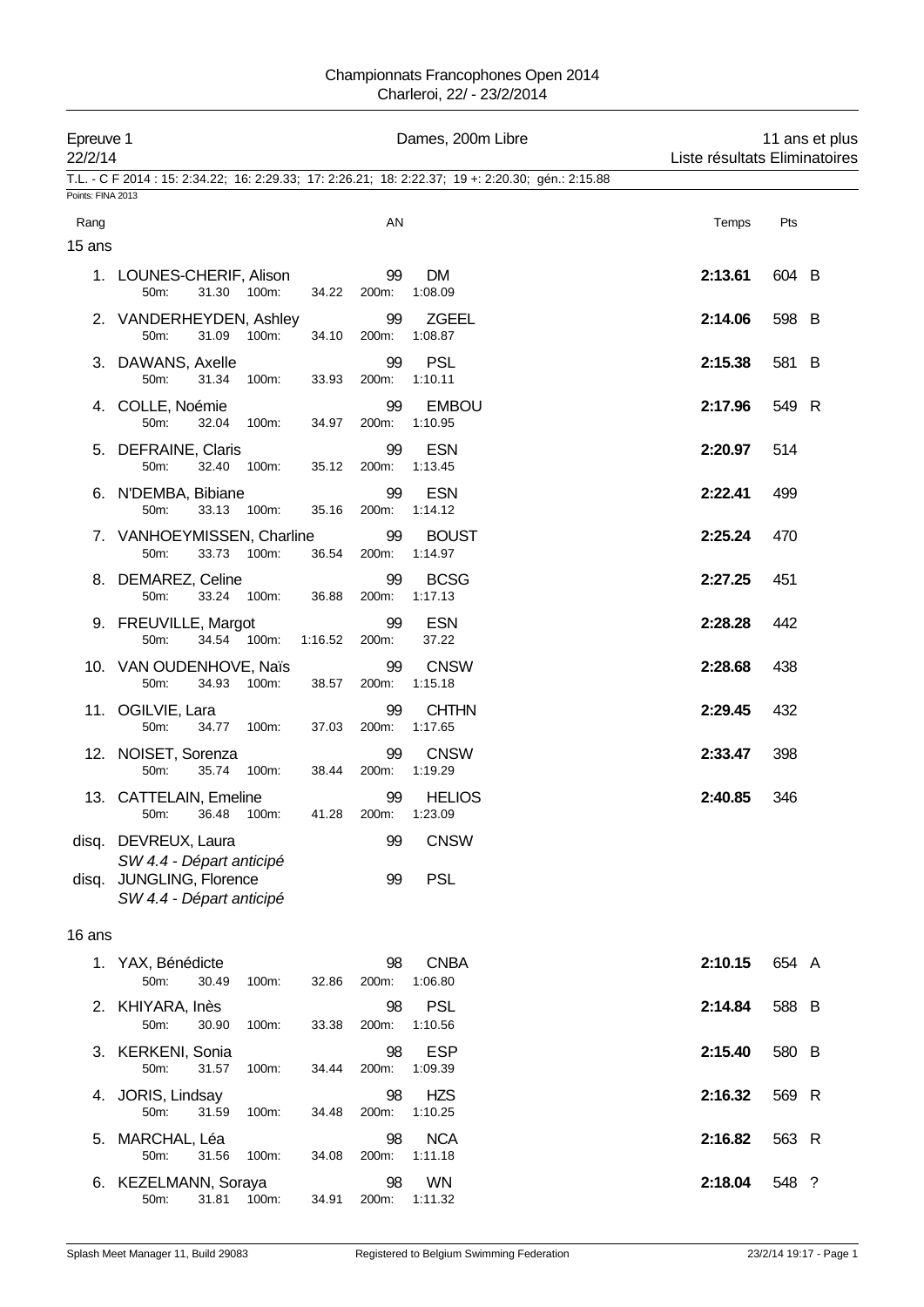# Championnats Francophones Open 2014
Charleroi, 22/ - 23/2/2014

Epreuve 1 — Dames, 200m Libre — 11 ans et plus
22/2/14 — Liste résultats Eliminatoires

T.L. - C F 2014 : 15: 2:34.22; 16: 2:29.33; 17: 2:26.21; 18: 2:22.37; 19 +: 2:20.30; gén.: 2:15.88

Points: FINA 2013

## 15 ans

| Rang | Nom | AN | Club | 50m | 100m | 200m | Temps | Pts | |
|---|---|---|---|---|---|---|---|---|---|
| 1. | LOUNES-CHERIF, Alison | 99 | DM | 31.30 | 34.22 | 1:08.09 | **2:13.61** | 604 | B |
| 2. | VANDERHEYDEN, Ashley | 99 | ZGEEL | 31.09 | 34.10 | 1:08.87 | **2:14.06** | 598 | B |
| 3. | DAWANS, Axelle | 99 | PSL | 31.34 | 33.93 | 1:10.11 | **2:15.38** | 581 | B |
| 4. | COLLE, Noémie | 99 | EMBOU | 32.04 | 34.97 | 1:10.95 | **2:17.96** | 549 | R |
| 5. | DEFRAINE, Claris | 99 | ESN | 32.40 | 35.12 | 1:13.45 | **2:20.97** | 514 | |
| 6. | N'DEMBA, Bibiane | 99 | ESN | 33.13 | 35.16 | 1:14.12 | **2:22.41** | 499 | |
| 7. | VANHOEYMISSEN, Charline | 99 | BOUST | 33.73 | 36.54 | 1:14.97 | **2:25.24** | 470 | |
| 8. | DEMAREZ, Celine | 99 | BCSG | 33.24 | 36.88 | 1:17.13 | **2:27.25** | 451 | |
| 9. | FREUVILLE, Margot | 99 | ESN | 34.54 | 1:16.52 | 37.22 | **2:28.28** | 442 | |
| 10. | VAN OUDENHOVE, Naïs | 99 | CNSW | 34.93 | 38.57 | 1:15.18 | **2:28.68** | 438 | |
| 11. | OGILVIE, Lara | 99 | CHTHN | 34.77 | 37.03 | 1:17.65 | **2:29.45** | 432 | |
| 12. | NOISET, Sorenza | 99 | CNSW | 35.74 | 38.44 | 1:19.29 | **2:33.47** | 398 | |
| 13. | CATTELAIN, Emeline | 99 | HELIOS | 36.48 | 41.28 | 1:23.09 | **2:40.85** | 346 | |
| disq. | DEVREUX, Laura *SW 4.4 - Départ anticipé* | 99 | CNSW | | | | | | |
| disq. | JUNGLING, Florence *SW 4.4 - Départ anticipé* | 99 | PSL | | | | | | |

## 16 ans

| Rang | Nom | AN | Club | 50m | 100m | 200m | Temps | Pts | |
|---|---|---|---|---|---|---|---|---|---|
| 1. | YAX, Bénédicte | 98 | CNBA | 30.49 | 32.86 | 1:06.80 | **2:10.15** | 654 | A |
| 2. | KHIYARA, Inès | 98 | PSL | 30.90 | 33.38 | 1:10.56 | **2:14.84** | 588 | B |
| 3. | KERKENI, Sonia | 98 | ESP | 31.57 | 34.44 | 1:09.39 | **2:15.40** | 580 | B |
| 4. | JORIS, Lindsay | 98 | HZS | 31.59 | 34.48 | 1:10.25 | **2:16.32** | 569 | R |
| 5. | MARCHAL, Léa | 98 | NCA | 31.56 | 34.08 | 1:11.18 | **2:16.82** | 563 | R |
| 6. | KEZELMANN, Soraya | 98 | WN | 31.81 | 34.91 | 1:11.32 | **2:18.04** | 548 | ? |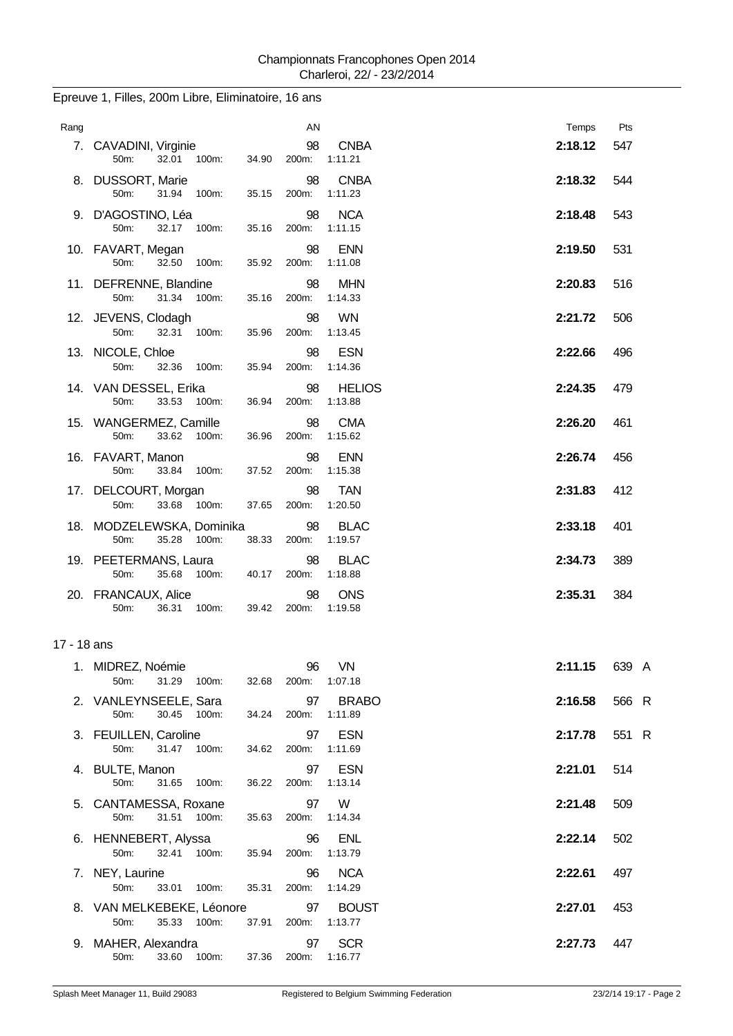Championnats Francophones Open 2014
Charleroi, 22/ - 23/2/2014

## Epreuve 1, Filles, 200m Libre, Eliminatoire, 16 ans

| Rang | Nom | AN | Club | 50m | 100m | 200m | Temps | Pts |
|---|---|---|---|---|---|---|---|---|
| 7. | CAVADINI, Virginie | 98 | CNBA | 32.01 | 34.90 | 1:11.21 | **2:18.12** | 547 |
| 8. | DUSSORT, Marie | 98 | CNBA | 31.94 | 35.15 | 1:11.23 | **2:18.32** | 544 |
| 9. | D'AGOSTINO, Léa | 98 | NCA | 32.17 | 35.16 | 1:11.15 | **2:18.48** | 543 |
| 10. | FAVART, Megan | 98 | ENN | 32.50 | 35.92 | 1:11.08 | **2:19.50** | 531 |
| 11. | DEFRENNE, Blandine | 98 | MHN | 31.34 | 35.16 | 1:14.33 | **2:20.83** | 516 |
| 12. | JEVENS, Clodagh | 98 | WN | 32.31 | 35.96 | 1:13.45 | **2:21.72** | 506 |
| 13. | NICOLE, Chloe | 98 | ESN | 32.36 | 35.94 | 1:14.36 | **2:22.66** | 496 |
| 14. | VAN DESSEL, Erika | 98 | HELIOS | 33.53 | 36.94 | 1:13.88 | **2:24.35** | 479 |
| 15. | WANGERMEZ, Camille | 98 | CMA | 33.62 | 36.96 | 1:15.62 | **2:26.20** | 461 |
| 16. | FAVART, Manon | 98 | ENN | 33.84 | 37.52 | 1:15.38 | **2:26.74** | 456 |
| 17. | DELCOURT, Morgan | 98 | TAN | 33.68 | 37.65 | 1:20.50 | **2:31.83** | 412 |
| 18. | MODZELEWSKA, Dominika | 98 | BLAC | 35.28 | 38.33 | 1:19.57 | **2:33.18** | 401 |
| 19. | PEETERMANS, Laura | 98 | BLAC | 35.68 | 40.17 | 1:18.88 | **2:34.73** | 389 |
| 20. | FRANCAUX, Alice | 98 | ONS | 36.31 | 39.42 | 1:19.58 | **2:35.31** | 384 |

## 17 - 18 ans

| Rang | Nom | AN | Club | 50m | 100m | 200m | Temps | Pts |
|---|---|---|---|---|---|---|---|---|
| 1. | MIDREZ, Noémie | 96 | VN | 31.29 | 32.68 | 1:07.18 | **2:11.15** | 639 A |
| 2. | VANLEYNSEELE, Sara | 97 | BRABO | 30.45 | 34.24 | 1:11.89 | **2:16.58** | 566 R |
| 3. | FEUILLEN, Caroline | 97 | ESN | 31.47 | 34.62 | 1:11.69 | **2:17.78** | 551 R |
| 4. | BULTE, Manon | 97 | ESN | 31.65 | 36.22 | 1:13.14 | **2:21.01** | 514 |
| 5. | CANTAMESSA, Roxane | 97 | W | 31.51 | 35.63 | 1:14.34 | **2:21.48** | 509 |
| 6. | HENNEBERT, Alyssa | 96 | ENL | 32.41 | 35.94 | 1:13.79 | **2:22.14** | 502 |
| 7. | NEY, Laurine | 96 | NCA | 33.01 | 35.31 | 1:14.29 | **2:22.61** | 497 |
| 8. | VAN MELKEBEKE, Léonore | 97 | BOUST | 35.33 | 37.91 | 1:13.77 | **2:27.01** | 453 |
| 9. | MAHER, Alexandra | 97 | SCR | 33.60 | 37.36 | 1:16.77 | **2:27.73** | 447 |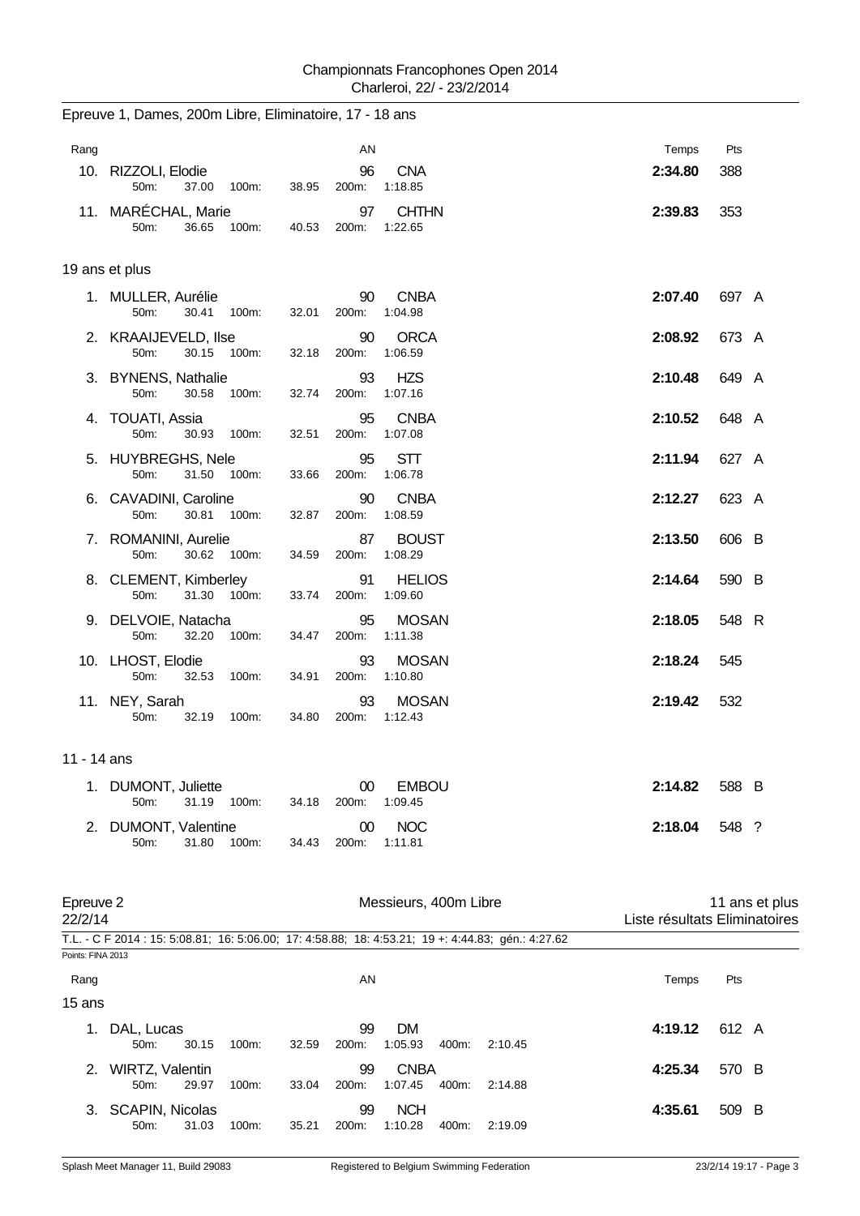Championnats Francophones Open 2014
Charleroi, 22/ - 23/2/2014

## Epreuve 1, Dames, 200m Libre, Eliminatoire, 17 - 18 ans

| Rang | Nom | AN | Club | 50m | 100m | 200m | Temps | Pts | |
|---|---|---|---|---|---|---|---|---|---|
| 10. | RIZZOLI, Elodie | 96 | CNA | 37.00 | 38.95 | 1:18.85 | **2:34.80** | 388 | |
| 11. | MARÉCHAL, Marie | 97 | CHTHN | 36.65 | 40.53 | 1:22.65 | **2:39.83** | 353 | |

### 19 ans et plus

| Rang | Nom | AN | Club | 50m | 100m | 200m | Temps | Pts | |
|---|---|---|---|---|---|---|---|---|---|
| 1. | MULLER, Aurélie | 90 | CNBA | 30.41 | 32.01 | 1:04.98 | **2:07.40** | 697 | A |
| 2. | KRAAIJEVELD, Ilse | 90 | ORCA | 30.15 | 32.18 | 1:06.59 | **2:08.92** | 673 | A |
| 3. | BYNENS, Nathalie | 93 | HZS | 30.58 | 32.74 | 1:07.16 | **2:10.48** | 649 | A |
| 4. | TOUATI, Assia | 95 | CNBA | 30.93 | 32.51 | 1:07.08 | **2:10.52** | 648 | A |
| 5. | HUYBREGHS, Nele | 95 | STT | 31.50 | 33.66 | 1:06.78 | **2:11.94** | 627 | A |
| 6. | CAVADINI, Caroline | 90 | CNBA | 30.81 | 32.87 | 1:08.59 | **2:12.27** | 623 | A |
| 7. | ROMANINI, Aurelie | 87 | BOUST | 30.62 | 34.59 | 1:08.29 | **2:13.50** | 606 | B |
| 8. | CLEMENT, Kimberley | 91 | HELIOS | 31.30 | 33.74 | 1:09.60 | **2:14.64** | 590 | B |
| 9. | DELVOIE, Natacha | 95 | MOSAN | 32.20 | 34.47 | 1:11.38 | **2:18.05** | 548 | R |
| 10. | LHOST, Elodie | 93 | MOSAN | 32.53 | 34.91 | 1:10.80 | **2:18.24** | 545 | |
| 11. | NEY, Sarah | 93 | MOSAN | 32.19 | 34.80 | 1:12.43 | **2:19.42** | 532 | |

### 11 - 14 ans

| Rang | Nom | AN | Club | 50m | 100m | 200m | Temps | Pts | |
|---|---|---|---|---|---|---|---|---|---|
| 1. | DUMONT, Juliette | 00 | EMBOU | 31.19 | 34.18 | 1:09.45 | **2:14.82** | 588 | B |
| 2. | DUMONT, Valentine | 00 | NOC | 31.80 | 34.43 | 1:11.81 | **2:18.04** | 548 | ? |

## Epreuve 2 — Messieurs, 400m Libre — 11 ans et plus

22/2/14 — Liste résultats Eliminatoires

T.L. - C F 2014 : 15: 5:08.81; 16: 5:06.00; 17: 4:58.88; 18: 4:53.21; 19 +: 4:44.83; gén.: 4:27.62

Points: FINA 2013

### 15 ans

| Rang | Nom | AN | Club | 50m | 100m | 200m | 400m | Temps | Pts | |
|---|---|---|---|---|---|---|---|---|---|---|
| 1. | DAL, Lucas | 99 | DM | 30.15 | 32.59 | 1:05.93 | 2:10.45 | **4:19.12** | 612 | A |
| 2. | WIRTZ, Valentin | 99 | CNBA | 29.97 | 33.04 | 1:07.45 | 2:14.88 | **4:25.34** | 570 | B |
| 3. | SCAPIN, Nicolas | 99 | NCH | 31.03 | 35.21 | 1:10.28 | 2:19.09 | **4:35.61** | 509 | B |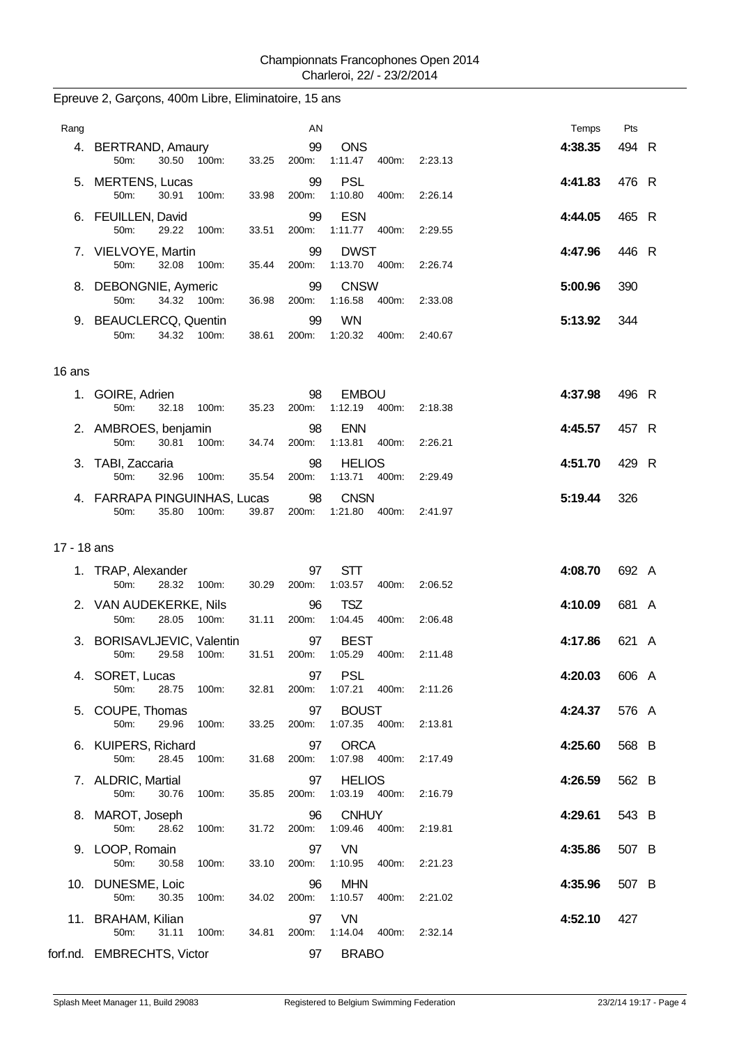Championnats Francophones Open 2014
Charleroi, 22/ - 23/2/2014

## Epreuve 2, Garçons, 400m Libre, Eliminatoire, 15 ans

| Rang | Nom | AN | Club | 50m | 100m | 200m | 400m | Temps | Pts | |
|---|---|---|---|---|---|---|---|---|---|---|
| 4. | BERTRAND, Amaury | 99 | ONS | 30.50 | 33.25 | 1:11.47 | 2:23.13 | **4:38.35** | 494 | R |
| 5. | MERTENS, Lucas | 99 | PSL | 30.91 | 33.98 | 1:10.80 | 2:26.14 | **4:41.83** | 476 | R |
| 6. | FEUILLEN, David | 99 | ESN | 29.22 | 33.51 | 1:11.77 | 2:29.55 | **4:44.05** | 465 | R |
| 7. | VIELVOYE, Martin | 99 | DWST | 32.08 | 35.44 | 1:13.70 | 2:26.74 | **4:47.96** | 446 | R |
| 8. | DEBONGNIE, Aymeric | 99 | CNSW | 34.32 | 36.98 | 1:16.58 | 2:33.08 | **5:00.96** | 390 | |
| 9. | BEAUCLERCQ, Quentin | 99 | WN | 34.32 | 38.61 | 1:20.32 | 2:40.67 | **5:13.92** | 344 | |

### 16 ans

| Rang | Nom | AN | Club | 50m | 100m | 200m | 400m | Temps | Pts | |
|---|---|---|---|---|---|---|---|---|---|---|
| 1. | GOIRE, Adrien | 98 | EMBOU | 32.18 | 35.23 | 1:12.19 | 2:18.38 | **4:37.98** | 496 | R |
| 2. | AMBROES, benjamin | 98 | ENN | 30.81 | 34.74 | 1:13.81 | 2:26.21 | **4:45.57** | 457 | R |
| 3. | TABI, Zaccaria | 98 | HELIOS | 32.96 | 35.54 | 1:13.71 | 2:29.49 | **4:51.70** | 429 | R |
| 4. | FARRAPA PINGUINHAS, Lucas | 98 | CNSN | 35.80 | 39.87 | 1:21.80 | 2:41.97 | **5:19.44** | 326 | |

### 17 - 18 ans

| Rang | Nom | AN | Club | 50m | 100m | 200m | 400m | Temps | Pts | |
|---|---|---|---|---|---|---|---|---|---|---|
| 1. | TRAP, Alexander | 97 | STT | 28.32 | 30.29 | 1:03.57 | 2:06.52 | **4:08.70** | 692 | A |
| 2. | VAN AUDEKERKE, Nils | 96 | TSZ | 28.05 | 31.11 | 1:04.45 | 2:06.48 | **4:10.09** | 681 | A |
| 3. | BORISAVLJEVIC, Valentin | 97 | BEST | 29.58 | 31.51 | 1:05.29 | 2:11.48 | **4:17.86** | 621 | A |
| 4. | SORET, Lucas | 97 | PSL | 28.75 | 32.81 | 1:07.21 | 2:11.26 | **4:20.03** | 606 | A |
| 5. | COUPE, Thomas | 97 | BOUST | 29.96 | 33.25 | 1:07.35 | 2:13.81 | **4:24.37** | 576 | A |
| 6. | KUIPERS, Richard | 97 | ORCA | 28.45 | 31.68 | 1:07.98 | 2:17.49 | **4:25.60** | 568 | B |
| 7. | ALDRIC, Martial | 97 | HELIOS | 30.76 | 35.85 | 1:03.19 | 2:16.79 | **4:26.59** | 562 | B |
| 8. | MAROT, Joseph | 96 | CNHUY | 28.62 | 31.72 | 1:09.46 | 2:19.81 | **4:29.61** | 543 | B |
| 9. | LOOP, Romain | 97 | VN | 30.58 | 33.10 | 1:10.95 | 2:21.23 | **4:35.86** | 507 | B |
| 10. | DUNESME, Loic | 96 | MHN | 30.35 | 34.02 | 1:10.57 | 2:21.02 | **4:35.96** | 507 | B |
| 11. | BRAHAM, Kilian | 97 | VN | 31.11 | 34.81 | 1:14.04 | 2:32.14 | **4:52.10** | 427 | |
| forf.nd. | EMBRECHTS, Victor | 97 | BRABO | | | | | | | |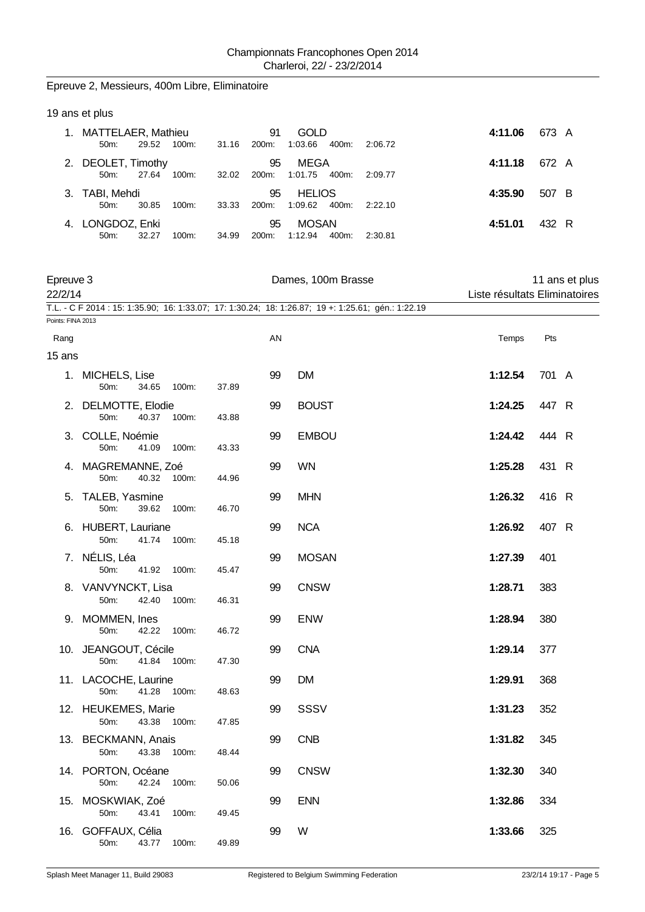Championnats Francophones Open 2014
Charleroi, 22/ - 23/2/2014

## Epreuve 2, Messieurs, 400m Libre, Eliminatoire

19 ans et plus

| Rang | Nom | AN | Club | Temps | Pts | |
|---|---|---|---|---|---|---|
| 1. | MATTELAER, Mathieu | 91 | GOLD | 4:11.06 | 673 | A |
| | 50m: 29.52 100m: 31.16 200m: 1:03.66 400m: 2:06.72 | | | | | |
| 2. | DEOLET, Timothy | 95 | MEGA | 4:11.18 | 672 | A |
| | 50m: 27.64 100m: 32.02 200m: 1:01.75 400m: 2:09.77 | | | | | |
| 3. | TABI, Mehdi | 95 | HELIOS | 4:35.90 | 507 | B |
| | 50m: 30.85 100m: 33.33 200m: 1:09.62 400m: 2:22.10 | | | | | |
| 4. | LONGDOZ, Enki | 95 | MOSAN | 4:51.01 | 432 | R |
| | 50m: 32.27 100m: 34.99 200m: 1:12.94 400m: 2:30.81 | | | | | |

## Epreuve 3 — Dames, 100m Brasse — 11 ans et plus

22/2/14 — Liste résultats Eliminatoires

T.L. - C F 2014 : 15: 1:35.90; 16: 1:33.07; 17: 1:30.24; 18: 1:26.87; 19 +: 1:25.61; gén.: 1:22.19

Points: FINA 2013

15 ans

| Rang | Nom | AN | Club | Temps | Pts | |
|---|---|---|---|---|---|---|
| 1. | MICHELS, Lise | 99 | DM | 1:12.54 | 701 | A |
| | 50m: 34.65 100m: 37.89 | | | | | |
| 2. | DELMOTTE, Elodie | 99 | BOUST | 1:24.25 | 447 | R |
| | 50m: 40.37 100m: 43.88 | | | | | |
| 3. | COLLE, Noémie | 99 | EMBOU | 1:24.42 | 444 | R |
| | 50m: 41.09 100m: 43.33 | | | | | |
| 4. | MAGREMANNE, Zoé | 99 | WN | 1:25.28 | 431 | R |
| | 50m: 40.32 100m: 44.96 | | | | | |
| 5. | TALEB, Yasmine | 99 | MHN | 1:26.32 | 416 | R |
| | 50m: 39.62 100m: 46.70 | | | | | |
| 6. | HUBERT, Lauriane | 99 | NCA | 1:26.92 | 407 | R |
| | 50m: 41.74 100m: 45.18 | | | | | |
| 7. | NÉLIS, Léa | 99 | MOSAN | 1:27.39 | 401 | |
| | 50m: 41.92 100m: 45.47 | | | | | |
| 8. | VANVYNCKT, Lisa | 99 | CNSW | 1:28.71 | 383 | |
| | 50m: 42.40 100m: 46.31 | | | | | |
| 9. | MOMMEN, Ines | 99 | ENW | 1:28.94 | 380 | |
| | 50m: 42.22 100m: 46.72 | | | | | |
| 10. | JEANGOUT, Cécile | 99 | CNA | 1:29.14 | 377 | |
| | 50m: 41.84 100m: 47.30 | | | | | |
| 11. | LACOCHE, Laurine | 99 | DM | 1:29.91 | 368 | |
| | 50m: 41.28 100m: 48.63 | | | | | |
| 12. | HEUKEMES, Marie | 99 | SSSV | 1:31.23 | 352 | |
| | 50m: 43.38 100m: 47.85 | | | | | |
| 13. | BECKMANN, Anais | 99 | CNB | 1:31.82 | 345 | |
| | 50m: 43.38 100m: 48.44 | | | | | |
| 14. | PORTON, Océane | 99 | CNSW | 1:32.30 | 340 | |
| | 50m: 42.24 100m: 50.06 | | | | | |
| 15. | MOSKWIAK, Zoé | 99 | ENN | 1:32.86 | 334 | |
| | 50m: 43.41 100m: 49.45 | | | | | |
| 16. | GOFFAUX, Célia | 99 | W | 1:33.66 | 325 | |
| | 50m: 43.77 100m: 49.89 | | | | | |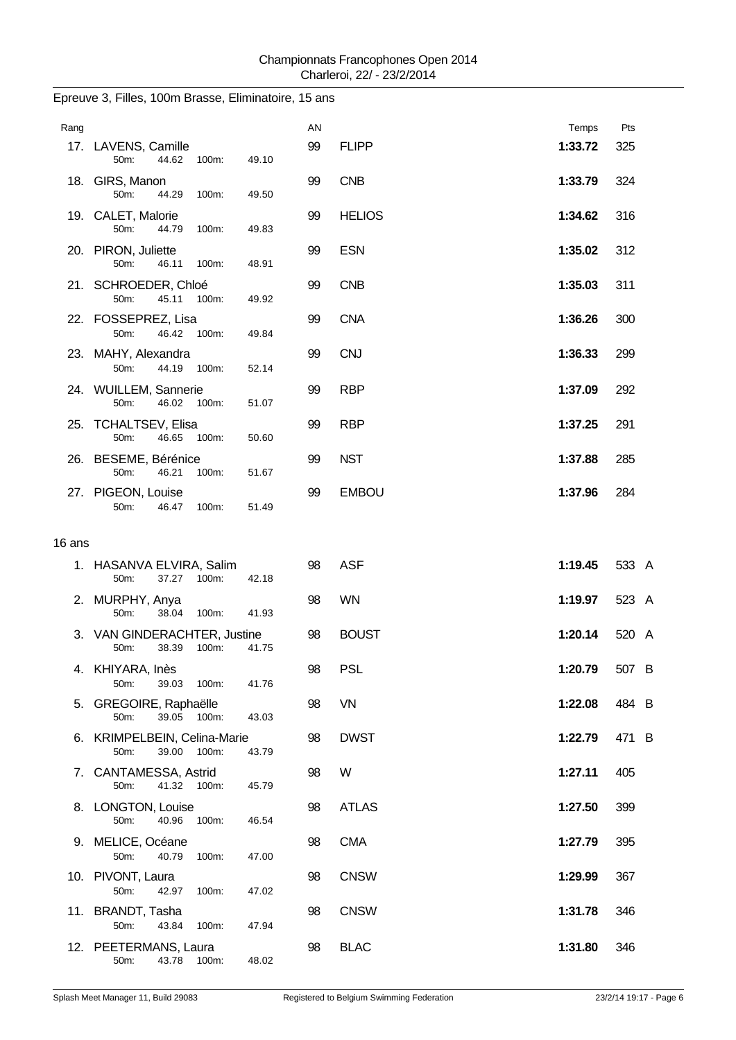Epreuve 3, Filles, 100m Brasse, Eliminatoire, 15 ans

| Rang | | AN | | Temps | Pts |
|---|---|---|---|---|---|
| 17. | LAVENS, Camille<br>50m: 44.62 100m: 49.10 | 99 | FLIPP | **1:33.72** | 325 |
| 18. | GIRS, Manon<br>50m: 44.29 100m: 49.50 | 99 | CNB | **1:33.79** | 324 |
| 19. | CALET, Malorie<br>50m: 44.79 100m: 49.83 | 99 | HELIOS | **1:34.62** | 316 |
| 20. | PIRON, Juliette<br>50m: 46.11 100m: 48.91 | 99 | ESN | **1:35.02** | 312 |
| 21. | SCHROEDER, Chloé<br>50m: 45.11 100m: 49.92 | 99 | CNB | **1:35.03** | 311 |
| 22. | FOSSEPREZ, Lisa<br>50m: 46.42 100m: 49.84 | 99 | CNA | **1:36.26** | 300 |
| 23. | MAHY, Alexandra<br>50m: 44.19 100m: 52.14 | 99 | CNJ | **1:36.33** | 299 |
| 24. | WUILLEM, Sannerie<br>50m: 46.02 100m: 51.07 | 99 | RBP | **1:37.09** | 292 |
| 25. | TCHALTSEV, Elisa<br>50m: 46.65 100m: 50.60 | 99 | RBP | **1:37.25** | 291 |
| 26. | BESEME, Bérénice<br>50m: 46.21 100m: 51.67 | 99 | NST | **1:37.88** | 285 |
| 27. | PIGEON, Louise<br>50m: 46.47 100m: 51.49 | 99 | EMBOU | **1:37.96** | 284 |

16 ans

| Rang | | AN | | Temps | Pts |
|---|---|---|---|---|---|
| 1. | HASANVA ELVIRA, Salim<br>50m: 37.27 100m: 42.18 | 98 | ASF | **1:19.45** | 533 A |
| 2. | MURPHY, Anya<br>50m: 38.04 100m: 41.93 | 98 | WN | **1:19.97** | 523 A |
| 3. | VAN GINDERACHTER, Justine<br>50m: 38.39 100m: 41.75 | 98 | BOUST | **1:20.14** | 520 A |
| 4. | KHIYARA, Inès<br>50m: 39.03 100m: 41.76 | 98 | PSL | **1:20.79** | 507 B |
| 5. | GREGOIRE, Raphaëlle<br>50m: 39.05 100m: 43.03 | 98 | VN | **1:22.08** | 484 B |
| 6. | KRIMPELBEIN, Celina-Marie<br>50m: 39.00 100m: 43.79 | 98 | DWST | **1:22.79** | 471 B |
| 7. | CANTAMESSA, Astrid<br>50m: 41.32 100m: 45.79 | 98 | W | **1:27.11** | 405 |
| 8. | LONGTON, Louise<br>50m: 40.96 100m: 46.54 | 98 | ATLAS | **1:27.50** | 399 |
| 9. | MELICE, Océane<br>50m: 40.79 100m: 47.00 | 98 | CMA | **1:27.79** | 395 |
| 10. | PIVONT, Laura<br>50m: 42.97 100m: 47.02 | 98 | CNSW | **1:29.99** | 367 |
| 11. | BRANDT, Tasha<br>50m: 43.84 100m: 47.94 | 98 | CNSW | **1:31.78** | 346 |
| 12. | PEETERMANS, Laura<br>50m: 43.78 100m: 48.02 | 98 | BLAC | **1:31.80** | 346 |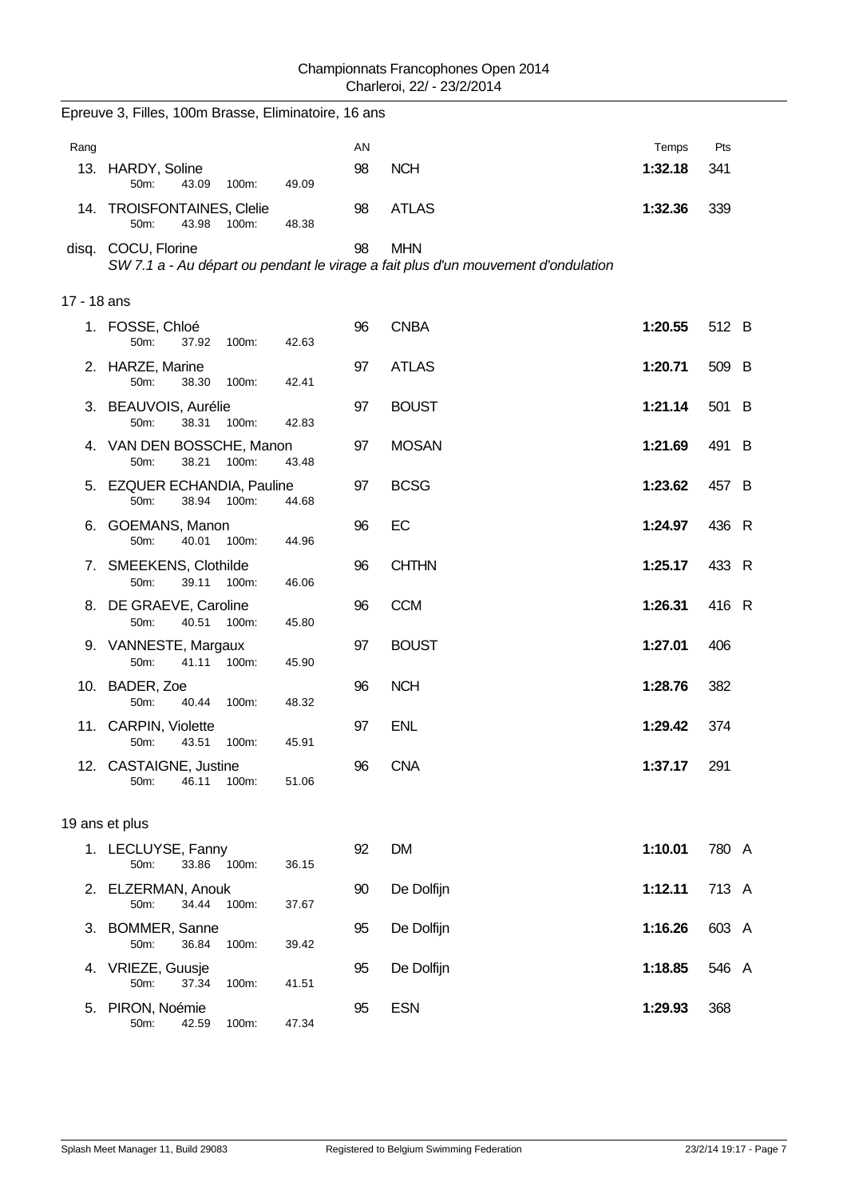Championnats Francophones Open 2014
Charleroi, 22/ - 23/2/2014

## Epreuve 3, Filles, 100m Brasse, Eliminatoire, 16 ans

| Rang | | AN | | Temps | Pts |
|---|---|---|---|---|---|
| 13. | HARDY, Soline<br>50m: 43.09 100m: 49.09 | 98 | NCH | **1:32.18** | 341 |
| 14. | TROISFONTAINES, Clelie<br>50m: 43.98 100m: 48.38 | 98 | ATLAS | **1:32.36** | 339 |
| disq. | COCU, Florine<br>*SW 7.1 a - Au départ ou pendant le virage a fait plus d'un mouvement d'ondulation* | 98 | MHN | | |

### 17 - 18 ans

| Rang | | AN | | Temps | Pts |
|---|---|---|---|---|---|
| 1. | FOSSE, Chloé<br>50m: 37.92 100m: 42.63 | 96 | CNBA | **1:20.55** | 512 B |
| 2. | HARZE, Marine<br>50m: 38.30 100m: 42.41 | 97 | ATLAS | **1:20.71** | 509 B |
| 3. | BEAUVOIS, Aurélie<br>50m: 38.31 100m: 42.83 | 97 | BOUST | **1:21.14** | 501 B |
| 4. | VAN DEN BOSSCHE, Manon<br>50m: 38.21 100m: 43.48 | 97 | MOSAN | **1:21.69** | 491 B |
| 5. | EZQUER ECHANDIA, Pauline<br>50m: 38.94 100m: 44.68 | 97 | BCSG | **1:23.62** | 457 B |
| 6. | GOEMANS, Manon<br>50m: 40.01 100m: 44.96 | 96 | EC | **1:24.97** | 436 R |
| 7. | SMEEKENS, Clothilde<br>50m: 39.11 100m: 46.06 | 96 | CHTHN | **1:25.17** | 433 R |
| 8. | DE GRAEVE, Caroline<br>50m: 40.51 100m: 45.80 | 96 | CCM | **1:26.31** | 416 R |
| 9. | VANNESTE, Margaux<br>50m: 41.11 100m: 45.90 | 97 | BOUST | **1:27.01** | 406 |
| 10. | BADER, Zoe<br>50m: 40.44 100m: 48.32 | 96 | NCH | **1:28.76** | 382 |
| 11. | CARPIN, Violette<br>50m: 43.51 100m: 45.91 | 97 | ENL | **1:29.42** | 374 |
| 12. | CASTAIGNE, Justine<br>50m: 46.11 100m: 51.06 | 96 | CNA | **1:37.17** | 291 |

### 19 ans et plus

| Rang | | AN | | Temps | Pts |
|---|---|---|---|---|---|
| 1. | LECLUYSE, Fanny<br>50m: 33.86 100m: 36.15 | 92 | DM | **1:10.01** | 780 A |
| 2. | ELZERMAN, Anouk<br>50m: 34.44 100m: 37.67 | 90 | De Dolfijn | **1:12.11** | 713 A |
| 3. | BOMMER, Sanne<br>50m: 36.84 100m: 39.42 | 95 | De Dolfijn | **1:16.26** | 603 A |
| 4. | VRIEZE, Guusje<br>50m: 37.34 100m: 41.51 | 95 | De Dolfijn | **1:18.85** | 546 A |
| 5. | PIRON, Noémie<br>50m: 42.59 100m: 47.34 | 95 | ESN | **1:29.93** | 368 |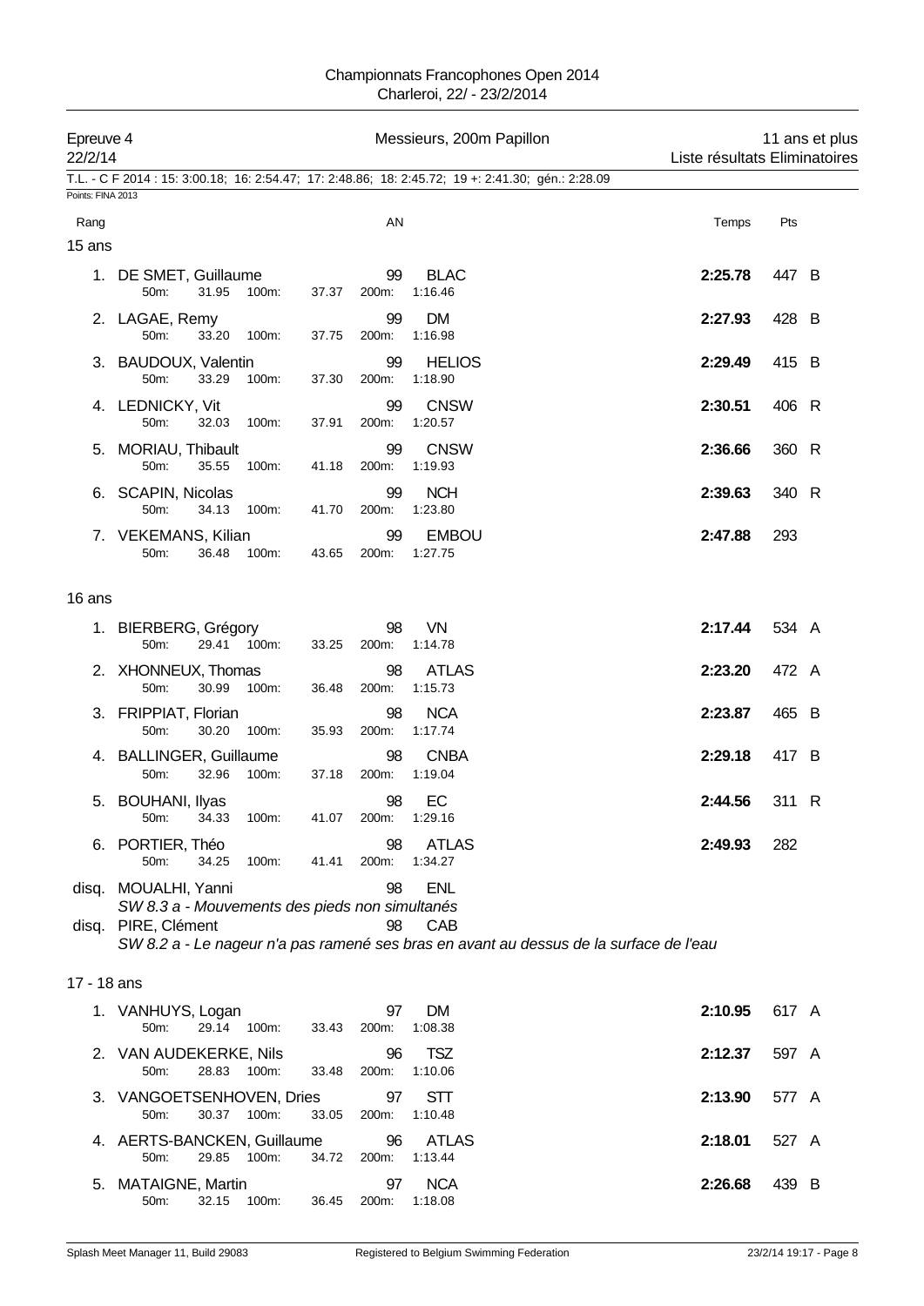Championnats Francophones Open 2014
Charleroi, 22/ - 23/2/2014

Epreuve 4 — Messieurs, 200m Papillon — 11 ans et plus
22/2/14 — Liste résultats Eliminatoires

T.L. - C F 2014 : 15: 3:00.18; 16: 2:54.47; 17: 2:48.86; 18: 2:45.72; 19 +: 2:41.30; gén.: 2:28.09

Points: FINA 2013

## 15 ans

| Rang | Nom | AN | Club | Temps | Pts | |
|---|---|---|---|---|---|---|
| 1. | DE SMET, Guillaume | 99 | BLAC | **2:25.78** | 447 | B |
| | 50m: 31.95 100m: 37.37 200m: 1:16.46 | | | | | |
| 2. | LAGAE, Remy | 99 | DM | **2:27.93** | 428 | B |
| | 50m: 33.20 100m: 37.75 200m: 1:16.98 | | | | | |
| 3. | BAUDOUX, Valentin | 99 | HELIOS | **2:29.49** | 415 | B |
| | 50m: 33.29 100m: 37.30 200m: 1:18.90 | | | | | |
| 4. | LEDNICKY, Vit | 99 | CNSW | **2:30.51** | 406 | R |
| | 50m: 32.03 100m: 37.91 200m: 1:20.57 | | | | | |
| 5. | MORIAU, Thibault | 99 | CNSW | **2:36.66** | 360 | R |
| | 50m: 35.55 100m: 41.18 200m: 1:19.93 | | | | | |
| 6. | SCAPIN, Nicolas | 99 | NCH | **2:39.63** | 340 | R |
| | 50m: 34.13 100m: 41.70 200m: 1:23.80 | | | | | |
| 7. | VEKEMANS, Kilian | 99 | EMBOU | **2:47.88** | 293 | |
| | 50m: 36.48 100m: 43.65 200m: 1:27.75 | | | | | |

## 16 ans

| Rang | Nom | AN | Club | Temps | Pts | |
|---|---|---|---|---|---|---|
| 1. | BIERBERG, Grégory | 98 | VN | **2:17.44** | 534 | A |
| | 50m: 29.41 100m: 33.25 200m: 1:14.78 | | | | | |
| 2. | XHONNEUX, Thomas | 98 | ATLAS | **2:23.20** | 472 | A |
| | 50m: 30.99 100m: 36.48 200m: 1:15.73 | | | | | |
| 3. | FRIPPIAT, Florian | 98 | NCA | **2:23.87** | 465 | B |
| | 50m: 30.20 100m: 35.93 200m: 1:17.74 | | | | | |
| 4. | BALLINGER, Guillaume | 98 | CNBA | **2:29.18** | 417 | B |
| | 50m: 32.96 100m: 37.18 200m: 1:19.04 | | | | | |
| 5. | BOUHANI, Ilyas | 98 | EC | **2:44.56** | 311 | R |
| | 50m: 34.33 100m: 41.07 200m: 1:29.16 | | | | | |
| 6. | PORTIER, Théo | 98 | ATLAS | **2:49.93** | 282 | |
| | 50m: 34.25 100m: 41.41 200m: 1:34.27 | | | | | |
| disq. | MOUALHI, Yanni | 98 | ENL | | | |
| | *SW 8.3 a - Mouvements des pieds non simultanés* | | | | | |
| disq. | PIRE, Clément | 98 | CAB | | | |
| | *SW 8.2 a - Le nageur n'a pas ramené ses bras en avant au dessus de la surface de l'eau* | | | | | |

## 17 - 18 ans

| Rang | Nom | AN | Club | Temps | Pts | |
|---|---|---|---|---|---|---|
| 1. | VANHUYS, Logan | 97 | DM | **2:10.95** | 617 | A |
| | 50m: 29.14 100m: 33.43 200m: 1:08.38 | | | | | |
| 2. | VAN AUDEKERKE, Nils | 96 | TSZ | **2:12.37** | 597 | A |
| | 50m: 28.83 100m: 33.48 200m: 1:10.06 | | | | | |
| 3. | VANGOETSENHOVEN, Dries | 97 | STT | **2:13.90** | 577 | A |
| | 50m: 30.37 100m: 33.05 200m: 1:10.48 | | | | | |
| 4. | AERTS-BANCKEN, Guillaume | 96 | ATLAS | **2:18.01** | 527 | A |
| | 50m: 29.85 100m: 34.72 200m: 1:13.44 | | | | | |
| 5. | MATAIGNE, Martin | 97 | NCA | **2:26.68** | 439 | B |
| | 50m: 32.15 100m: 36.45 200m: 1:18.08 | | | | | |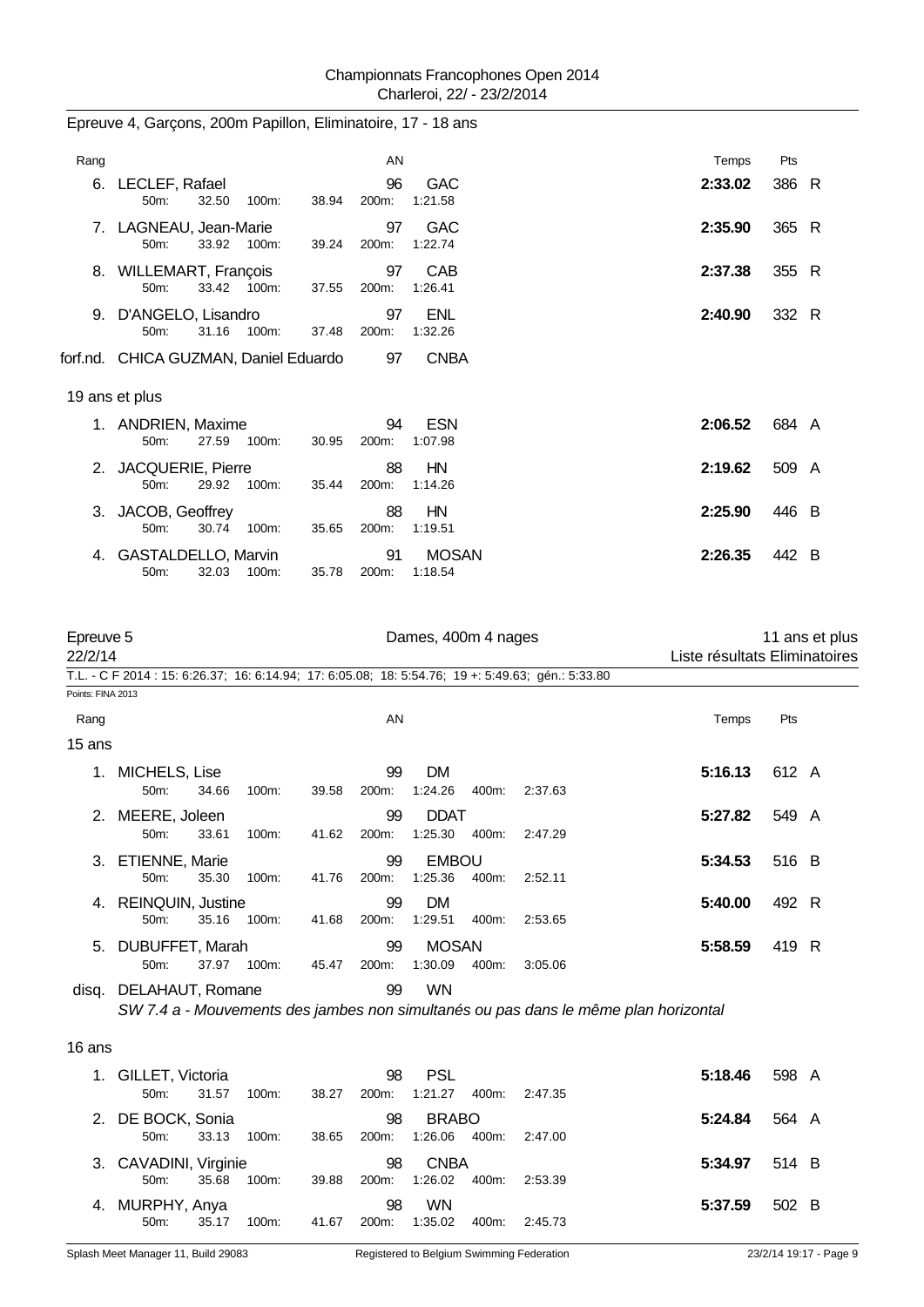Championnats Francophones Open 2014
Charleroi, 22/ - 23/2/2014

## Epreuve 4, Garçons, 200m Papillon, Eliminatoire, 17 - 18 ans

| Rang | Nom | AN | Club | Temps | Pts | |
|---|---|---|---|---|---|---|
| 6. | LECLEF, Rafael | 96 | GAC | 2:33.02 | 386 | R |
| | 50m: 32.50 100m: 38.94 200m: 1:21.58 | | | | | |
| 7. | LAGNEAU, Jean-Marie | 97 | GAC | 2:35.90 | 365 | R |
| | 50m: 33.92 100m: 39.24 200m: 1:22.74 | | | | | |
| 8. | WILLEMART, François | 97 | CAB | 2:37.38 | 355 | R |
| | 50m: 33.42 100m: 37.55 200m: 1:26.41 | | | | | |
| 9. | D'ANGELO, Lisandro | 97 | ENL | 2:40.90 | 332 | R |
| | 50m: 31.16 100m: 37.48 200m: 1:32.26 | | | | | |
| forf.nd. | CHICA GUZMAN, Daniel Eduardo | 97 | CNBA | | | |

### 19 ans et plus

| Rang | Nom | AN | Club | Temps | Pts | |
|---|---|---|---|---|---|---|
| 1. | ANDRIEN, Maxime | 94 | ESN | 2:06.52 | 684 | A |
| | 50m: 27.59 100m: 30.95 200m: 1:07.98 | | | | | |
| 2. | JACQUERIE, Pierre | 88 | HN | 2:19.62 | 509 | A |
| | 50m: 29.92 100m: 35.44 200m: 1:14.26 | | | | | |
| 3. | JACOB, Geoffrey | 88 | HN | 2:25.90 | 446 | B |
| | 50m: 30.74 100m: 35.65 200m: 1:19.51 | | | | | |
| 4. | GASTALDELLO, Marvin | 91 | MOSAN | 2:26.35 | 442 | B |
| | 50m: 32.03 100m: 35.78 200m: 1:18.54 | | | | | |

## Epreuve 5 — Dames, 400m 4 nages — 11 ans et plus

22/2/14 — Liste résultats Eliminatoires

T.L. - C F 2014 : 15: 6:26.37; 16: 6:14.94; 17: 6:05.08; 18: 5:54.76; 19 +: 5:49.63; gén.: 5:33.80

Points: FINA 2013

### 15 ans

| Rang | Nom | AN | Club | Temps | Pts | |
|---|---|---|---|---|---|---|
| 1. | MICHELS, Lise | 99 | DM | 5:16.13 | 612 | A |
| | 50m: 34.66 100m: 39.58 200m: 1:24.26 400m: 2:37.63 | | | | | |
| 2. | MEERE, Joleen | 99 | DDAT | 5:27.82 | 549 | A |
| | 50m: 33.61 100m: 41.62 200m: 1:25.30 400m: 2:47.29 | | | | | |
| 3. | ETIENNE, Marie | 99 | EMBOU | 5:34.53 | 516 | B |
| | 50m: 35.30 100m: 41.76 200m: 1:25.36 400m: 2:52.11 | | | | | |
| 4. | REINQUIN, Justine | 99 | DM | 5:40.00 | 492 | R |
| | 50m: 35.16 100m: 41.68 200m: 1:29.51 400m: 2:53.65 | | | | | |
| 5. | DUBUFFET, Marah | 99 | MOSAN | 5:58.59 | 419 | R |
| | 50m: 37.97 100m: 45.47 200m: 1:30.09 400m: 3:05.06 | | | | | |
| disq. | DELAHAUT, Romane | 99 | WN | | | |

*SW 7.4 a - Mouvements des jambes non simultanés ou pas dans le même plan horizontal*

### 16 ans

| Rang | Nom | AN | Club | Temps | Pts | |
|---|---|---|---|---|---|---|
| 1. | GILLET, Victoria | 98 | PSL | 5:18.46 | 598 | A |
| | 50m: 31.57 100m: 38.27 200m: 1:21.27 400m: 2:47.35 | | | | | |
| 2. | DE BOCK, Sonia | 98 | BRABO | 5:24.84 | 564 | A |
| | 50m: 33.13 100m: 38.65 200m: 1:26.06 400m: 2:47.00 | | | | | |
| 3. | CAVADINI, Virginie | 98 | CNBA | 5:34.97 | 514 | B |
| | 50m: 35.68 100m: 39.88 200m: 1:26.02 400m: 2:53.39 | | | | | |
| 4. | MURPHY, Anya | 98 | WN | 5:37.59 | 502 | B |
| | 50m: 35.17 100m: 41.67 200m: 1:35.02 400m: 2:45.73 | | | | | |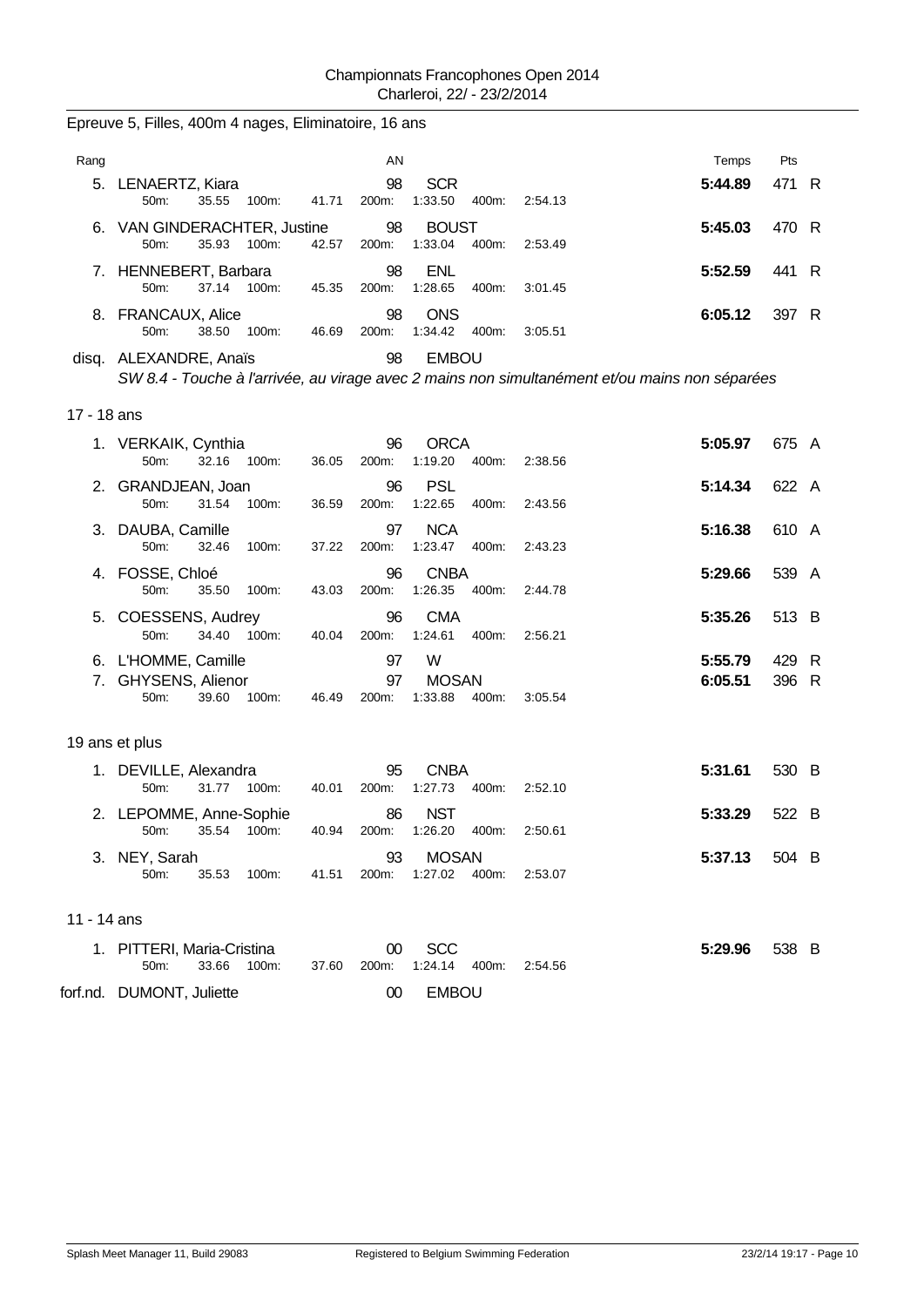Championnats Francophones Open 2014
Charleroi, 22/ - 23/2/2014

## Epreuve 5, Filles, 400m 4 nages, Eliminatoire, 16 ans

| Rang | | AN | | Temps | Pts | |
|---|---|---|---|---|---|---|
| 5. | LENAERTZ, Kiara | 98 | SCR | **5:44.89** | 471 | R |
| | 50m: 35.55 100m: 41.71 200m: 1:33.50 400m: 2:54.13 | | | | | |
| 6. | VAN GINDERACHTER, Justine | 98 | BOUST | **5:45.03** | 470 | R |
| | 50m: 35.93 100m: 42.57 200m: 1:33.04 400m: 2:53.49 | | | | | |
| 7. | HENNEBERT, Barbara | 98 | ENL | **5:52.59** | 441 | R |
| | 50m: 37.14 100m: 45.35 200m: 1:28.65 400m: 3:01.45 | | | | | |
| 8. | FRANCAUX, Alice | 98 | ONS | **6:05.12** | 397 | R |
| | 50m: 38.50 100m: 46.69 200m: 1:34.42 400m: 3:05.51 | | | | | |
| disq. | ALEXANDRE, Anaïs | 98 | EMBOU | | | |

*SW 8.4 - Touche à l'arrivée, au virage avec 2 mains non simultanément et/ou mains non séparées*

### 17 - 18 ans

| Rang | | AN | | Temps | Pts | |
|---|---|---|---|---|---|---|
| 1. | VERKAIK, Cynthia | 96 | ORCA | **5:05.97** | 675 | A |
| | 50m: 32.16 100m: 36.05 200m: 1:19.20 400m: 2:38.56 | | | | | |
| 2. | GRANDJEAN, Joan | 96 | PSL | **5:14.34** | 622 | A |
| | 50m: 31.54 100m: 36.59 200m: 1:22.65 400m: 2:43.56 | | | | | |
| 3. | DAUBA, Camille | 97 | NCA | **5:16.38** | 610 | A |
| | 50m: 32.46 100m: 37.22 200m: 1:23.47 400m: 2:43.23 | | | | | |
| 4. | FOSSE, Chloé | 96 | CNBA | **5:29.66** | 539 | A |
| | 50m: 35.50 100m: 43.03 200m: 1:26.35 400m: 2:44.78 | | | | | |
| 5. | COESSENS, Audrey | 96 | CMA | **5:35.26** | 513 | B |
| | 50m: 34.40 100m: 40.04 200m: 1:24.61 400m: 2:56.21 | | | | | |
| 6. | L'HOMME, Camille | 97 | W | **5:55.79** | 429 | R |
| 7. | GHYSENS, Alienor | 97 | MOSAN | **6:05.51** | 396 | R |
| | 50m: 39.60 100m: 46.49 200m: 1:33.88 400m: 3:05.54 | | | | | |

### 19 ans et plus

| Rang | | AN | | Temps | Pts | |
|---|---|---|---|---|---|---|
| 1. | DEVILLE, Alexandra | 95 | CNBA | **5:31.61** | 530 | B |
| | 50m: 31.77 100m: 40.01 200m: 1:27.73 400m: 2:52.10 | | | | | |
| 2. | LEPOMME, Anne-Sophie | 86 | NST | **5:33.29** | 522 | B |
| | 50m: 35.54 100m: 40.94 200m: 1:26.20 400m: 2:50.61 | | | | | |
| 3. | NEY, Sarah | 93 | MOSAN | **5:37.13** | 504 | B |
| | 50m: 35.53 100m: 41.51 200m: 1:27.02 400m: 2:53.07 | | | | | |

### 11 - 14 ans

| Rang | | AN | | Temps | Pts | |
|---|---|---|---|---|---|---|
| 1. | PITTERI, Maria-Cristina | 00 | SCC | **5:29.96** | 538 | B |
| | 50m: 33.66 100m: 37.60 200m: 1:24.14 400m: 2:54.56 | | | | | |
| forf.nd. | DUMONT, Juliette | 00 | EMBOU | | | |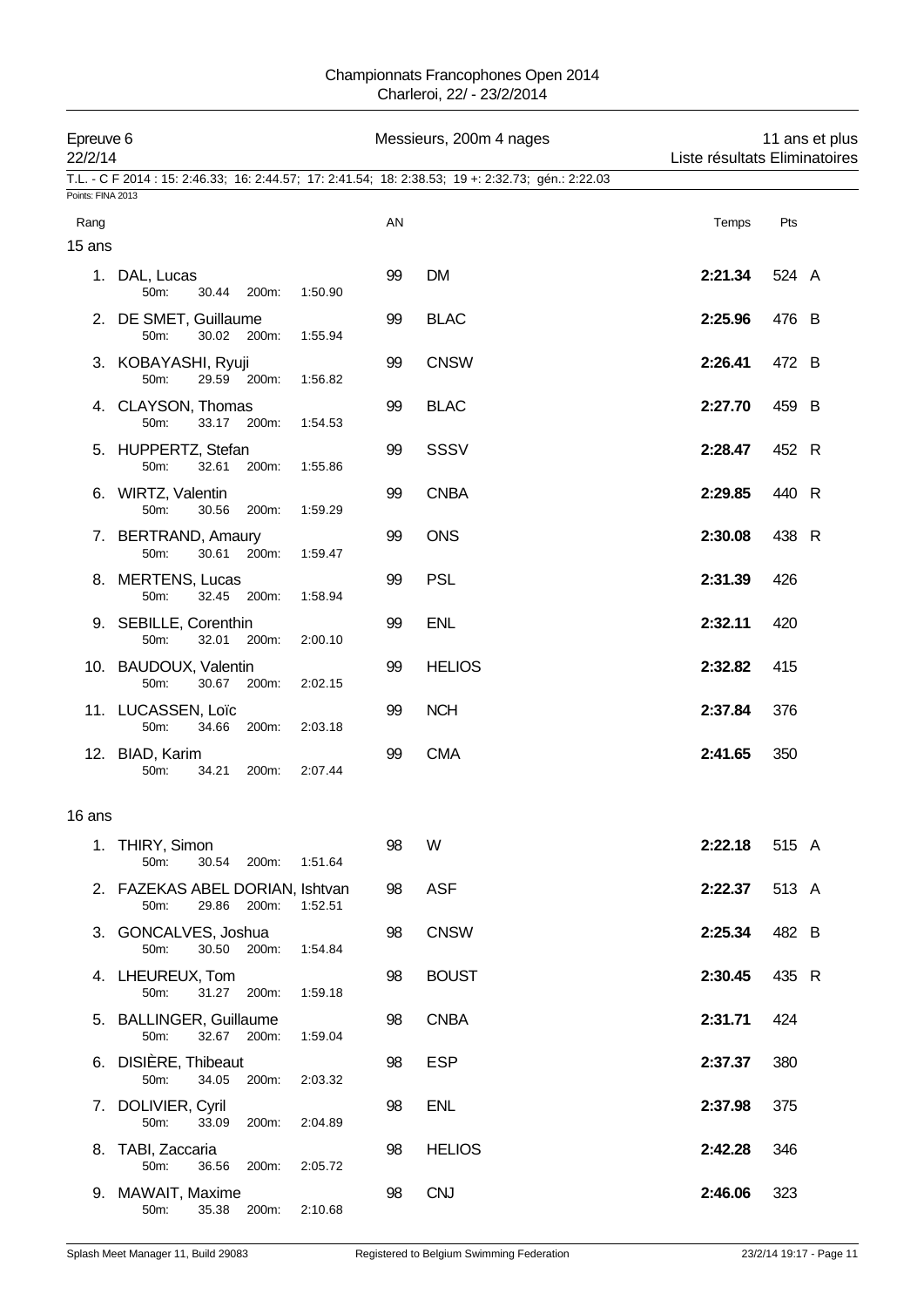Championnats Francophones Open 2014
Charleroi, 22/ - 23/2/2014

Epreuve 6 — Messieurs, 200m 4 nages — 11 ans et plus
22/2/14 — Liste résultats Eliminatoires

T.L. - C F 2014 : 15: 2:46.33; 16: 2:44.57; 17: 2:41.54; 18: 2:38.53; 19 +: 2:32.73; gén.: 2:22.03

Points: FINA 2013

## 15 ans

| Rang | Nom | 50m | 200m | AN | Club | Temps | Pts | |
|---|---|---|---|---|---|---|---|---|
| 1. | DAL, Lucas | 30.44 | 1:50.90 | 99 | DM | **2:21.34** | 524 | A |
| 2. | DE SMET, Guillaume | 30.02 | 1:55.94 | 99 | BLAC | **2:25.96** | 476 | B |
| 3. | KOBAYASHI, Ryuji | 29.59 | 1:56.82 | 99 | CNSW | **2:26.41** | 472 | B |
| 4. | CLAYSON, Thomas | 33.17 | 1:54.53 | 99 | BLAC | **2:27.70** | 459 | B |
| 5. | HUPPERTZ, Stefan | 32.61 | 1:55.86 | 99 | SSSV | **2:28.47** | 452 | R |
| 6. | WIRTZ, Valentin | 30.56 | 1:59.29 | 99 | CNBA | **2:29.85** | 440 | R |
| 7. | BERTRAND, Amaury | 30.61 | 1:59.47 | 99 | ONS | **2:30.08** | 438 | R |
| 8. | MERTENS, Lucas | 32.45 | 1:58.94 | 99 | PSL | **2:31.39** | 426 | |
| 9. | SEBILLE, Corenthin | 32.01 | 2:00.10 | 99 | ENL | **2:32.11** | 420 | |
| 10. | BAUDOUX, Valentin | 30.67 | 2:02.15 | 99 | HELIOS | **2:32.82** | 415 | |
| 11. | LUCASSEN, Loïc | 34.66 | 2:03.18 | 99 | NCH | **2:37.84** | 376 | |
| 12. | BIAD, Karim | 34.21 | 2:07.44 | 99 | CMA | **2:41.65** | 350 | |

## 16 ans

| Rang | Nom | 50m | 200m | AN | Club | Temps | Pts | |
|---|---|---|---|---|---|---|---|---|
| 1. | THIRY, Simon | 30.54 | 1:51.64 | 98 | W | **2:22.18** | 515 | A |
| 2. | FAZEKAS ABEL DORIAN, Ishtvan | 29.86 | 1:52.51 | 98 | ASF | **2:22.37** | 513 | A |
| 3. | GONCALVES, Joshua | 30.50 | 1:54.84 | 98 | CNSW | **2:25.34** | 482 | B |
| 4. | LHEUREUX, Tom | 31.27 | 1:59.18 | 98 | BOUST | **2:30.45** | 435 | R |
| 5. | BALLINGER, Guillaume | 32.67 | 1:59.04 | 98 | CNBA | **2:31.71** | 424 | |
| 6. | DISIÈRE, Thibeaut | 34.05 | 2:03.32 | 98 | ESP | **2:37.37** | 380 | |
| 7. | DOLIVIER, Cyril | 33.09 | 2:04.89 | 98 | ENL | **2:37.98** | 375 | |
| 8. | TABI, Zaccaria | 36.56 | 2:05.72 | 98 | HELIOS | **2:42.28** | 346 | |
| 9. | MAWAIT, Maxime | 35.38 | 2:10.68 | 98 | CNJ | **2:46.06** | 323 | |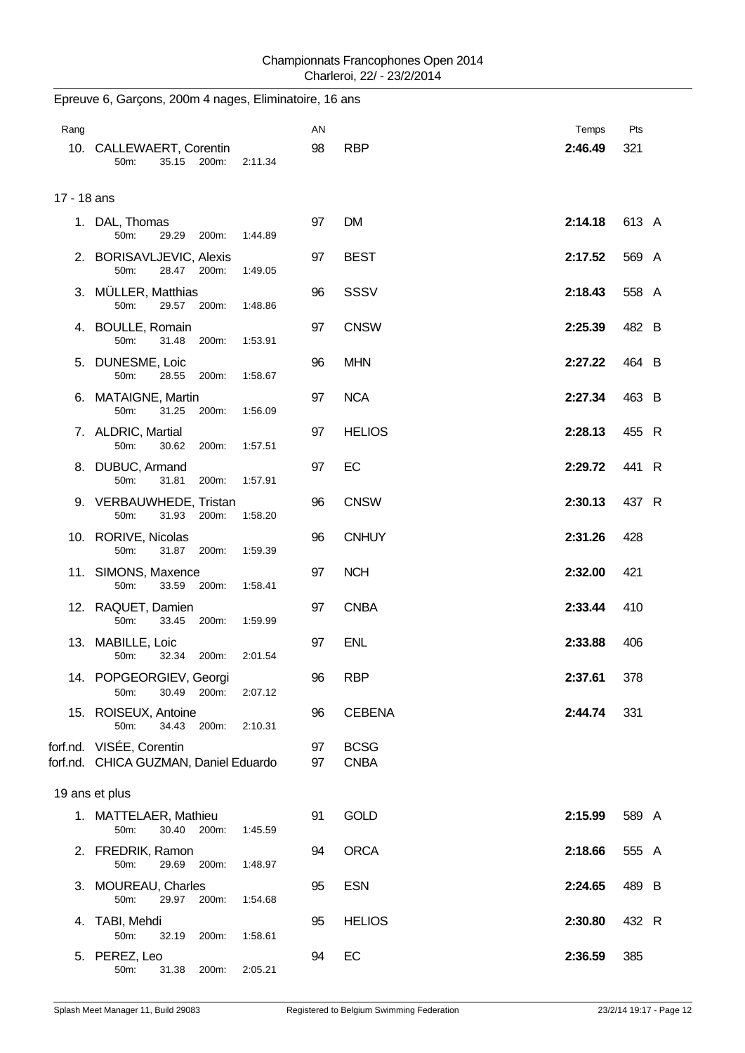Championnats Francophones Open 2014
Charleroi, 22/ - 23/2/2014

Epreuve 6, Garçons, 200m 4 nages, Eliminatoire, 16 ans

| Rang | | AN | | Temps | Pts |
|---|---|---|---|---|---|
| 10. | CALLEWAERT, Corentin<br>50m: 35.15 200m: 2:11.34 | 98 | RBP | **2:46.49** | 321 |

17 - 18 ans

| Rang | | AN | | Temps | Pts |
|---|---|---|---|---|---|
| 1. | DAL, Thomas<br>50m: 29.29 200m: 1:44.89 | 97 | DM | **2:14.18** | 613 A |
| 2. | BORISAVLJEVIC, Alexis<br>50m: 28.47 200m: 1:49.05 | 97 | BEST | **2:17.52** | 569 A |
| 3. | MÜLLER, Matthias<br>50m: 29.57 200m: 1:48.86 | 96 | SSSV | **2:18.43** | 558 A |
| 4. | BOULLE, Romain<br>50m: 31.48 200m: 1:53.91 | 97 | CNSW | **2:25.39** | 482 B |
| 5. | DUNESME, Loic<br>50m: 28.55 200m: 1:58.67 | 96 | MHN | **2:27.22** | 464 B |
| 6. | MATAIGNE, Martin<br>50m: 31.25 200m: 1:56.09 | 97 | NCA | **2:27.34** | 463 B |
| 7. | ALDRIC, Martial<br>50m: 30.62 200m: 1:57.51 | 97 | HELIOS | **2:28.13** | 455 R |
| 8. | DUBUC, Armand<br>50m: 31.81 200m: 1:57.91 | 97 | EC | **2:29.72** | 441 R |
| 9. | VERBAUWHEDE, Tristan<br>50m: 31.93 200m: 1:58.20 | 96 | CNSW | **2:30.13** | 437 R |
| 10. | RORIVE, Nicolas<br>50m: 31.87 200m: 1:59.39 | 96 | CNHUY | **2:31.26** | 428 |
| 11. | SIMONS, Maxence<br>50m: 33.59 200m: 1:58.41 | 97 | NCH | **2:32.00** | 421 |
| 12. | RAQUET, Damien<br>50m: 33.45 200m: 1:59.99 | 97 | CNBA | **2:33.44** | 410 |
| 13. | MABILLE, Loic<br>50m: 32.34 200m: 2:01.54 | 97 | ENL | **2:33.88** | 406 |
| 14. | POPGEORGIEV, Georgi<br>50m: 30.49 200m: 2:07.12 | 96 | RBP | **2:37.61** | 378 |
| 15. | ROISEUX, Antoine<br>50m: 34.43 200m: 2:10.31 | 96 | CEBENA | **2:44.74** | 331 |
| forf.nd. | VISÉE, Corentin | 97 | BCSG | | |
| forf.nd. | CHICA GUZMAN, Daniel Eduardo | 97 | CNBA | | |

19 ans et plus

| Rang | | AN | | Temps | Pts |
|---|---|---|---|---|---|
| 1. | MATTELAER, Mathieu<br>50m: 30.40 200m: 1:45.59 | 91 | GOLD | **2:15.99** | 589 A |
| 2. | FREDRIK, Ramon<br>50m: 29.69 200m: 1:48.97 | 94 | ORCA | **2:18.66** | 555 A |
| 3. | MOUREAU, Charles<br>50m: 29.97 200m: 1:54.68 | 95 | ESN | **2:24.65** | 489 B |
| 4. | TABI, Mehdi<br>50m: 32.19 200m: 1:58.61 | 95 | HELIOS | **2:30.80** | 432 R |
| 5. | PEREZ, Leo<br>50m: 31.38 200m: 2:05.21 | 94 | EC | **2:36.59** | 385 |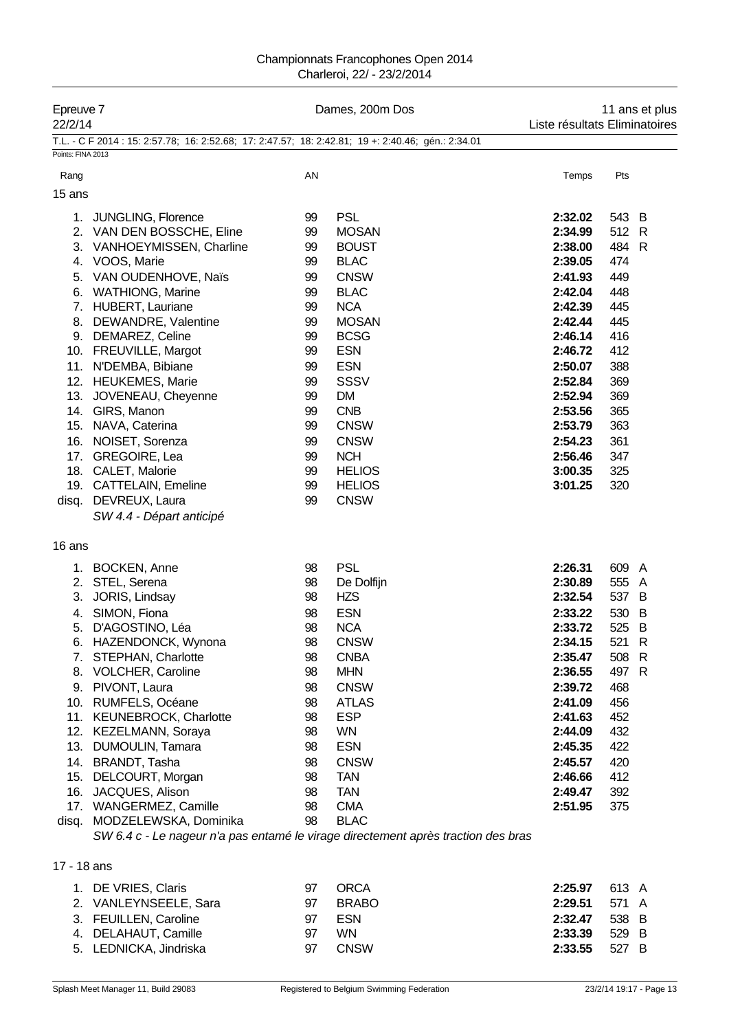Championnats Francophones Open 2014
Charleroi, 22/ - 23/2/2014

Epreuve 7 — Dames, 200m Dos — 11 ans et plus
22/2/14 — Liste résultats Eliminatoires

T.L. - C F 2014 : 15: 2:57.78; 16: 2:52.68; 17: 2:47.57; 18: 2:42.81; 19 +: 2:40.46; gén.: 2:34.01

Points: FINA 2013

## 15 ans

| Rang | Nom | AN | Club | Temps | Pts | |
|---|---|---|---|---|---|---|
| 1. | JUNGLING, Florence | 99 | PSL | **2:32.02** | 543 | B |
| 2. | VAN DEN BOSSCHE, Eline | 99 | MOSAN | **2:34.99** | 512 | R |
| 3. | VANHOEYMISSEN, Charline | 99 | BOUST | **2:38.00** | 484 | R |
| 4. | VOOS, Marie | 99 | BLAC | **2:39.05** | 474 | |
| 5. | VAN OUDENHOVE, Naïs | 99 | CNSW | **2:41.93** | 449 | |
| 6. | WATHIONG, Marine | 99 | BLAC | **2:42.04** | 448 | |
| 7. | HUBERT, Lauriane | 99 | NCA | **2:42.39** | 445 | |
| 8. | DEWANDRE, Valentine | 99 | MOSAN | **2:42.44** | 445 | |
| 9. | DEMAREZ, Celine | 99 | BCSG | **2:46.14** | 416 | |
| 10. | FREUVILLE, Margot | 99 | ESN | **2:46.72** | 412 | |
| 11. | N'DEMBA, Bibiane | 99 | ESN | **2:50.07** | 388 | |
| 12. | HEUKEMES, Marie | 99 | SSSV | **2:52.84** | 369 | |
| 13. | JOVENEAU, Cheyenne | 99 | DM | **2:52.94** | 369 | |
| 14. | GIRS, Manon | 99 | CNB | **2:53.56** | 365 | |
| 15. | NAVA, Caterina | 99 | CNSW | **2:53.79** | 363 | |
| 16. | NOISET, Sorenza | 99 | CNSW | **2:54.23** | 361 | |
| 17. | GREGOIRE, Lea | 99 | NCH | **2:56.46** | 347 | |
| 18. | CALET, Malorie | 99 | HELIOS | **3:00.35** | 325 | |
| 19. | CATTELAIN, Emeline | 99 | HELIOS | **3:01.25** | 320 | |
| disq. | DEVREUX, Laura | 99 | CNSW | | | |

*SW 4.4 - Départ anticipé*

## 16 ans

| Rang | Nom | AN | Club | Temps | Pts | |
|---|---|---|---|---|---|---|
| 1. | BOCKEN, Anne | 98 | PSL | **2:26.31** | 609 | A |
| 2. | STEL, Serena | 98 | De Dolfijn | **2:30.89** | 555 | A |
| 3. | JORIS, Lindsay | 98 | HZS | **2:32.54** | 537 | B |
| 4. | SIMON, Fiona | 98 | ESN | **2:33.22** | 530 | B |
| 5. | D'AGOSTINO, Léa | 98 | NCA | **2:33.72** | 525 | B |
| 6. | HAZENDONCK, Wynona | 98 | CNSW | **2:34.15** | 521 | R |
| 7. | STEPHAN, Charlotte | 98 | CNBA | **2:35.47** | 508 | R |
| 8. | VOLCHER, Caroline | 98 | MHN | **2:36.55** | 497 | R |
| 9. | PIVONT, Laura | 98 | CNSW | **2:39.72** | 468 | |
| 10. | RUMFELS, Océane | 98 | ATLAS | **2:41.09** | 456 | |
| 11. | KEUNEBROCK, Charlotte | 98 | ESP | **2:41.63** | 452 | |
| 12. | KEZELMANN, Soraya | 98 | WN | **2:44.09** | 432 | |
| 13. | DUMOULIN, Tamara | 98 | ESN | **2:45.35** | 422 | |
| 14. | BRANDT, Tasha | 98 | CNSW | **2:45.57** | 420 | |
| 15. | DELCOURT, Morgan | 98 | TAN | **2:46.66** | 412 | |
| 16. | JACQUES, Alison | 98 | TAN | **2:49.47** | 392 | |
| 17. | WANGERMEZ, Camille | 98 | CMA | **2:51.95** | 375 | |
| disq. | MODZELEWSKA, Dominika | 98 | BLAC | | | |

*SW 6.4 c - Le nageur n'a pas entamé le virage directement après traction des bras*

## 17 - 18 ans

| Rang | Nom | AN | Club | Temps | Pts | |
|---|---|---|---|---|---|---|
| 1. | DE VRIES, Claris | 97 | ORCA | **2:25.97** | 613 | A |
| 2. | VANLEYNSEELE, Sara | 97 | BRABO | **2:29.51** | 571 | A |
| 3. | FEUILLEN, Caroline | 97 | ESN | **2:32.47** | 538 | B |
| 4. | DELAHAUT, Camille | 97 | WN | **2:33.39** | 529 | B |
| 5. | LEDNICKA, Jindriska | 97 | CNSW | **2:33.55** | 527 | B |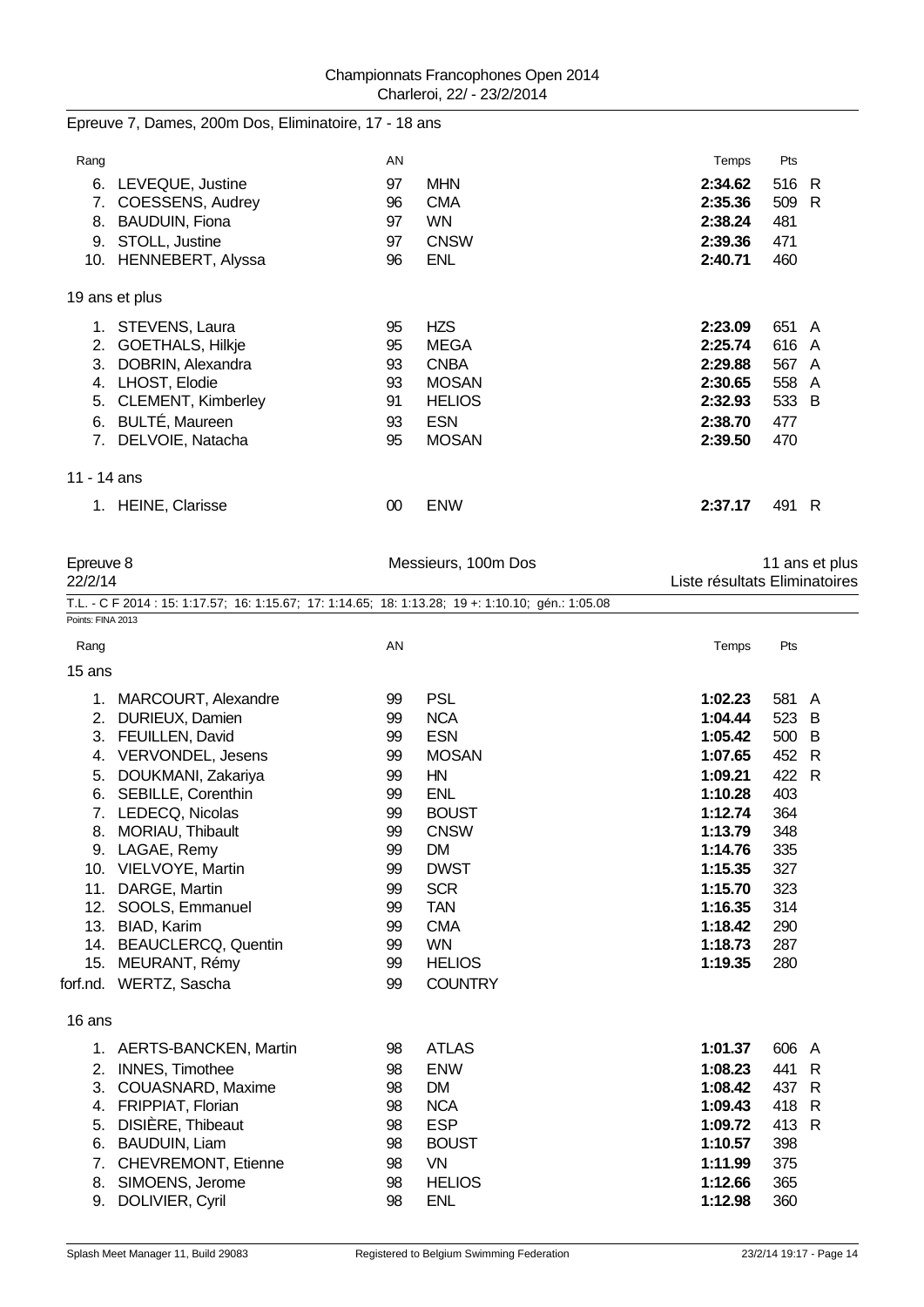Epreuve 7, Dames, 200m Dos, Eliminatoire, 17 - 18 ans

| Rang | | AN | | Temps | Pts | |
|---|---|---|---|---|---|---|
| 6. | LEVEQUE, Justine | 97 | MHN | **2:34.62** | 516 | R |
| 7. | COESSENS, Audrey | 96 | CMA | **2:35.36** | 509 | R |
| 8. | BAUDUIN, Fiona | 97 | WN | **2:38.24** | 481 | |
| 9. | STOLL, Justine | 97 | CNSW | **2:39.36** | 471 | |
| 10. | HENNEBERT, Alyssa | 96 | ENL | **2:40.71** | 460 | |

19 ans et plus

| Rang | | AN | | Temps | Pts | |
|---|---|---|---|---|---|---|
| 1. | STEVENS, Laura | 95 | HZS | **2:23.09** | 651 | A |
| 2. | GOETHALS, Hilkje | 95 | MEGA | **2:25.74** | 616 | A |
| 3. | DOBRIN, Alexandra | 93 | CNBA | **2:29.88** | 567 | A |
| 4. | LHOST, Elodie | 93 | MOSAN | **2:30.65** | 558 | A |
| 5. | CLEMENT, Kimberley | 91 | HELIOS | **2:32.93** | 533 | B |
| 6. | BULTÉ, Maureen | 93 | ESN | **2:38.70** | 477 | |
| 7. | DELVOIE, Natacha | 95 | MOSAN | **2:39.50** | 470 | |

11 - 14 ans

| Rang | | AN | | Temps | Pts | |
|---|---|---|---|---|---|---|
| 1. | HEINE, Clarisse | 00 | ENW | **2:37.17** | 491 | R |

Epreuve 8 — Messieurs, 100m Dos — 11 ans et plus

22/2/14 — Liste résultats Eliminatoires

T.L. - C F 2014 : 15: 1:17.57; 16: 1:15.67; 17: 1:14.65; 18: 1:13.28; 19 +: 1:10.10; gén.: 1:05.08

Points: FINA 2013

15 ans

| Rang | | AN | | Temps | Pts | |
|---|---|---|---|---|---|---|
| 1. | MARCOURT, Alexandre | 99 | PSL | **1:02.23** | 581 | A |
| 2. | DURIEUX, Damien | 99 | NCA | **1:04.44** | 523 | B |
| 3. | FEUILLEN, David | 99 | ESN | **1:05.42** | 500 | B |
| 4. | VERVONDEL, Jesens | 99 | MOSAN | **1:07.65** | 452 | R |
| 5. | DOUKMANI, Zakariya | 99 | HN | **1:09.21** | 422 | R |
| 6. | SEBILLE, Corenthin | 99 | ENL | **1:10.28** | 403 | |
| 7. | LEDECQ, Nicolas | 99 | BOUST | **1:12.74** | 364 | |
| 8. | MORIAU, Thibault | 99 | CNSW | **1:13.79** | 348 | |
| 9. | LAGAE, Remy | 99 | DM | **1:14.76** | 335 | |
| 10. | VIELVOYE, Martin | 99 | DWST | **1:15.35** | 327 | |
| 11. | DARGE, Martin | 99 | SCR | **1:15.70** | 323 | |
| 12. | SOOLS, Emmanuel | 99 | TAN | **1:16.35** | 314 | |
| 13. | BIAD, Karim | 99 | CMA | **1:18.42** | 290 | |
| 14. | BEAUCLERCQ, Quentin | 99 | WN | **1:18.73** | 287 | |
| 15. | MEURANT, Rémy | 99 | HELIOS | **1:19.35** | 280 | |
| forf.nd. | WERTZ, Sascha | 99 | COUNTRY | | | |

16 ans

| Rang | | AN | | Temps | Pts | |
|---|---|---|---|---|---|---|
| 1. | AERTS-BANCKEN, Martin | 98 | ATLAS | **1:01.37** | 606 | A |
| 2. | INNES, Timothee | 98 | ENW | **1:08.23** | 441 | R |
| 3. | COUASNARD, Maxime | 98 | DM | **1:08.42** | 437 | R |
| 4. | FRIPPIAT, Florian | 98 | NCA | **1:09.43** | 418 | R |
| 5. | DISIÈRE, Thibeaut | 98 | ESP | **1:09.72** | 413 | R |
| 6. | BAUDUIN, Liam | 98 | BOUST | **1:10.57** | 398 | |
| 7. | CHEVREMONT, Etienne | 98 | VN | **1:11.99** | 375 | |
| 8. | SIMOENS, Jerome | 98 | HELIOS | **1:12.66** | 365 | |
| 9. | DOLIVIER, Cyril | 98 | ENL | **1:12.98** | 360 | |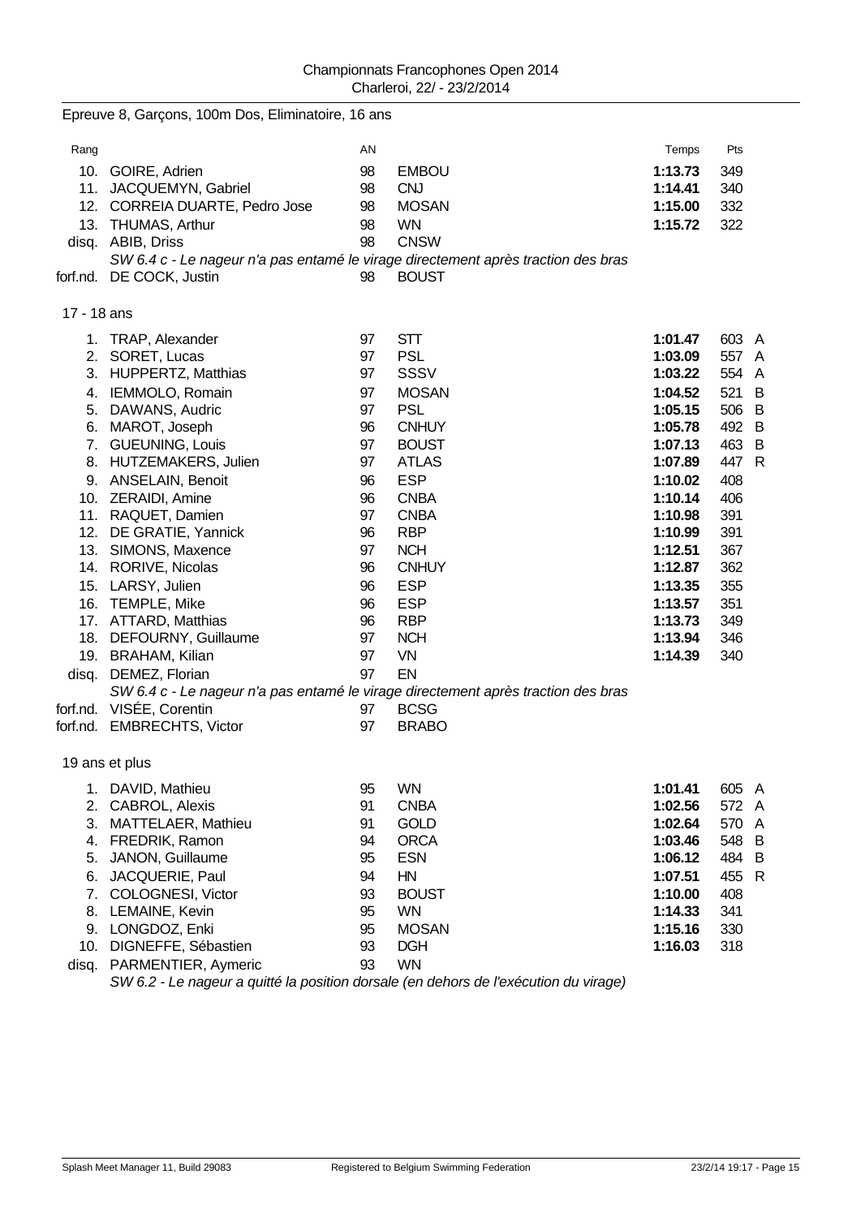Championnats Francophones Open 2014
Charleroi, 22/ - 23/2/2014

Epreuve 8, Garçons, 100m Dos, Eliminatoire, 16 ans

| Rang | | AN | | Temps | Pts | |
|---|---|---|---|---|---|---|
| 10. | GOIRE, Adrien | 98 | EMBOU | **1:13.73** | 349 | |
| 11. | JACQUEMYN, Gabriel | 98 | CNJ | **1:14.41** | 340 | |
| 12. | CORREIA DUARTE, Pedro Jose | 98 | MOSAN | **1:15.00** | 332 | |
| 13. | THUMAS, Arthur | 98 | WN | **1:15.72** | 322 | |
| disq. | ABIB, Driss | 98 | CNSW | | | |
| | *SW 6.4 c - Le nageur n'a pas entamé le virage directement après traction des bras* | | | | | |
| forf.nd. | DE COCK, Justin | 98 | BOUST | | | |

17 - 18 ans

| Rang | | AN | | Temps | Pts | |
|---|---|---|---|---|---|---|
| 1. | TRAP, Alexander | 97 | STT | **1:01.47** | 603 | A |
| 2. | SORET, Lucas | 97 | PSL | **1:03.09** | 557 | A |
| 3. | HUPPERTZ, Matthias | 97 | SSSV | **1:03.22** | 554 | A |
| 4. | IEMMOLO, Romain | 97 | MOSAN | **1:04.52** | 521 | B |
| 5. | DAWANS, Audric | 97 | PSL | **1:05.15** | 506 | B |
| 6. | MAROT, Joseph | 96 | CNHUY | **1:05.78** | 492 | B |
| 7. | GUEUNING, Louis | 97 | BOUST | **1:07.13** | 463 | B |
| 8. | HUTZEMAKERS, Julien | 97 | ATLAS | **1:07.89** | 447 | R |
| 9. | ANSELAIN, Benoit | 96 | ESP | **1:10.02** | 408 | |
| 10. | ZERAIDI, Amine | 96 | CNBA | **1:10.14** | 406 | |
| 11. | RAQUET, Damien | 97 | CNBA | **1:10.98** | 391 | |
| 12. | DE GRATIE, Yannick | 96 | RBP | **1:10.99** | 391 | |
| 13. | SIMONS, Maxence | 97 | NCH | **1:12.51** | 367 | |
| 14. | RORIVE, Nicolas | 96 | CNHUY | **1:12.87** | 362 | |
| 15. | LARSY, Julien | 96 | ESP | **1:13.35** | 355 | |
| 16. | TEMPLE, Mike | 96 | ESP | **1:13.57** | 351 | |
| 17. | ATTARD, Matthias | 96 | RBP | **1:13.73** | 349 | |
| 18. | DEFOURNY, Guillaume | 97 | NCH | **1:13.94** | 346 | |
| 19. | BRAHAM, Kilian | 97 | VN | **1:14.39** | 340 | |
| disq. | DEMEZ, Florian | 97 | EN | | | |
| | *SW 6.4 c - Le nageur n'a pas entamé le virage directement après traction des bras* | | | | | |
| forf.nd. | VISÉE, Corentin | 97 | BCSG | | | |
| forf.nd. | EMBRECHTS, Victor | 97 | BRABO | | | |

19 ans et plus

| Rang | | AN | | Temps | Pts | |
|---|---|---|---|---|---|---|
| 1. | DAVID, Mathieu | 95 | WN | **1:01.41** | 605 | A |
| 2. | CABROL, Alexis | 91 | CNBA | **1:02.56** | 572 | A |
| 3. | MATTELAER, Mathieu | 91 | GOLD | **1:02.64** | 570 | A |
| 4. | FREDRIK, Ramon | 94 | ORCA | **1:03.46** | 548 | B |
| 5. | JANON, Guillaume | 95 | ESN | **1:06.12** | 484 | B |
| 6. | JACQUERIE, Paul | 94 | HN | **1:07.51** | 455 | R |
| 7. | COLOGNESI, Victor | 93 | BOUST | **1:10.00** | 408 | |
| 8. | LEMAINE, Kevin | 95 | WN | **1:14.33** | 341 | |
| 9. | LONGDOZ, Enki | 95 | MOSAN | **1:15.16** | 330 | |
| 10. | DIGNEFFE, Sébastien | 93 | DGH | **1:16.03** | 318 | |
| disq. | PARMENTIER, Aymeric | 93 | WN | | | |
| | *SW 6.2 - Le nageur a quitté la position dorsale (en dehors de l'exécution du virage)* | | | | | |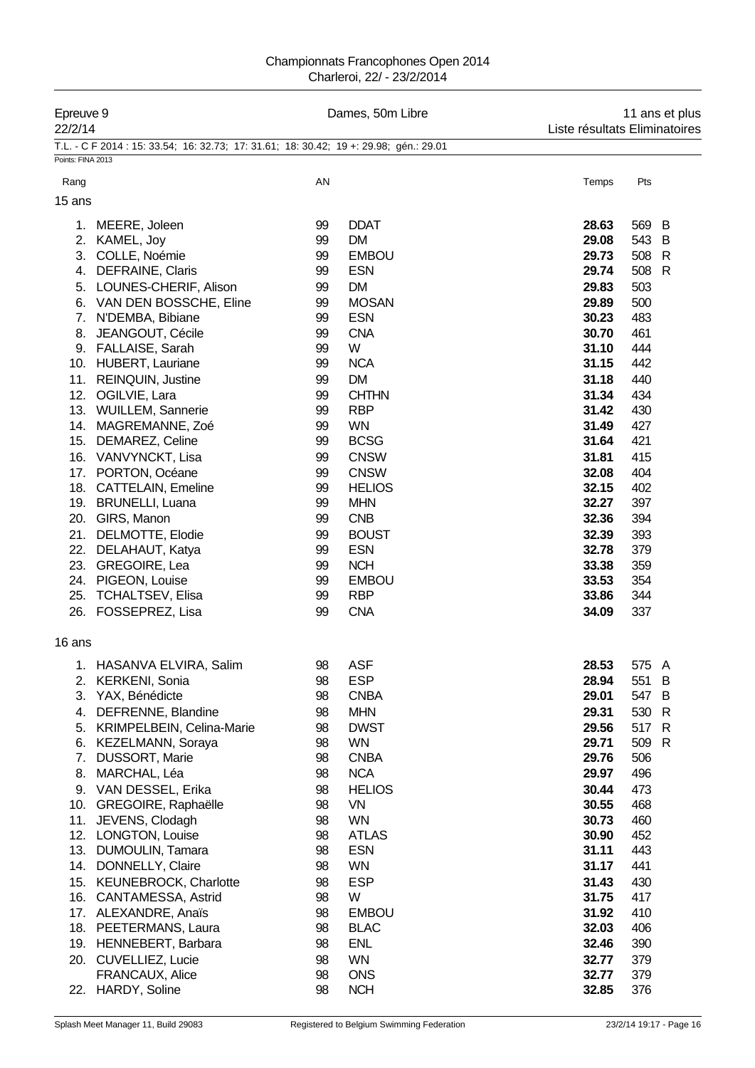Championnats Francophones Open 2014
Charleroi, 22/ - 23/2/2014

| Epreuve 9 | Dames, 50m Libre | 11 ans et plus |
|---|---|---|
| 22/2/14 | | Liste résultats Eliminatoires |

T.L. - C F 2014 : 15: 33.54; 16: 32.73; 17: 31.61; 18: 30.42; 19 +: 29.98; gén.: 29.01

Points: FINA 2013

| Rang | | AN | | Temps | Pts | |
|---|---|---|---|---|---|---|
| **15 ans** | | | | | | |
| 1. | MEERE, Joleen | 99 | DDAT | **28.63** | 569 | B |
| 2. | KAMEL, Joy | 99 | DM | **29.08** | 543 | B |
| 3. | COLLE, Noémie | 99 | EMBOU | **29.73** | 508 | R |
| 4. | DEFRAINE, Claris | 99 | ESN | **29.74** | 508 | R |
| 5. | LOUNES-CHERIF, Alison | 99 | DM | **29.83** | 503 | |
| 6. | VAN DEN BOSSCHE, Eline | 99 | MOSAN | **29.89** | 500 | |
| 7. | N'DEMBA, Bibiane | 99 | ESN | **30.23** | 483 | |
| 8. | JEANGOUT, Cécile | 99 | CNA | **30.70** | 461 | |
| 9. | FALLAISE, Sarah | 99 | W | **31.10** | 444 | |
| 10. | HUBERT, Lauriane | 99 | NCA | **31.15** | 442 | |
| 11. | REINQUIN, Justine | 99 | DM | **31.18** | 440 | |
| 12. | OGILVIE, Lara | 99 | CHTHN | **31.34** | 434 | |
| 13. | WUILLEM, Sannerie | 99 | RBP | **31.42** | 430 | |
| 14. | MAGREMANNE, Zoé | 99 | WN | **31.49** | 427 | |
| 15. | DEMAREZ, Celine | 99 | BCSG | **31.64** | 421 | |
| 16. | VANVYNCKT, Lisa | 99 | CNSW | **31.81** | 415 | |
| 17. | PORTON, Océane | 99 | CNSW | **32.08** | 404 | |
| 18. | CATTELAIN, Emeline | 99 | HELIOS | **32.15** | 402 | |
| 19. | BRUNELLI, Luana | 99 | MHN | **32.27** | 397 | |
| 20. | GIRS, Manon | 99 | CNB | **32.36** | 394 | |
| 21. | DELMOTTE, Elodie | 99 | BOUST | **32.39** | 393 | |
| 22. | DELAHAUT, Katya | 99 | ESN | **32.78** | 379 | |
| 23. | GREGOIRE, Lea | 99 | NCH | **33.38** | 359 | |
| 24. | PIGEON, Louise | 99 | EMBOU | **33.53** | 354 | |
| 25. | TCHALTSEV, Elisa | 99 | RBP | **33.86** | 344 | |
| 26. | FOSSEPREZ, Lisa | 99 | CNA | **34.09** | 337 | |
| **16 ans** | | | | | | |
| 1. | HASANVA ELVIRA, Salim | 98 | ASF | **28.53** | 575 | A |
| 2. | KERKENI, Sonia | 98 | ESP | **28.94** | 551 | B |
| 3. | YAX, Bénédicte | 98 | CNBA | **29.01** | 547 | B |
| 4. | DEFRENNE, Blandine | 98 | MHN | **29.31** | 530 | R |
| 5. | KRIMPELBEIN, Celina-Marie | 98 | DWST | **29.56** | 517 | R |
| 6. | KEZELMANN, Soraya | 98 | WN | **29.71** | 509 | R |
| 7. | DUSSORT, Marie | 98 | CNBA | **29.76** | 506 | |
| 8. | MARCHAL, Léa | 98 | NCA | **29.97** | 496 | |
| 9. | VAN DESSEL, Erika | 98 | HELIOS | **30.44** | 473 | |
| 10. | GREGOIRE, Raphaëlle | 98 | VN | **30.55** | 468 | |
| 11. | JEVENS, Clodagh | 98 | WN | **30.73** | 460 | |
| 12. | LONGTON, Louise | 98 | ATLAS | **30.90** | 452 | |
| 13. | DUMOULIN, Tamara | 98 | ESN | **31.11** | 443 | |
| 14. | DONNELLY, Claire | 98 | WN | **31.17** | 441 | |
| 15. | KEUNEBROCK, Charlotte | 98 | ESP | **31.43** | 430 | |
| 16. | CANTAMESSA, Astrid | 98 | W | **31.75** | 417 | |
| 17. | ALEXANDRE, Anaïs | 98 | EMBOU | **31.92** | 410 | |
| 18. | PEETERMANS, Laura | 98 | BLAC | **32.03** | 406 | |
| 19. | HENNEBERT, Barbara | 98 | ENL | **32.46** | 390 | |
| 20. | CUVELLIEZ, Lucie | 98 | WN | **32.77** | 379 | |
| | FRANCAUX, Alice | 98 | ONS | **32.77** | 379 | |
| 22. | HARDY, Soline | 98 | NCH | **32.85** | 376 | |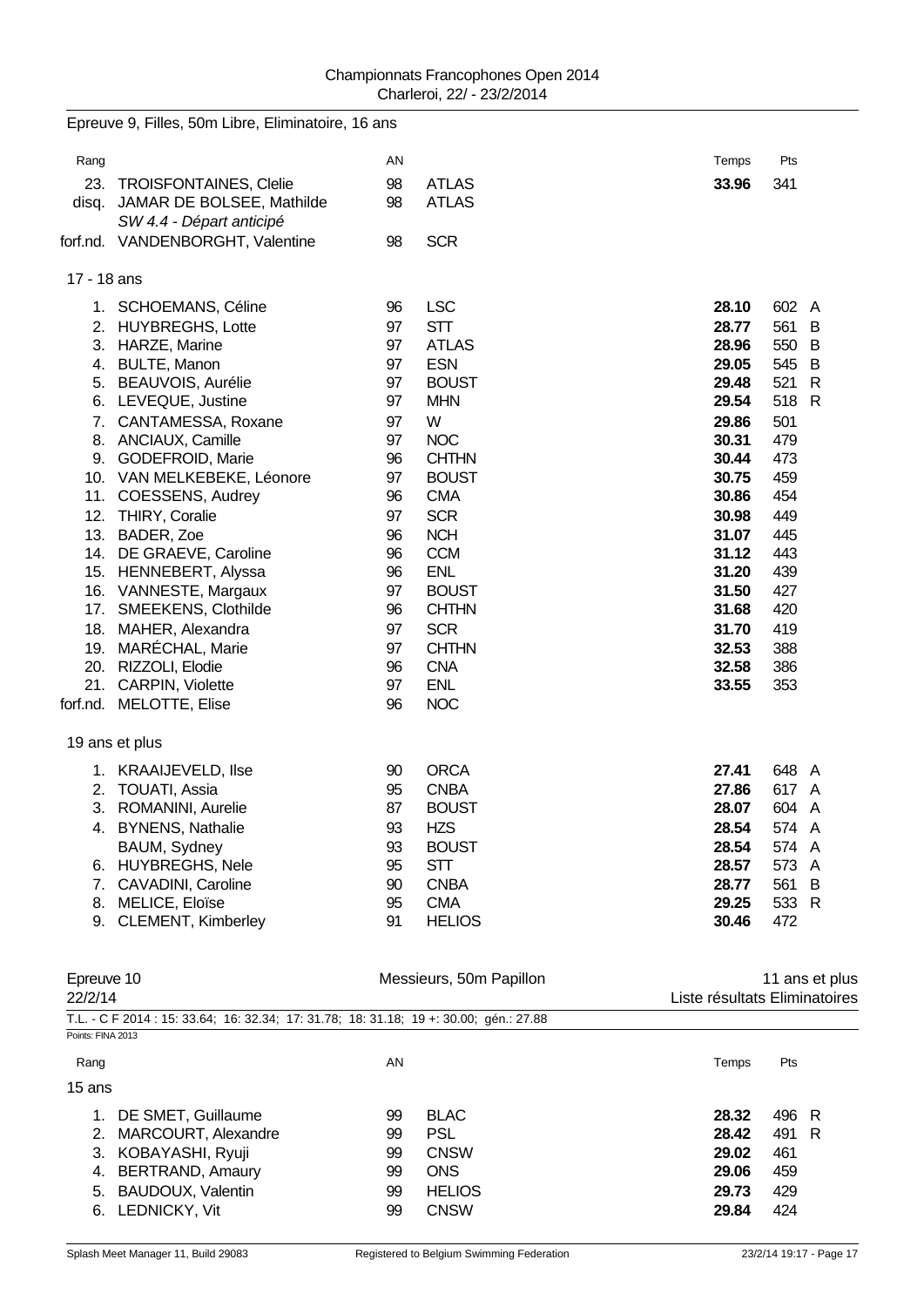Epreuve 9, Filles, 50m Libre, Eliminatoire, 16 ans

| Rang | | AN | | Temps | Pts | |
|---|---|---|---|---|---|---|
| 23. | TROISFONTAINES, Clelie | 98 | ATLAS | **33.96** | 341 | |
| disq. | JAMAR DE BOLSEE, Mathilde | 98 | ATLAS | | | |
| | *SW 4.4 - Départ anticipé* | | | | | |
| forf.nd. | VANDENBORGHT, Valentine | 98 | SCR | | | |

17 - 18 ans

| Rang | | AN | | Temps | Pts | |
|---|---|---|---|---|---|---|
| 1. | SCHOEMANS, Céline | 96 | LSC | **28.10** | 602 | A |
| 2. | HUYBREGHS, Lotte | 97 | STT | **28.77** | 561 | B |
| 3. | HARZE, Marine | 97 | ATLAS | **28.96** | 550 | B |
| 4. | BULTE, Manon | 97 | ESN | **29.05** | 545 | B |
| 5. | BEAUVOIS, Aurélie | 97 | BOUST | **29.48** | 521 | R |
| 6. | LEVEQUE, Justine | 97 | MHN | **29.54** | 518 | R |
| 7. | CANTAMESSA, Roxane | 97 | W | **29.86** | 501 | |
| 8. | ANCIAUX, Camille | 97 | NOC | **30.31** | 479 | |
| 9. | GODEFROID, Marie | 96 | CHTHN | **30.44** | 473 | |
| 10. | VAN MELKEBEKE, Léonore | 97 | BOUST | **30.75** | 459 | |
| 11. | COESSENS, Audrey | 96 | CMA | **30.86** | 454 | |
| 12. | THIRY, Coralie | 97 | SCR | **30.98** | 449 | |
| 13. | BADER, Zoe | 96 | NCH | **31.07** | 445 | |
| 14. | DE GRAEVE, Caroline | 96 | CCM | **31.12** | 443 | |
| 15. | HENNEBERT, Alyssa | 96 | ENL | **31.20** | 439 | |
| 16. | VANNESTE, Margaux | 97 | BOUST | **31.50** | 427 | |
| 17. | SMEEKENS, Clothilde | 96 | CHTHN | **31.68** | 420 | |
| 18. | MAHER, Alexandra | 97 | SCR | **31.70** | 419 | |
| 19. | MARÉCHAL, Marie | 97 | CHTHN | **32.53** | 388 | |
| 20. | RIZZOLI, Elodie | 96 | CNA | **32.58** | 386 | |
| 21. | CARPIN, Violette | 97 | ENL | **33.55** | 353 | |
| forf.nd. | MELOTTE, Elise | 96 | NOC | | | |

19 ans et plus

| Rang | | AN | | Temps | Pts | |
|---|---|---|---|---|---|---|
| 1. | KRAAIJEVELD, Ilse | 90 | ORCA | **27.41** | 648 | A |
| 2. | TOUATI, Assia | 95 | CNBA | **27.86** | 617 | A |
| 3. | ROMANINI, Aurelie | 87 | BOUST | **28.07** | 604 | A |
| 4. | BYNENS, Nathalie | 93 | HZS | **28.54** | 574 | A |
| | BAUM, Sydney | 93 | BOUST | **28.54** | 574 | A |
| 6. | HUYBREGHS, Nele | 95 | STT | **28.57** | 573 | A |
| 7. | CAVADINI, Caroline | 90 | CNBA | **28.77** | 561 | B |
| 8. | MELICE, Eloïse | 95 | CMA | **29.25** | 533 | R |
| 9. | CLEMENT, Kimberley | 91 | HELIOS | **30.46** | 472 | |

Epreuve 10 — Messieurs, 50m Papillon — 11 ans et plus

22/2/14 — Liste résultats Eliminatoires

T.L. - C F 2014 : 15: 33.64; 16: 32.34; 17: 31.78; 18: 31.18; 19 +: 30.00; gén.: 27.88

Points: FINA 2013

15 ans

| Rang | | AN | | Temps | Pts | |
|---|---|---|---|---|---|---|
| 1. | DE SMET, Guillaume | 99 | BLAC | **28.32** | 496 | R |
| 2. | MARCOURT, Alexandre | 99 | PSL | **28.42** | 491 | R |
| 3. | KOBAYASHI, Ryuji | 99 | CNSW | **29.02** | 461 | |
| 4. | BERTRAND, Amaury | 99 | ONS | **29.06** | 459 | |
| 5. | BAUDOUX, Valentin | 99 | HELIOS | **29.73** | 429 | |
| 6. | LEDNICKY, Vit | 99 | CNSW | **29.84** | 424 | |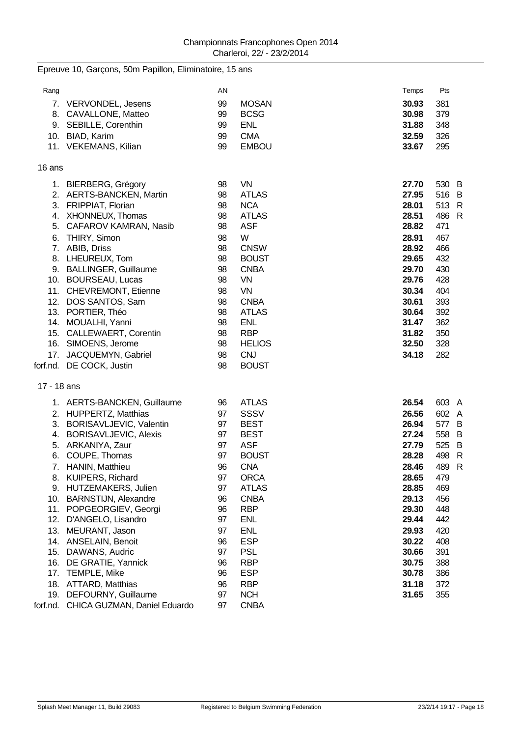Epreuve 10, Garçons, 50m Papillon, Eliminatoire, 15 ans

| Rang | | AN | | Temps | Pts | |
|---|---|---|---|---|---|---|
| 7. | VERVONDEL, Jesens | 99 | MOSAN | **30.93** | 381 | |
| 8. | CAVALLONE, Matteo | 99 | BCSG | **30.98** | 379 | |
| 9. | SEBILLE, Corenthin | 99 | ENL | **31.88** | 348 | |
| 10. | BIAD, Karim | 99 | CMA | **32.59** | 326 | |
| 11. | VEKEMANS, Kilian | 99 | EMBOU | **33.67** | 295 | |

16 ans

| Rang | | AN | | Temps | Pts | |
|---|---|---|---|---|---|---|
| 1. | BIERBERG, Grégory | 98 | VN | **27.70** | 530 | B |
| 2. | AERTS-BANCKEN, Martin | 98 | ATLAS | **27.95** | 516 | B |
| 3. | FRIPPIAT, Florian | 98 | NCA | **28.01** | 513 | R |
| 4. | XHONNEUX, Thomas | 98 | ATLAS | **28.51** | 486 | R |
| 5. | CAFAROV KAMRAN, Nasib | 98 | ASF | **28.82** | 471 | |
| 6. | THIRY, Simon | 98 | W | **28.91** | 467 | |
| 7. | ABIB, Driss | 98 | CNSW | **28.92** | 466 | |
| 8. | LHEUREUX, Tom | 98 | BOUST | **29.65** | 432 | |
| 9. | BALLINGER, Guillaume | 98 | CNBA | **29.70** | 430 | |
| 10. | BOURSEAU, Lucas | 98 | VN | **29.76** | 428 | |
| 11. | CHEVREMONT, Etienne | 98 | VN | **30.34** | 404 | |
| 12. | DOS SANTOS, Sam | 98 | CNBA | **30.61** | 393 | |
| 13. | PORTIER, Théo | 98 | ATLAS | **30.64** | 392 | |
| 14. | MOUALHI, Yanni | 98 | ENL | **31.47** | 362 | |
| 15. | CALLEWAERT, Corentin | 98 | RBP | **31.82** | 350 | |
| 16. | SIMOENS, Jerome | 98 | HELIOS | **32.50** | 328 | |
| 17. | JACQUEMYN, Gabriel | 98 | CNJ | **34.18** | 282 | |
| forf.nd. | DE COCK, Justin | 98 | BOUST | | | |

17 - 18 ans

| Rang | | AN | | Temps | Pts | |
|---|---|---|---|---|---|---|
| 1. | AERTS-BANCKEN, Guillaume | 96 | ATLAS | **26.54** | 603 | A |
| 2. | HUPPERTZ, Matthias | 97 | SSSV | **26.56** | 602 | A |
| 3. | BORISAVLJEVIC, Valentin | 97 | BEST | **26.94** | 577 | B |
| 4. | BORISAVLJEVIC, Alexis | 97 | BEST | **27.24** | 558 | B |
| 5. | ARKANIYA, Zaur | 97 | ASF | **27.79** | 525 | B |
| 6. | COUPE, Thomas | 97 | BOUST | **28.28** | 498 | R |
| 7. | HANIN, Matthieu | 96 | CNA | **28.46** | 489 | R |
| 8. | KUIPERS, Richard | 97 | ORCA | **28.65** | 479 | |
| 9. | HUTZEMAKERS, Julien | 97 | ATLAS | **28.85** | 469 | |
| 10. | BARNSTIJN, Alexandre | 96 | CNBA | **29.13** | 456 | |
| 11. | POPGEORGIEV, Georgi | 96 | RBP | **29.30** | 448 | |
| 12. | D'ANGELO, Lisandro | 97 | ENL | **29.44** | 442 | |
| 13. | MEURANT, Jason | 97 | ENL | **29.93** | 420 | |
| 14. | ANSELAIN, Benoit | 96 | ESP | **30.22** | 408 | |
| 15. | DAWANS, Audric | 97 | PSL | **30.66** | 391 | |
| 16. | DE GRATIE, Yannick | 96 | RBP | **30.75** | 388 | |
| 17. | TEMPLE, Mike | 96 | ESP | **30.78** | 386 | |
| 18. | ATTARD, Matthias | 96 | RBP | **31.18** | 372 | |
| 19. | DEFOURNY, Guillaume | 97 | NCH | **31.65** | 355 | |
| forf.nd. | CHICA GUZMAN, Daniel Eduardo | 97 | CNBA | | | |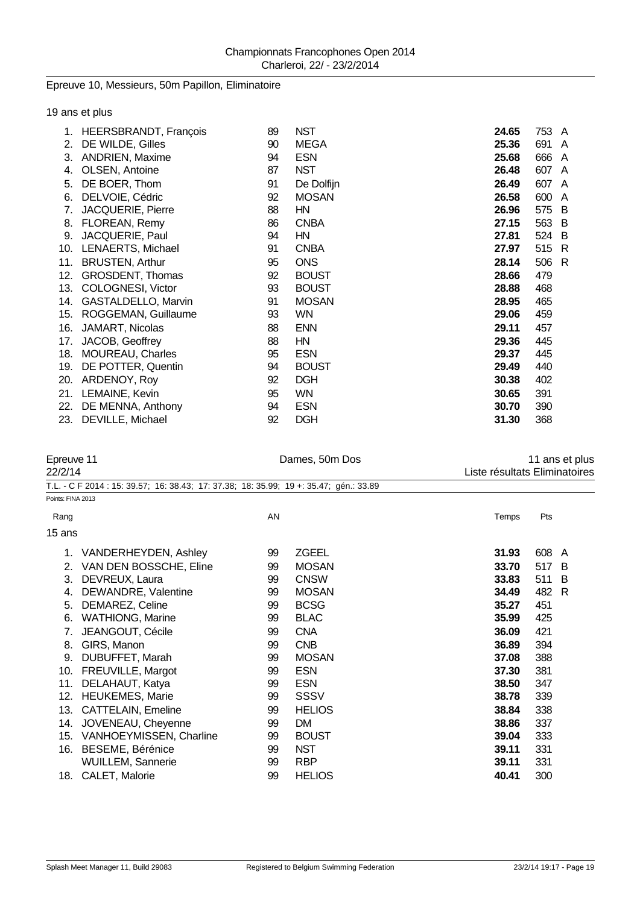Epreuve 10, Messieurs, 50m Papillon, Eliminatoire

19 ans et plus

| Rang | Nom | AN | Club | Temps | Pts | |
|---|---|---|---|---|---|---|
| 1. | HEERSBRANDT, François | 89 | NST | **24.65** | 753 | A |
| 2. | DE WILDE, Gilles | 90 | MEGA | **25.36** | 691 | A |
| 3. | ANDRIEN, Maxime | 94 | ESN | **25.68** | 666 | A |
| 4. | OLSEN, Antoine | 87 | NST | **26.48** | 607 | A |
| 5. | DE BOER, Thom | 91 | De Dolfijn | **26.49** | 607 | A |
| 6. | DELVOIE, Cédric | 92 | MOSAN | **26.58** | 600 | A |
| 7. | JACQUERIE, Pierre | 88 | HN | **26.96** | 575 | B |
| 8. | FLOREAN, Remy | 86 | CNBA | **27.15** | 563 | B |
| 9. | JACQUERIE, Paul | 94 | HN | **27.81** | 524 | B |
| 10. | LENAERTS, Michael | 91 | CNBA | **27.97** | 515 | R |
| 11. | BRUSTEN, Arthur | 95 | ONS | **28.14** | 506 | R |
| 12. | GROSDENT, Thomas | 92 | BOUST | **28.66** | 479 | |
| 13. | COLOGNESI, Victor | 93 | BOUST | **28.88** | 468 | |
| 14. | GASTALDELLO, Marvin | 91 | MOSAN | **28.95** | 465 | |
| 15. | ROGGEMAN, Guillaume | 93 | WN | **29.06** | 459 | |
| 16. | JAMART, Nicolas | 88 | ENN | **29.11** | 457 | |
| 17. | JACOB, Geoffrey | 88 | HN | **29.36** | 445 | |
| 18. | MOUREAU, Charles | 95 | ESN | **29.37** | 445 | |
| 19. | DE POTTER, Quentin | 94 | BOUST | **29.49** | 440 | |
| 20. | ARDENOY, Roy | 92 | DGH | **30.38** | 402 | |
| 21. | LEMAINE, Kevin | 95 | WN | **30.65** | 391 | |
| 22. | DE MENNA, Anthony | 94 | ESN | **30.70** | 390 | |
| 23. | DEVILLE, Michael | 92 | DGH | **31.30** | 368 | |

Epreuve 11 — Dames, 50m Dos — 11 ans et plus

22/2/14 — Liste résultats Eliminatoires

T.L. - C F 2014 : 15: 39.57; 16: 38.43; 17: 37.38; 18: 35.99; 19 +: 35.47; gén.: 33.89

Points: FINA 2013

15 ans

| Rang | Nom | AN | Club | Temps | Pts | |
|---|---|---|---|---|---|---|
| 1. | VANDERHEYDEN, Ashley | 99 | ZGEEL | **31.93** | 608 | A |
| 2. | VAN DEN BOSSCHE, Eline | 99 | MOSAN | **33.70** | 517 | B |
| 3. | DEVREUX, Laura | 99 | CNSW | **33.83** | 511 | B |
| 4. | DEWANDRE, Valentine | 99 | MOSAN | **34.49** | 482 | R |
| 5. | DEMAREZ, Celine | 99 | BCSG | **35.27** | 451 | |
| 6. | WATHIONG, Marine | 99 | BLAC | **35.99** | 425 | |
| 7. | JEANGOUT, Cécile | 99 | CNA | **36.09** | 421 | |
| 8. | GIRS, Manon | 99 | CNB | **36.89** | 394 | |
| 9. | DUBUFFET, Marah | 99 | MOSAN | **37.08** | 388 | |
| 10. | FREUVILLE, Margot | 99 | ESN | **37.30** | 381 | |
| 11. | DELAHAUT, Katya | 99 | ESN | **38.50** | 347 | |
| 12. | HEUKEMES, Marie | 99 | SSSV | **38.78** | 339 | |
| 13. | CATTELAIN, Emeline | 99 | HELIOS | **38.84** | 338 | |
| 14. | JOVENEAU, Cheyenne | 99 | DM | **38.86** | 337 | |
| 15. | VANHOEYMISSEN, Charline | 99 | BOUST | **39.04** | 333 | |
| 16. | BESEME, Bérénice | 99 | NST | **39.11** | 331 | |
| | WUILLEM, Sannerie | 99 | RBP | **39.11** | 331 | |
| 18. | CALET, Malorie | 99 | HELIOS | **40.41** | 300 | |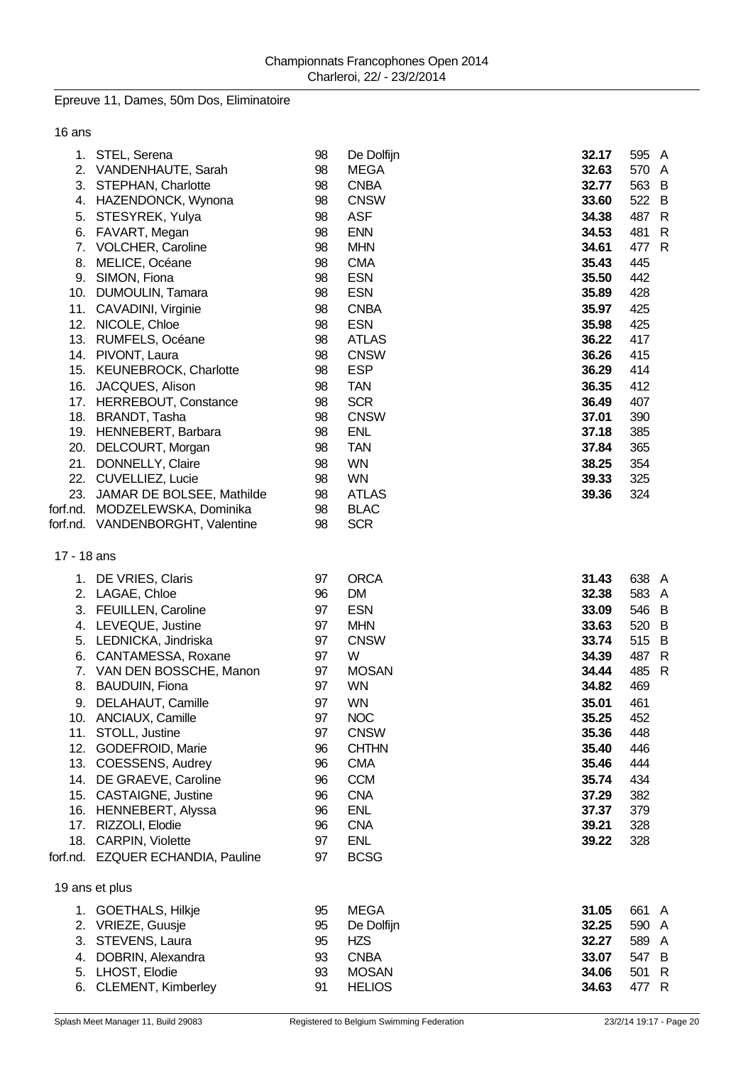Championnats Francophones Open 2014
Charleroi, 22/ - 23/2/2014

Epreuve 11, Dames, 50m Dos, Eliminatoire

16 ans

| Rang | Nom | Année | Club | Temps | Points | |
|---|---|---|---|---|---|---|
| 1. | STEL, Serena | 98 | De Dolfijn | **32.17** | 595 | A |
| 2. | VANDENHAUTE, Sarah | 98 | MEGA | **32.63** | 570 | A |
| 3. | STEPHAN, Charlotte | 98 | CNBA | **32.77** | 563 | B |
| 4. | HAZENDONCK, Wynona | 98 | CNSW | **33.60** | 522 | B |
| 5. | STESYREK, Yulya | 98 | ASF | **34.38** | 487 | R |
| 6. | FAVART, Megan | 98 | ENN | **34.53** | 481 | R |
| 7. | VOLCHER, Caroline | 98 | MHN | **34.61** | 477 | R |
| 8. | MELICE, Océane | 98 | CMA | **35.43** | 445 | |
| 9. | SIMON, Fiona | 98 | ESN | **35.50** | 442 | |
| 10. | DUMOULIN, Tamara | 98 | ESN | **35.89** | 428 | |
| 11. | CAVADINI, Virginie | 98 | CNBA | **35.97** | 425 | |
| 12. | NICOLE, Chloe | 98 | ESN | **35.98** | 425 | |
| 13. | RUMFELS, Océane | 98 | ATLAS | **36.22** | 417 | |
| 14. | PIVONT, Laura | 98 | CNSW | **36.26** | 415 | |
| 15. | KEUNEBROCK, Charlotte | 98 | ESP | **36.29** | 414 | |
| 16. | JACQUES, Alison | 98 | TAN | **36.35** | 412 | |
| 17. | HERREBOUT, Constance | 98 | SCR | **36.49** | 407 | |
| 18. | BRANDT, Tasha | 98 | CNSW | **37.01** | 390 | |
| 19. | HENNEBERT, Barbara | 98 | ENL | **37.18** | 385 | |
| 20. | DELCOURT, Morgan | 98 | TAN | **37.84** | 365 | |
| 21. | DONNELLY, Claire | 98 | WN | **38.25** | 354 | |
| 22. | CUVELLIEZ, Lucie | 98 | WN | **39.33** | 325 | |
| 23. | JAMAR DE BOLSEE, Mathilde | 98 | ATLAS | **39.36** | 324 | |
| forf.nd. | MODZELEWSKA, Dominika | 98 | BLAC | | | |
| forf.nd. | VANDENBORGHT, Valentine | 98 | SCR | | | |

17 - 18 ans

| Rang | Nom | Année | Club | Temps | Points | |
|---|---|---|---|---|---|---|
| 1. | DE VRIES, Claris | 97 | ORCA | **31.43** | 638 | A |
| 2. | LAGAE, Chloe | 96 | DM | **32.38** | 583 | A |
| 3. | FEUILLEN, Caroline | 97 | ESN | **33.09** | 546 | B |
| 4. | LEVEQUE, Justine | 97 | MHN | **33.63** | 520 | B |
| 5. | LEDNICKA, Jindriska | 97 | CNSW | **33.74** | 515 | B |
| 6. | CANTAMESSA, Roxane | 97 | W | **34.39** | 487 | R |
| 7. | VAN DEN BOSSCHE, Manon | 97 | MOSAN | **34.44** | 485 | R |
| 8. | BAUDUIN, Fiona | 97 | WN | **34.82** | 469 | |
| 9. | DELAHAUT, Camille | 97 | WN | **35.01** | 461 | |
| 10. | ANCIAUX, Camille | 97 | NOC | **35.25** | 452 | |
| 11. | STOLL, Justine | 97 | CNSW | **35.36** | 448 | |
| 12. | GODEFROID, Marie | 96 | CHTHN | **35.40** | 446 | |
| 13. | COESSENS, Audrey | 96 | CMA | **35.46** | 444 | |
| 14. | DE GRAEVE, Caroline | 96 | CCM | **35.74** | 434 | |
| 15. | CASTAIGNE, Justine | 96 | CNA | **37.29** | 382 | |
| 16. | HENNEBERT, Alyssa | 96 | ENL | **37.37** | 379 | |
| 17. | RIZZOLI, Elodie | 96 | CNA | **39.21** | 328 | |
| 18. | CARPIN, Violette | 97 | ENL | **39.22** | 328 | |
| forf.nd. | EZQUER ECHANDIA, Pauline | 97 | BCSG | | | |

19 ans et plus

| Rang | Nom | Année | Club | Temps | Points | |
|---|---|---|---|---|---|---|
| 1. | GOETHALS, Hilkje | 95 | MEGA | **31.05** | 661 | A |
| 2. | VRIEZE, Guusje | 95 | De Dolfijn | **32.25** | 590 | A |
| 3. | STEVENS, Laura | 95 | HZS | **32.27** | 589 | A |
| 4. | DOBRIN, Alexandra | 93 | CNBA | **33.07** | 547 | B |
| 5. | LHOST, Elodie | 93 | MOSAN | **34.06** | 501 | R |
| 6. | CLEMENT, Kimberley | 91 | HELIOS | **34.63** | 477 | R |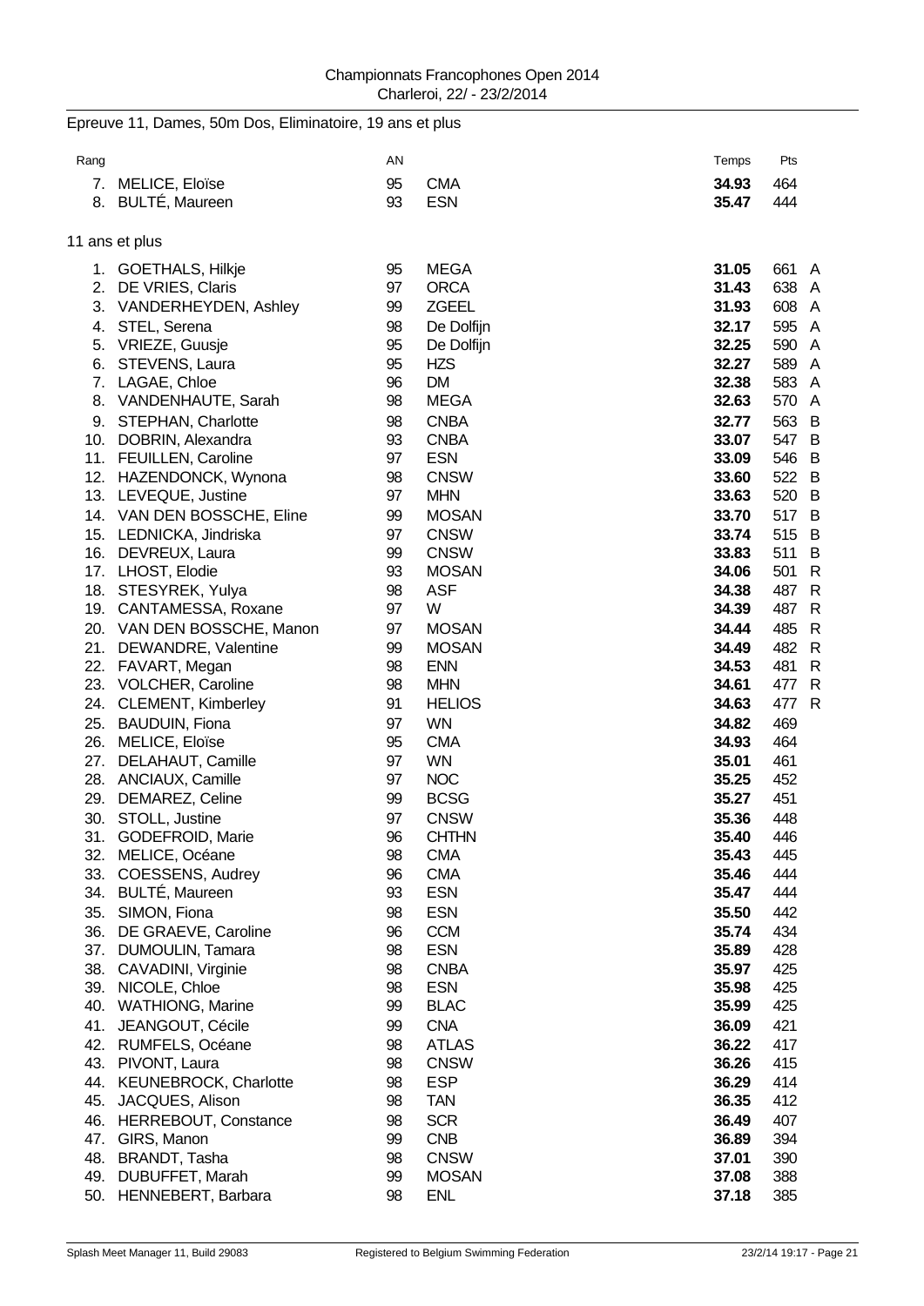Championnats Francophones Open 2014
Charleroi, 22/ - 23/2/2014

## Epreuve 11, Dames, 50m Dos, Eliminatoire, 19 ans et plus

| Rang | | AN | | Temps | Pts | |
|---|---|---|---|---|---|---|
| 7. | MELICE, Eloïse | 95 | CMA | **34.93** | 464 | |
| 8. | BULTÉ, Maureen | 93 | ESN | **35.47** | 444 | |

### 11 ans et plus

| Rang | | AN | | Temps | Pts | |
|---|---|---|---|---|---|---|
| 1. | GOETHALS, Hilkje | 95 | MEGA | **31.05** | 661 | A |
| 2. | DE VRIES, Claris | 97 | ORCA | **31.43** | 638 | A |
| 3. | VANDERHEYDEN, Ashley | 99 | ZGEEL | **31.93** | 608 | A |
| 4. | STEL, Serena | 98 | De Dolfijn | **32.17** | 595 | A |
| 5. | VRIEZE, Guusje | 95 | De Dolfijn | **32.25** | 590 | A |
| 6. | STEVENS, Laura | 95 | HZS | **32.27** | 589 | A |
| 7. | LAGAE, Chloe | 96 | DM | **32.38** | 583 | A |
| 8. | VANDENHAUTE, Sarah | 98 | MEGA | **32.63** | 570 | A |
| 9. | STEPHAN, Charlotte | 98 | CNBA | **32.77** | 563 | B |
| 10. | DOBRIN, Alexandra | 93 | CNBA | **33.07** | 547 | B |
| 11. | FEUILLEN, Caroline | 97 | ESN | **33.09** | 546 | B |
| 12. | HAZENDONCK, Wynona | 98 | CNSW | **33.60** | 522 | B |
| 13. | LEVEQUE, Justine | 97 | MHN | **33.63** | 520 | B |
| 14. | VAN DEN BOSSCHE, Eline | 99 | MOSAN | **33.70** | 517 | B |
| 15. | LEDNICKA, Jindriska | 97 | CNSW | **33.74** | 515 | B |
| 16. | DEVREUX, Laura | 99 | CNSW | **33.83** | 511 | B |
| 17. | LHOST, Elodie | 93 | MOSAN | **34.06** | 501 | R |
| 18. | STESYREK, Yulya | 98 | ASF | **34.38** | 487 | R |
| 19. | CANTAMESSA, Roxane | 97 | W | **34.39** | 487 | R |
| 20. | VAN DEN BOSSCHE, Manon | 97 | MOSAN | **34.44** | 485 | R |
| 21. | DEWANDRE, Valentine | 99 | MOSAN | **34.49** | 482 | R |
| 22. | FAVART, Megan | 98 | ENN | **34.53** | 481 | R |
| 23. | VOLCHER, Caroline | 98 | MHN | **34.61** | 477 | R |
| 24. | CLEMENT, Kimberley | 91 | HELIOS | **34.63** | 477 | R |
| 25. | BAUDUIN, Fiona | 97 | WN | **34.82** | 469 | |
| 26. | MELICE, Eloïse | 95 | CMA | **34.93** | 464 | |
| 27. | DELAHAUT, Camille | 97 | WN | **35.01** | 461 | |
| 28. | ANCIAUX, Camille | 97 | NOC | **35.25** | 452 | |
| 29. | DEMAREZ, Celine | 99 | BCSG | **35.27** | 451 | |
| 30. | STOLL, Justine | 97 | CNSW | **35.36** | 448 | |
| 31. | GODEFROID, Marie | 96 | CHTHN | **35.40** | 446 | |
| 32. | MELICE, Océane | 98 | CMA | **35.43** | 445 | |
| 33. | COESSENS, Audrey | 96 | CMA | **35.46** | 444 | |
| 34. | BULTÉ, Maureen | 93 | ESN | **35.47** | 444 | |
| 35. | SIMON, Fiona | 98 | ESN | **35.50** | 442 | |
| 36. | DE GRAEVE, Caroline | 96 | CCM | **35.74** | 434 | |
| 37. | DUMOULIN, Tamara | 98 | ESN | **35.89** | 428 | |
| 38. | CAVADINI, Virginie | 98 | CNBA | **35.97** | 425 | |
| 39. | NICOLE, Chloe | 98 | ESN | **35.98** | 425 | |
| 40. | WATHIONG, Marine | 99 | BLAC | **35.99** | 425 | |
| 41. | JEANGOUT, Cécile | 99 | CNA | **36.09** | 421 | |
| 42. | RUMFELS, Océane | 98 | ATLAS | **36.22** | 417 | |
| 43. | PIVONT, Laura | 98 | CNSW | **36.26** | 415 | |
| 44. | KEUNEBROCK, Charlotte | 98 | ESP | **36.29** | 414 | |
| 45. | JACQUES, Alison | 98 | TAN | **36.35** | 412 | |
| 46. | HERREBOUT, Constance | 98 | SCR | **36.49** | 407 | |
| 47. | GIRS, Manon | 99 | CNB | **36.89** | 394 | |
| 48. | BRANDT, Tasha | 98 | CNSW | **37.01** | 390 | |
| 49. | DUBUFFET, Marah | 99 | MOSAN | **37.08** | 388 | |
| 50. | HENNEBERT, Barbara | 98 | ENL | **37.18** | 385 | |

Splash Meet Manager 11, Build 29083 — Registered to Belgium Swimming Federation — 23/2/14 19:17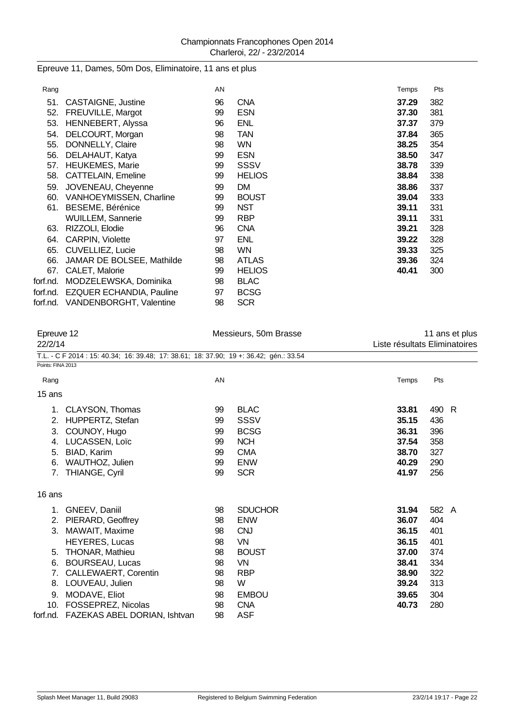Epreuve 11, Dames, 50m Dos, Eliminatoire, 11 ans et plus

| Rang | | AN | | Temps | Pts |
|---|---|---|---|---|---|
| 51. | CASTAIGNE, Justine | 96 | CNA | **37.29** | 382 |
| 52. | FREUVILLE, Margot | 99 | ESN | **37.30** | 381 |
| 53. | HENNEBERT, Alyssa | 96 | ENL | **37.37** | 379 |
| 54. | DELCOURT, Morgan | 98 | TAN | **37.84** | 365 |
| 55. | DONNELLY, Claire | 98 | WN | **38.25** | 354 |
| 56. | DELAHAUT, Katya | 99 | ESN | **38.50** | 347 |
| 57. | HEUKEMES, Marie | 99 | SSSV | **38.78** | 339 |
| 58. | CATTELAIN, Emeline | 99 | HELIOS | **38.84** | 338 |
| 59. | JOVENEAU, Cheyenne | 99 | DM | **38.86** | 337 |
| 60. | VANHOEYMISSEN, Charline | 99 | BOUST | **39.04** | 333 |
| 61. | BESEME, Bérénice | 99 | NST | **39.11** | 331 |
| | WUILLEM, Sannerie | 99 | RBP | **39.11** | 331 |
| 63. | RIZZOLI, Elodie | 96 | CNA | **39.21** | 328 |
| 64. | CARPIN, Violette | 97 | ENL | **39.22** | 328 |
| 65. | CUVELLIEZ, Lucie | 98 | WN | **39.33** | 325 |
| 66. | JAMAR DE BOLSEE, Mathilde | 98 | ATLAS | **39.36** | 324 |
| 67. | CALET, Malorie | 99 | HELIOS | **40.41** | 300 |
| forf.nd. | MODZELEWSKA, Dominika | 98 | BLAC | | |
| forf.nd. | EZQUER ECHANDIA, Pauline | 97 | BCSG | | |
| forf.nd. | VANDENBORGHT, Valentine | 98 | SCR | | |

Epreuve 12 — Messieurs, 50m Brasse — 11 ans et plus

22/2/14 — Liste résultats Eliminatoires

T.L. - C F 2014 : 15: 40.34; 16: 39.48; 17: 38.61; 18: 37.90; 19 +: 36.42; gén.: 33.54

Points: FINA 2013

| Rang | | AN | | Temps | Pts | |
|---|---|---|---|---|---|---|
| **15 ans** | | | | | | |
| 1. | CLAYSON, Thomas | 99 | BLAC | **33.81** | 490 | R |
| 2. | HUPPERTZ, Stefan | 99 | SSSV | **35.15** | 436 | |
| 3. | COUNOY, Hugo | 99 | BCSG | **36.31** | 396 | |
| 4. | LUCASSEN, Loïc | 99 | NCH | **37.54** | 358 | |
| 5. | BIAD, Karim | 99 | CMA | **38.70** | 327 | |
| 6. | WAUTHOZ, Julien | 99 | ENW | **40.29** | 290 | |
| 7. | THIANGE, Cyril | 99 | SCR | **41.97** | 256 | |
| **16 ans** | | | | | | |
| 1. | GNEEV, Daniil | 98 | SDUCHOR | **31.94** | 582 | A |
| 2. | PIERARD, Geoffrey | 98 | ENW | **36.07** | 404 | |
| 3. | MAWAIT, Maxime | 98 | CNJ | **36.15** | 401 | |
| | HEYERES, Lucas | 98 | VN | **36.15** | 401 | |
| 5. | THONAR, Mathieu | 98 | BOUST | **37.00** | 374 | |
| 6. | BOURSEAU, Lucas | 98 | VN | **38.41** | 334 | |
| 7. | CALLEWAERT, Corentin | 98 | RBP | **38.90** | 322 | |
| 8. | LOUVEAU, Julien | 98 | W | **39.24** | 313 | |
| 9. | MODAVE, Eliot | 98 | EMBOU | **39.65** | 304 | |
| 10. | FOSSEPREZ, Nicolas | 98 | CNA | **40.73** | 280 | |
| forf.nd. | FAZEKAS ABEL DORIAN, Ishtvan | 98 | ASF | | | |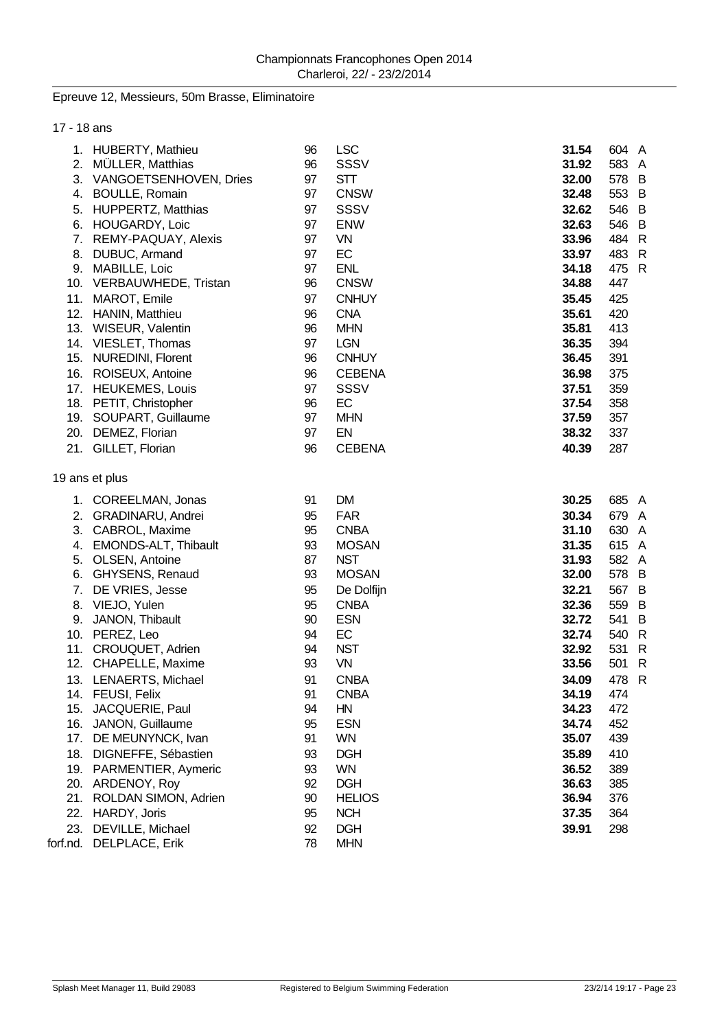Championnats Francophones Open 2014
Charleroi, 22/ - 23/2/2014

## Epreuve 12, Messieurs, 50m Brasse, Eliminatoire

### 17 - 18 ans

| Pl. | Nom | Année | Club | Temps | Points | |
|---|---|---|---|---|---|---|
| 1. | HUBERTY, Mathieu | 96 | LSC | **31.54** | 604 | A |
| 2. | MÜLLER, Matthias | 96 | SSSV | **31.92** | 583 | A |
| 3. | VANGOETSENHOVEN, Dries | 97 | STT | **32.00** | 578 | B |
| 4. | BOULLE, Romain | 97 | CNSW | **32.48** | 553 | B |
| 5. | HUPPERTZ, Matthias | 97 | SSSV | **32.62** | 546 | B |
| 6. | HOUGARDY, Loic | 97 | ENW | **32.63** | 546 | B |
| 7. | REMY-PAQUAY, Alexis | 97 | VN | **33.96** | 484 | R |
| 8. | DUBUC, Armand | 97 | EC | **33.97** | 483 | R |
| 9. | MABILLE, Loic | 97 | ENL | **34.18** | 475 | R |
| 10. | VERBAUWHEDE, Tristan | 96 | CNSW | **34.88** | 447 | |
| 11. | MAROT, Emile | 97 | CNHUY | **35.45** | 425 | |
| 12. | HANIN, Matthieu | 96 | CNA | **35.61** | 420 | |
| 13. | WISEUR, Valentin | 96 | MHN | **35.81** | 413 | |
| 14. | VIESLET, Thomas | 97 | LGN | **36.35** | 394 | |
| 15. | NUREDINI, Florent | 96 | CNHUY | **36.45** | 391 | |
| 16. | ROISEUX, Antoine | 96 | CEBENA | **36.98** | 375 | |
| 17. | HEUKEMES, Louis | 97 | SSSV | **37.51** | 359 | |
| 18. | PETIT, Christopher | 96 | EC | **37.54** | 358 | |
| 19. | SOUPART, Guillaume | 97 | MHN | **37.59** | 357 | |
| 20. | DEMEZ, Florian | 97 | EN | **38.32** | 337 | |
| 21. | GILLET, Florian | 96 | CEBENA | **40.39** | 287 | |

### 19 ans et plus

| Pl. | Nom | Année | Club | Temps | Points | |
|---|---|---|---|---|---|---|
| 1. | COREELMAN, Jonas | 91 | DM | **30.25** | 685 | A |
| 2. | GRADINARU, Andrei | 95 | FAR | **30.34** | 679 | A |
| 3. | CABROL, Maxime | 95 | CNBA | **31.10** | 630 | A |
| 4. | EMONDS-ALT, Thibault | 93 | MOSAN | **31.35** | 615 | A |
| 5. | OLSEN, Antoine | 87 | NST | **31.93** | 582 | A |
| 6. | GHYSENS, Renaud | 93 | MOSAN | **32.00** | 578 | B |
| 7. | DE VRIES, Jesse | 95 | De Dolfijn | **32.21** | 567 | B |
| 8. | VIEJO, Yulen | 95 | CNBA | **32.36** | 559 | B |
| 9. | JANON, Thibault | 90 | ESN | **32.72** | 541 | B |
| 10. | PEREZ, Leo | 94 | EC | **32.74** | 540 | R |
| 11. | CROUQUET, Adrien | 94 | NST | **32.92** | 531 | R |
| 12. | CHAPELLE, Maxime | 93 | VN | **33.56** | 501 | R |
| 13. | LENAERTS, Michael | 91 | CNBA | **34.09** | 478 | R |
| 14. | FEUSI, Felix | 91 | CNBA | **34.19** | 474 | |
| 15. | JACQUERIE, Paul | 94 | HN | **34.23** | 472 | |
| 16. | JANON, Guillaume | 95 | ESN | **34.74** | 452 | |
| 17. | DE MEUNYNCK, Ivan | 91 | WN | **35.07** | 439 | |
| 18. | DIGNEFFE, Sébastien | 93 | DGH | **35.89** | 410 | |
| 19. | PARMENTIER, Aymeric | 93 | WN | **36.52** | 389 | |
| 20. | ARDENOY, Roy | 92 | DGH | **36.63** | 385 | |
| 21. | ROLDAN SIMON, Adrien | 90 | HELIOS | **36.94** | 376 | |
| 22. | HARDY, Joris | 95 | NCH | **37.35** | 364 | |
| 23. | DEVILLE, Michael | 92 | DGH | **39.91** | 298 | |
| forf.nd. | DELPLACE, Erik | 78 | MHN | | | |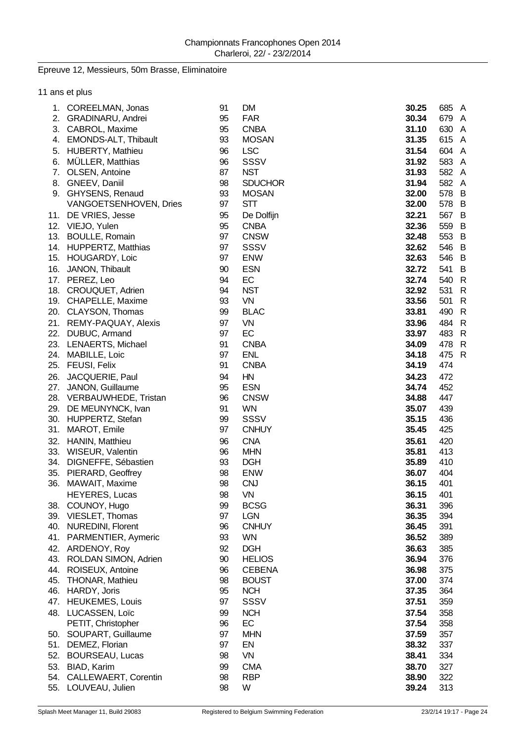Championnats Francophones Open 2014
Charleroi, 22/ - 23/2/2014

## Epreuve 12, Messieurs, 50m Brasse, Eliminatoire

11 ans et plus

| Rang | Nom | Année | Club | Temps | Points | |
|---|---|---|---|---|---|---|
| 1. | COREELMAN, Jonas | 91 | DM | **30.25** | 685 | A |
| 2. | GRADINARU, Andrei | 95 | FAR | **30.34** | 679 | A |
| 3. | CABROL, Maxime | 95 | CNBA | **31.10** | 630 | A |
| 4. | EMONDS-ALT, Thibault | 93 | MOSAN | **31.35** | 615 | A |
| 5. | HUBERTY, Mathieu | 96 | LSC | **31.54** | 604 | A |
| 6. | MÜLLER, Matthias | 96 | SSSV | **31.92** | 583 | A |
| 7. | OLSEN, Antoine | 87 | NST | **31.93** | 582 | A |
| 8. | GNEEV, Daniil | 98 | SDUCHOR | **31.94** | 582 | A |
| 9. | GHYSENS, Renaud | 93 | MOSAN | **32.00** | 578 | B |
| | VANGOETSENHOVEN, Dries | 97 | STT | **32.00** | 578 | B |
| 11. | DE VRIES, Jesse | 95 | De Dolfijn | **32.21** | 567 | B |
| 12. | VIEJO, Yulen | 95 | CNBA | **32.36** | 559 | B |
| 13. | BOULLE, Romain | 97 | CNSW | **32.48** | 553 | B |
| 14. | HUPPERTZ, Matthias | 97 | SSSV | **32.62** | 546 | B |
| 15. | HOUGARDY, Loic | 97 | ENW | **32.63** | 546 | B |
| 16. | JANON, Thibault | 90 | ESN | **32.72** | 541 | B |
| 17. | PEREZ, Leo | 94 | EC | **32.74** | 540 | R |
| 18. | CROUQUET, Adrien | 94 | NST | **32.92** | 531 | R |
| 19. | CHAPELLE, Maxime | 93 | VN | **33.56** | 501 | R |
| 20. | CLAYSON, Thomas | 99 | BLAC | **33.81** | 490 | R |
| 21. | REMY-PAQUAY, Alexis | 97 | VN | **33.96** | 484 | R |
| 22. | DUBUC, Armand | 97 | EC | **33.97** | 483 | R |
| 23. | LENAERTS, Michael | 91 | CNBA | **34.09** | 478 | R |
| 24. | MABILLE, Loic | 97 | ENL | **34.18** | 475 | R |
| 25. | FEUSI, Felix | 91 | CNBA | **34.19** | 474 | |
| 26. | JACQUERIE, Paul | 94 | HN | **34.23** | 472 | |
| 27. | JANON, Guillaume | 95 | ESN | **34.74** | 452 | |
| 28. | VERBAUWHEDE, Tristan | 96 | CNSW | **34.88** | 447 | |
| 29. | DE MEUNYNCK, Ivan | 91 | WN | **35.07** | 439 | |
| 30. | HUPPERTZ, Stefan | 99 | SSSV | **35.15** | 436 | |
| 31. | MAROT, Emile | 97 | CNHUY | **35.45** | 425 | |
| 32. | HANIN, Matthieu | 96 | CNA | **35.61** | 420 | |
| 33. | WISEUR, Valentin | 96 | MHN | **35.81** | 413 | |
| 34. | DIGNEFFE, Sébastien | 93 | DGH | **35.89** | 410 | |
| 35. | PIERARD, Geoffrey | 98 | ENW | **36.07** | 404 | |
| 36. | MAWAIT, Maxime | 98 | CNJ | **36.15** | 401 | |
| | HEYERES, Lucas | 98 | VN | **36.15** | 401 | |
| 38. | COUNOY, Hugo | 99 | BCSG | **36.31** | 396 | |
| 39. | VIESLET, Thomas | 97 | LGN | **36.35** | 394 | |
| 40. | NUREDINI, Florent | 96 | CNHUY | **36.45** | 391 | |
| 41. | PARMENTIER, Aymeric | 93 | WN | **36.52** | 389 | |
| 42. | ARDENOY, Roy | 92 | DGH | **36.63** | 385 | |
| 43. | ROLDAN SIMON, Adrien | 90 | HELIOS | **36.94** | 376 | |
| 44. | ROISEUX, Antoine | 96 | CEBENA | **36.98** | 375 | |
| 45. | THONAR, Mathieu | 98 | BOUST | **37.00** | 374 | |
| 46. | HARDY, Joris | 95 | NCH | **37.35** | 364 | |
| 47. | HEUKEMES, Louis | 97 | SSSV | **37.51** | 359 | |
| 48. | LUCASSEN, Loïc | 99 | NCH | **37.54** | 358 | |
| | PETIT, Christopher | 96 | EC | **37.54** | 358 | |
| 50. | SOUPART, Guillaume | 97 | MHN | **37.59** | 357 | |
| 51. | DEMEZ, Florian | 97 | EN | **38.32** | 337 | |
| 52. | BOURSEAU, Lucas | 98 | VN | **38.41** | 334 | |
| 53. | BIAD, Karim | 99 | CMA | **38.70** | 327 | |
| 54. | CALLEWAERT, Corentin | 98 | RBP | **38.90** | 322 | |
| 55. | LOUVEAU, Julien | 98 | W | **39.24** | 313 | |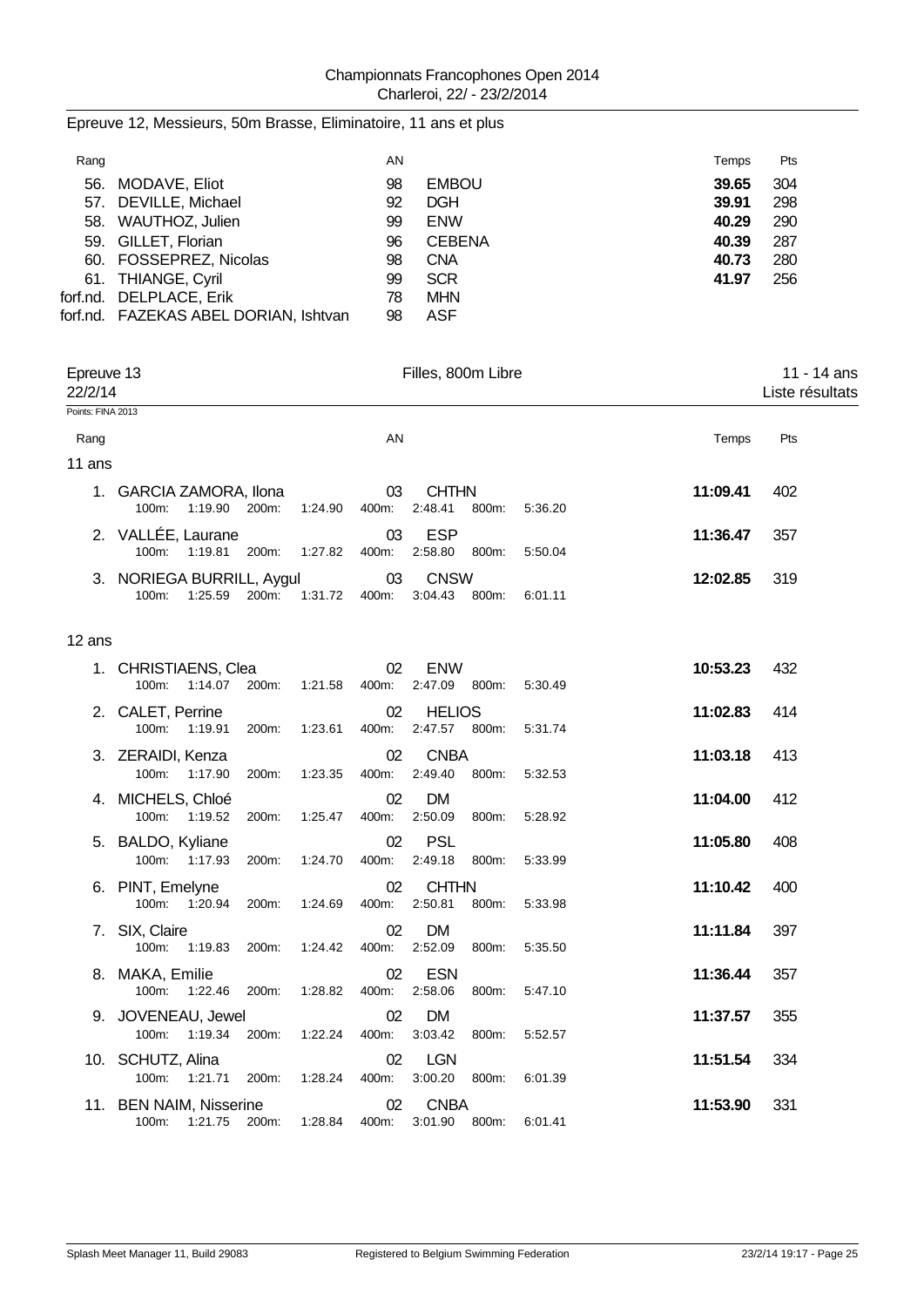Epreuve 12, Messieurs, 50m Brasse, Eliminatoire, 11 ans et plus

| Rang | | AN | | Temps | Pts |
|---|---|---|---|---|---|
| 56. | MODAVE, Eliot | 98 | EMBOU | **39.65** | 304 |
| 57. | DEVILLE, Michael | 92 | DGH | **39.91** | 298 |
| 58. | WAUTHOZ, Julien | 99 | ENW | **40.29** | 290 |
| 59. | GILLET, Florian | 96 | CEBENA | **40.39** | 287 |
| 60. | FOSSEPREZ, Nicolas | 98 | CNA | **40.73** | 280 |
| 61. | THIANGE, Cyril | 99 | SCR | **41.97** | 256 |
| forf.nd. | DELPLACE, Erik | 78 | MHN | | |
| forf.nd. | FAZEKAS ABEL DORIAN, Ishtvan | 98 | ASF | | |

## Epreuve 13 — Filles, 800m Libre — 11 - 14 ans

22/2/14 — Liste résultats

Points: FINA 2013

### 11 ans

| Rang | | AN | | 100m | 200m | 400m | 800m | Temps | Pts |
|---|---|---|---|---|---|---|---|---|---|
| 1. | GARCIA ZAMORA, Ilona | 03 | CHTHN | 1:19.90 | 1:24.90 | 2:48.41 | 5:36.20 | **11:09.41** | 402 |
| 2. | VALLÉE, Laurane | 03 | ESP | 1:19.81 | 1:27.82 | 2:58.80 | 5:50.04 | **11:36.47** | 357 |
| 3. | NORIEGA BURRILL, Aygul | 03 | CNSW | 1:25.59 | 1:31.72 | 3:04.43 | 6:01.11 | **12:02.85** | 319 |

### 12 ans

| Rang | | AN | | 100m | 200m | 400m | 800m | Temps | Pts |
|---|---|---|---|---|---|---|---|---|---|
| 1. | CHRISTIAENS, Clea | 02 | ENW | 1:14.07 | 1:21.58 | 2:47.09 | 5:30.49 | **10:53.23** | 432 |
| 2. | CALET, Perrine | 02 | HELIOS | 1:19.91 | 1:23.61 | 2:47.57 | 5:31.74 | **11:02.83** | 414 |
| 3. | ZERAIDI, Kenza | 02 | CNBA | 1:17.90 | 1:23.35 | 2:49.40 | 5:32.53 | **11:03.18** | 413 |
| 4. | MICHELS, Chloé | 02 | DM | 1:19.52 | 1:25.47 | 2:50.09 | 5:28.92 | **11:04.00** | 412 |
| 5. | BALDO, Kyliane | 02 | PSL | 1:17.93 | 1:24.70 | 2:49.18 | 5:33.99 | **11:05.80** | 408 |
| 6. | PINT, Emelyne | 02 | CHTHN | 1:20.94 | 1:24.69 | 2:50.81 | 5:33.98 | **11:10.42** | 400 |
| 7. | SIX, Claire | 02 | DM | 1:19.83 | 1:24.42 | 2:52.09 | 5:35.50 | **11:11.84** | 397 |
| 8. | MAKA, Emilie | 02 | ESN | 1:22.46 | 1:28.82 | 2:58.06 | 5:47.10 | **11:36.44** | 357 |
| 9. | JOVENEAU, Jewel | 02 | DM | 1:19.34 | 1:22.24 | 3:03.42 | 5:52.57 | **11:37.57** | 355 |
| 10. | SCHUTZ, Alina | 02 | LGN | 1:21.71 | 1:28.24 | 3:00.20 | 6:01.39 | **11:51.54** | 334 |
| 11. | BEN NAIM, Nisserine | 02 | CNBA | 1:21.75 | 1:28.84 | 3:01.90 | 6:01.41 | **11:53.90** | 331 |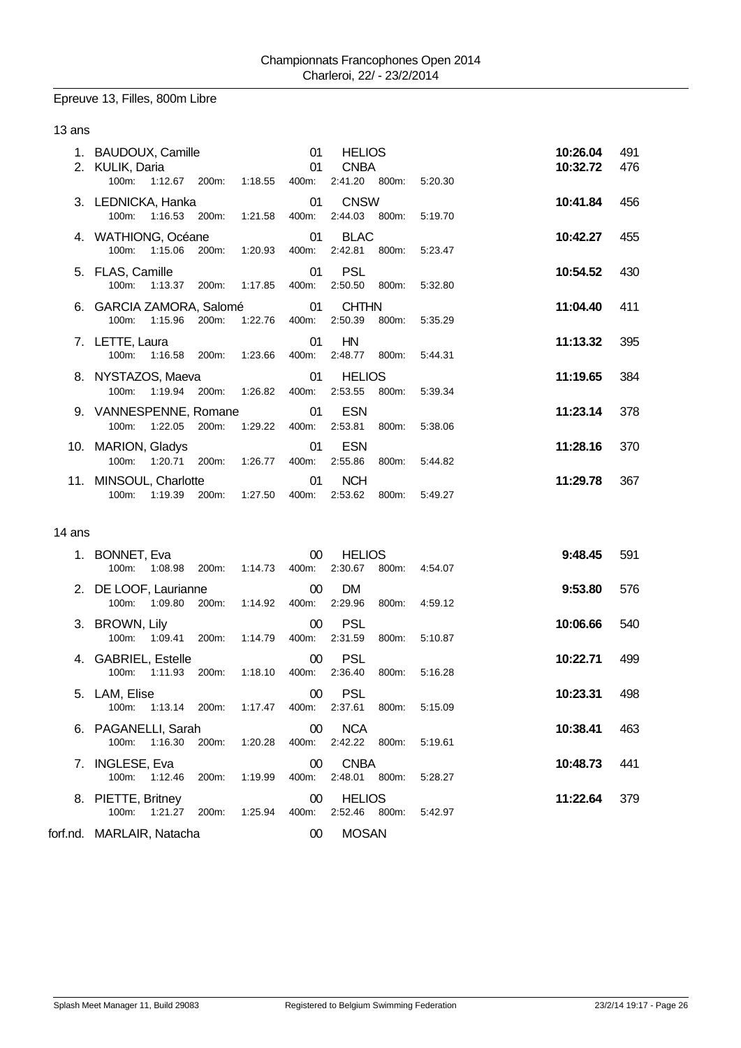Championnats Francophones Open 2014
Charleroi, 22/ - 23/2/2014

## Epreuve 13, Filles, 800m Libre

### 13 ans

| Pl. | Nom | Né | Club | Temps | Points |
|---|---|---|---|---|---|
| 1. | BAUDOUX, Camille | 01 | HELIOS | **10:26.04** | 491 |
| 2. | KULIK, Daria | 01 | CNBA | **10:32.72** | 476 |
| | 100m: 1:12.67 200m: 1:18.55 400m: 2:41.20 800m: 5:20.30 | | | | |
| 3. | LEDNICKA, Hanka | 01 | CNSW | **10:41.84** | 456 |
| | 100m: 1:16.53 200m: 1:21.58 400m: 2:44.03 800m: 5:19.70 | | | | |
| 4. | WATHIONG, Océane | 01 | BLAC | **10:42.27** | 455 |
| | 100m: 1:15.06 200m: 1:20.93 400m: 2:42.81 800m: 5:23.47 | | | | |
| 5. | FLAS, Camille | 01 | PSL | **10:54.52** | 430 |
| | 100m: 1:13.37 200m: 1:17.85 400m: 2:50.50 800m: 5:32.80 | | | | |
| 6. | GARCIA ZAMORA, Salomé | 01 | CHTHN | **11:04.40** | 411 |
| | 100m: 1:15.96 200m: 1:22.76 400m: 2:50.39 800m: 5:35.29 | | | | |
| 7. | LETTE, Laura | 01 | HN | **11:13.32** | 395 |
| | 100m: 1:16.58 200m: 1:23.66 400m: 2:48.77 800m: 5:44.31 | | | | |
| 8. | NYSTAZOS, Maeva | 01 | HELIOS | **11:19.65** | 384 |
| | 100m: 1:19.94 200m: 1:26.82 400m: 2:53.55 800m: 5:39.34 | | | | |
| 9. | VANNESPENNE, Romane | 01 | ESN | **11:23.14** | 378 |
| | 100m: 1:22.05 200m: 1:29.22 400m: 2:53.81 800m: 5:38.06 | | | | |
| 10. | MARION, Gladys | 01 | ESN | **11:28.16** | 370 |
| | 100m: 1:20.71 200m: 1:26.77 400m: 2:55.86 800m: 5:44.82 | | | | |
| 11. | MINSOUL, Charlotte | 01 | NCH | **11:29.78** | 367 |
| | 100m: 1:19.39 200m: 1:27.50 400m: 2:53.62 800m: 5:49.27 | | | | |

### 14 ans

| Pl. | Nom | Né | Club | Temps | Points |
|---|---|---|---|---|---|
| 1. | BONNET, Eva | 00 | HELIOS | **9:48.45** | 591 |
| | 100m: 1:08.98 200m: 1:14.73 400m: 2:30.67 800m: 4:54.07 | | | | |
| 2. | DE LOOF, Laurianne | 00 | DM | **9:53.80** | 576 |
| | 100m: 1:09.80 200m: 1:14.92 400m: 2:29.96 800m: 4:59.12 | | | | |
| 3. | BROWN, Lily | 00 | PSL | **10:06.66** | 540 |
| | 100m: 1:09.41 200m: 1:14.79 400m: 2:31.59 800m: 5:10.87 | | | | |
| 4. | GABRIEL, Estelle | 00 | PSL | **10:22.71** | 499 |
| | 100m: 1:11.93 200m: 1:18.10 400m: 2:36.40 800m: 5:16.28 | | | | |
| 5. | LAM, Elise | 00 | PSL | **10:23.31** | 498 |
| | 100m: 1:13.14 200m: 1:17.47 400m: 2:37.61 800m: 5:15.09 | | | | |
| 6. | PAGANELLI, Sarah | 00 | NCA | **10:38.41** | 463 |
| | 100m: 1:16.30 200m: 1:20.28 400m: 2:42.22 800m: 5:19.61 | | | | |
| 7. | INGLESE, Eva | 00 | CNBA | **10:48.73** | 441 |
| | 100m: 1:12.46 200m: 1:19.99 400m: 2:48.01 800m: 5:28.27 | | | | |
| 8. | PIETTE, Britney | 00 | HELIOS | **11:22.64** | 379 |
| | 100m: 1:21.27 200m: 1:25.94 400m: 2:52.46 800m: 5:42.97 | | | | |
| forf.nd. | MARLAIR, Natacha | 00 | MOSAN | | |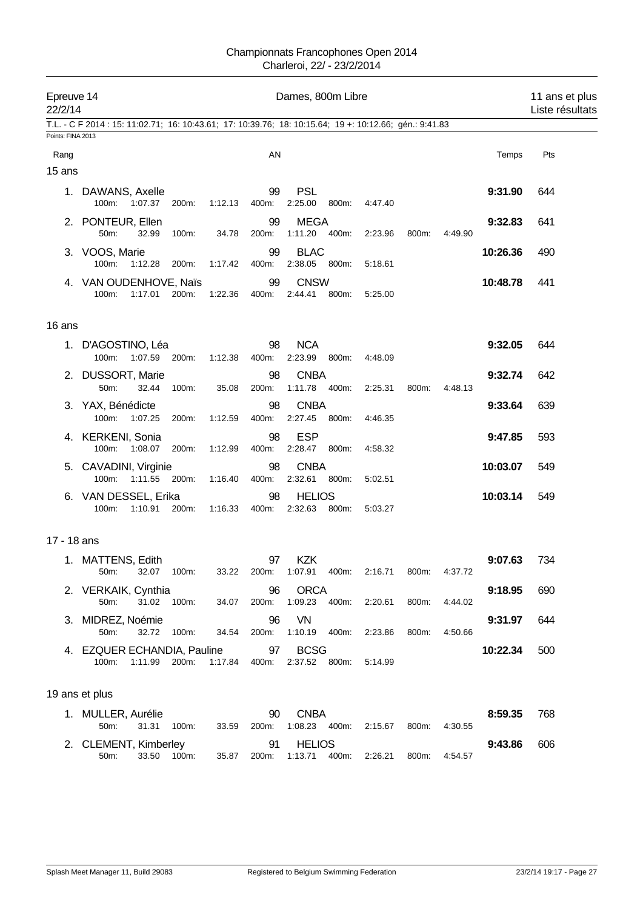Championnats Francophones Open 2014
Charleroi, 22/ - 23/2/2014

Epreuve 14 — Dames, 800m Libre — 11 ans et plus
22/2/14 — Liste résultats

T.L. - C F 2014 : 15: 11:02.71; 16: 10:43.61; 17: 10:39.76; 18: 10:15.64; 19 +: 10:12.66; gén.: 9:41.83

Points: FINA 2013

### 15 ans

| Rang | Nom | AN | Club | Temps | Pts |
|---|---|---|---|---|---|
| 1. | DAWANS, Axelle | 99 | PSL | 9:31.90 | 644 |
| | 100m: 1:07.37 200m: 1:12.13 400m: 2:25.00 800m: 4:47.40 | | | | |
| 2. | PONTEUR, Ellen | 99 | MEGA | 9:32.83 | 641 |
| | 50m: 32.99 100m: 34.78 200m: 1:11.20 400m: 2:23.96 800m: 4:49.90 | | | | |
| 3. | VOOS, Marie | 99 | BLAC | 10:26.36 | 490 |
| | 100m: 1:12.28 200m: 1:17.42 400m: 2:38.05 800m: 5:18.61 | | | | |
| 4. | VAN OUDENHOVE, Naïs | 99 | CNSW | 10:48.78 | 441 |
| | 100m: 1:17.01 200m: 1:22.36 400m: 2:44.41 800m: 5:25.00 | | | | |

### 16 ans

| Rang | Nom | AN | Club | Temps | Pts |
|---|---|---|---|---|---|
| 1. | D'AGOSTINO, Léa | 98 | NCA | 9:32.05 | 644 |
| | 100m: 1:07.59 200m: 1:12.38 400m: 2:23.99 800m: 4:48.09 | | | | |
| 2. | DUSSORT, Marie | 98 | CNBA | 9:32.74 | 642 |
| | 50m: 32.44 100m: 35.08 200m: 1:11.78 400m: 2:25.31 800m: 4:48.13 | | | | |
| 3. | YAX, Bénédicte | 98 | CNBA | 9:33.64 | 639 |
| | 100m: 1:07.25 200m: 1:12.59 400m: 2:27.45 800m: 4:46.35 | | | | |
| 4. | KERKENI, Sonia | 98 | ESP | 9:47.85 | 593 |
| | 100m: 1:08.07 200m: 1:12.99 400m: 2:28.47 800m: 4:58.32 | | | | |
| 5. | CAVADINI, Virginie | 98 | CNBA | 10:03.07 | 549 |
| | 100m: 1:11.55 200m: 1:16.40 400m: 2:32.61 800m: 5:02.51 | | | | |
| 6. | VAN DESSEL, Erika | 98 | HELIOS | 10:03.14 | 549 |
| | 100m: 1:10.91 200m: 1:16.33 400m: 2:32.63 800m: 5:03.27 | | | | |

### 17 - 18 ans

| Rang | Nom | AN | Club | Temps | Pts |
|---|---|---|---|---|---|
| 1. | MATTENS, Edith | 97 | KZK | 9:07.63 | 734 |
| | 50m: 32.07 100m: 33.22 200m: 1:07.91 400m: 2:16.71 800m: 4:37.72 | | | | |
| 2. | VERKAIK, Cynthia | 96 | ORCA | 9:18.95 | 690 |
| | 50m: 31.02 100m: 34.07 200m: 1:09.23 400m: 2:20.61 800m: 4:44.02 | | | | |
| 3. | MIDREZ, Noémie | 96 | VN | 9:31.97 | 644 |
| | 50m: 32.72 100m: 34.54 200m: 1:10.19 400m: 2:23.86 800m: 4:50.66 | | | | |
| 4. | EZQUER ECHANDIA, Pauline | 97 | BCSG | 10:22.34 | 500 |
| | 100m: 1:11.99 200m: 1:17.84 400m: 2:37.52 800m: 5:14.99 | | | | |

### 19 ans et plus

| Rang | Nom | AN | Club | Temps | Pts |
|---|---|---|---|---|---|
| 1. | MULLER, Aurélie | 90 | CNBA | 8:59.35 | 768 |
| | 50m: 31.31 100m: 33.59 200m: 1:08.23 400m: 2:15.67 800m: 4:30.55 | | | | |
| 2. | CLEMENT, Kimberley | 91 | HELIOS | 9:43.86 | 606 |
| | 50m: 33.50 100m: 35.87 200m: 1:13.71 400m: 2:26.21 800m: 4:54.57 | | | | |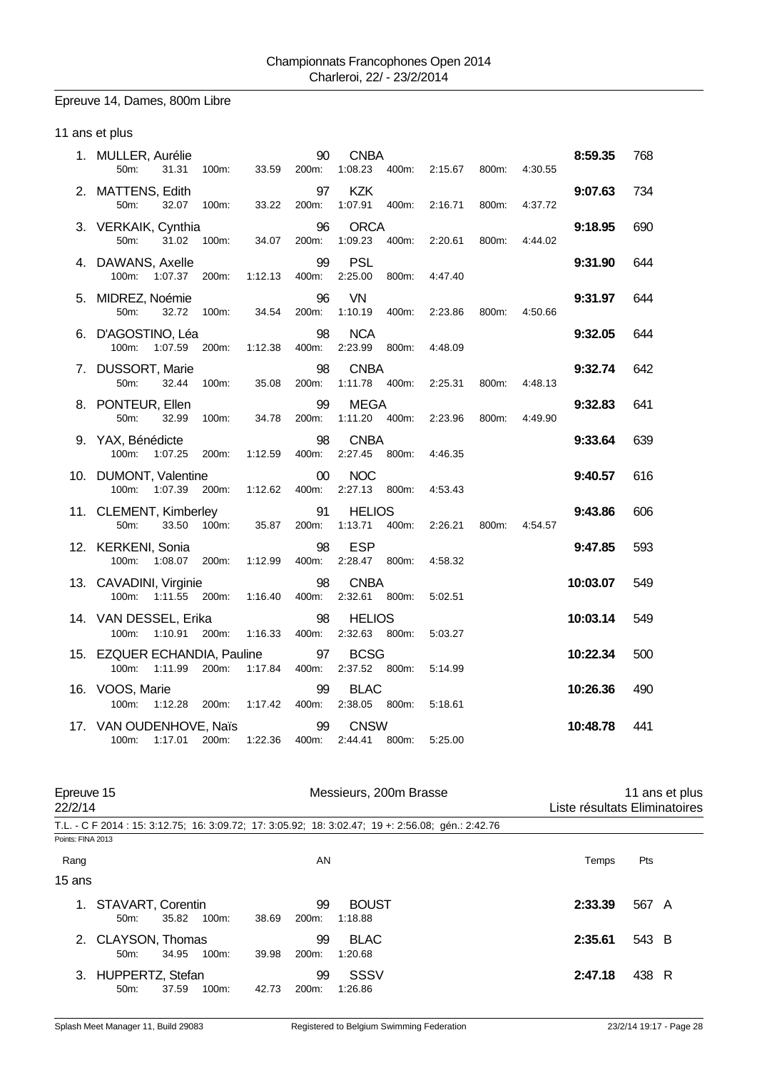Championnats Francophones Open 2014
Charleroi, 22/ - 23/2/2014

## Epreuve 14, Dames, 800m Libre

### 11 ans et plus

| Rang | Nom | AN | Club | Temps | Pts |
|---|---|---|---|---|---|
| 1. | MULLER, Aurélie | 90 | CNBA | 8:59.35 | 768 |
| | 50m: 31.31 100m: 33.59 200m: 1:08.23 400m: 2:15.67 800m: 4:30.55 | | | | |
| 2. | MATTENS, Edith | 97 | KZK | 9:07.63 | 734 |
| | 50m: 32.07 100m: 33.22 200m: 1:07.91 400m: 2:16.71 800m: 4:37.72 | | | | |
| 3. | VERKAIK, Cynthia | 96 | ORCA | 9:18.95 | 690 |
| | 50m: 31.02 100m: 34.07 200m: 1:09.23 400m: 2:20.61 800m: 4:44.02 | | | | |
| 4. | DAWANS, Axelle | 99 | PSL | 9:31.90 | 644 |
| | 100m: 1:07.37 200m: 1:12.13 400m: 2:25.00 800m: 4:47.40 | | | | |
| 5. | MIDREZ, Noémie | 96 | VN | 9:31.97 | 644 |
| | 50m: 32.72 100m: 34.54 200m: 1:10.19 400m: 2:23.86 800m: 4:50.66 | | | | |
| 6. | D'AGOSTINO, Léa | 98 | NCA | 9:32.05 | 644 |
| | 100m: 1:07.59 200m: 1:12.38 400m: 2:23.99 800m: 4:48.09 | | | | |
| 7. | DUSSORT, Marie | 98 | CNBA | 9:32.74 | 642 |
| | 50m: 32.44 100m: 35.08 200m: 1:11.78 400m: 2:25.31 800m: 4:48.13 | | | | |
| 8. | PONTEUR, Ellen | 99 | MEGA | 9:32.83 | 641 |
| | 50m: 32.99 100m: 34.78 200m: 1:11.20 400m: 2:23.96 800m: 4:49.90 | | | | |
| 9. | YAX, Bénédicte | 98 | CNBA | 9:33.64 | 639 |
| | 100m: 1:07.25 200m: 1:12.59 400m: 2:27.45 800m: 4:46.35 | | | | |
| 10. | DUMONT, Valentine | 00 | NOC | 9:40.57 | 616 |
| | 100m: 1:07.39 200m: 1:12.62 400m: 2:27.13 800m: 4:53.43 | | | | |
| 11. | CLEMENT, Kimberley | 91 | HELIOS | 9:43.86 | 606 |
| | 50m: 33.50 100m: 35.87 200m: 1:13.71 400m: 2:26.21 800m: 4:54.57 | | | | |
| 12. | KERKENI, Sonia | 98 | ESP | 9:47.85 | 593 |
| | 100m: 1:08.07 200m: 1:12.99 400m: 2:28.47 800m: 4:58.32 | | | | |
| 13. | CAVADINI, Virginie | 98 | CNBA | 10:03.07 | 549 |
| | 100m: 1:11.55 200m: 1:16.40 400m: 2:32.61 800m: 5:02.51 | | | | |
| 14. | VAN DESSEL, Erika | 98 | HELIOS | 10:03.14 | 549 |
| | 100m: 1:10.91 200m: 1:16.33 400m: 2:32.63 800m: 5:03.27 | | | | |
| 15. | EZQUER ECHANDIA, Pauline | 97 | BCSG | 10:22.34 | 500 |
| | 100m: 1:11.99 200m: 1:17.84 400m: 2:37.52 800m: 5:14.99 | | | | |
| 16. | VOOS, Marie | 99 | BLAC | 10:26.36 | 490 |
| | 100m: 1:12.28 200m: 1:17.42 400m: 2:38.05 800m: 5:18.61 | | | | |
| 17. | VAN OUDENHOVE, Naïs | 99 | CNSW | 10:48.78 | 441 |
| | 100m: 1:17.01 200m: 1:22.36 400m: 2:44.41 800m: 5:25.00 | | | | |

## Epreuve 15 — Messieurs, 200m Brasse — 11 ans et plus

22/2/14 — Liste résultats Eliminatoires

T.L. - C F 2014 : 15: 3:12.75; 16: 3:09.72; 17: 3:05.92; 18: 3:02.47; 19 +: 2:56.08; gén.: 2:42.76

Points: FINA 2013

### 15 ans

| Rang | Nom | AN | Club | Temps | Pts | |
|---|---|---|---|---|---|---|
| 1. | STAVART, Corentin | 99 | BOUST | 2:33.39 | 567 | A |
| | 50m: 35.82 100m: 38.69 200m: 1:18.88 | | | | | |
| 2. | CLAYSON, Thomas | 99 | BLAC | 2:35.61 | 543 | B |
| | 50m: 34.95 100m: 39.98 200m: 1:20.68 | | | | | |
| 3. | HUPPERTZ, Stefan | 99 | SSSV | 2:47.18 | 438 | R |
| | 50m: 37.59 100m: 42.73 200m: 1:26.86 | | | | | |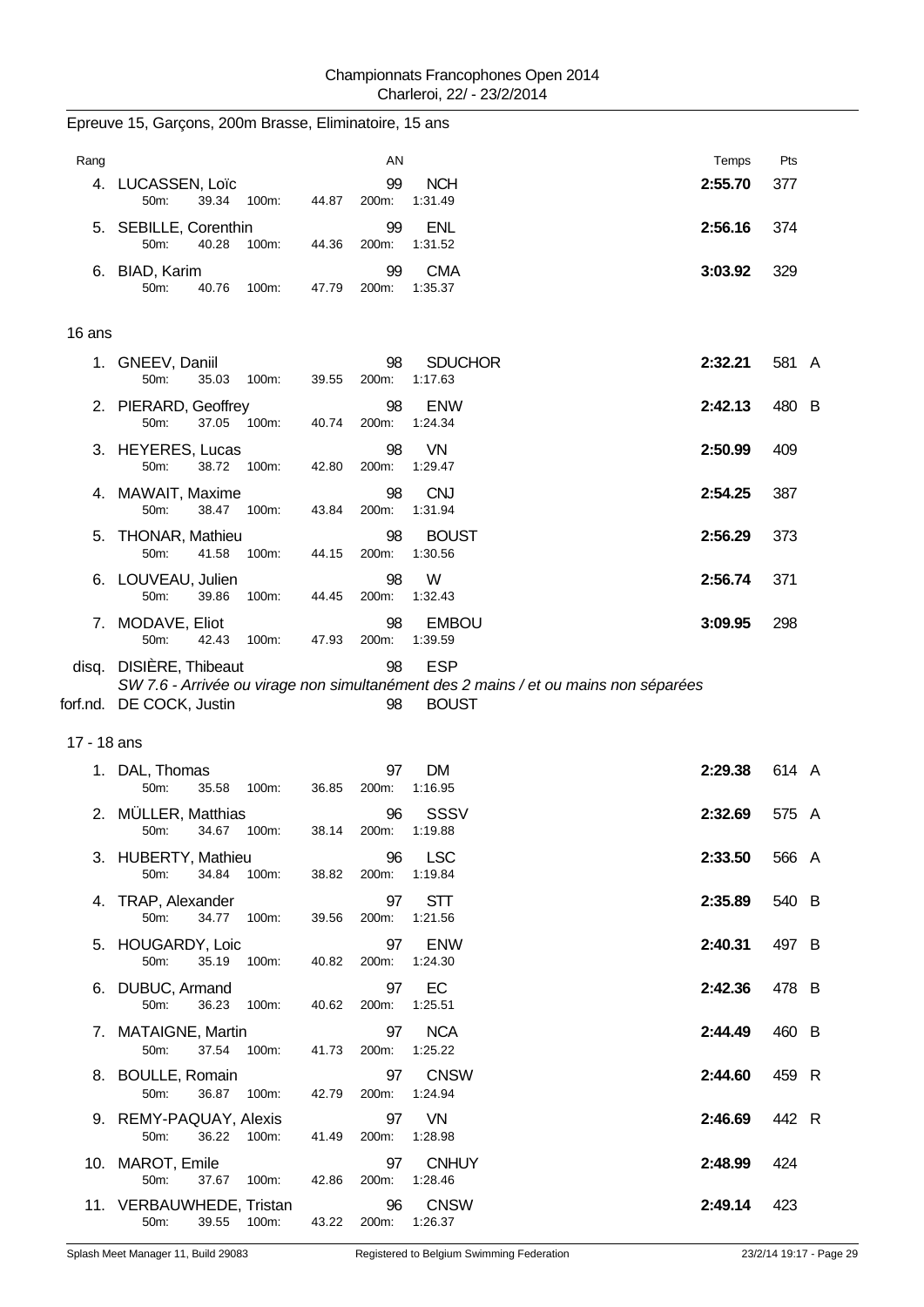Championnats Francophones Open 2014
Charleroi, 22/ - 23/2/2014

## Epreuve 15, Garçons, 200m Brasse, Eliminatoire, 15 ans

| Rang | Nom | AN | Club | Temps | Pts | |
|---|---|---|---|---|---|---|
| 4. | LUCASSEN, Loïc | 99 | NCH | 2:55.70 | 377 | |
| | 50m: 39.34 100m: 44.87 200m: 1:31.49 | | | | | |
| 5. | SEBILLE, Corenthin | 99 | ENL | 2:56.16 | 374 | |
| | 50m: 40.28 100m: 44.36 200m: 1:31.52 | | | | | |
| 6. | BIAD, Karim | 99 | CMA | 3:03.92 | 329 | |
| | 50m: 40.76 100m: 47.79 200m: 1:35.37 | | | | | |

### 16 ans

| Rang | Nom | AN | Club | Temps | Pts | |
|---|---|---|---|---|---|---|
| 1. | GNEEV, Daniil | 98 | SDUCHOR | 2:32.21 | 581 | A |
| | 50m: 35.03 100m: 39.55 200m: 1:17.63 | | | | | |
| 2. | PIERARD, Geoffrey | 98 | ENW | 2:42.13 | 480 | B |
| | 50m: 37.05 100m: 40.74 200m: 1:24.34 | | | | | |
| 3. | HEYERES, Lucas | 98 | VN | 2:50.99 | 409 | |
| | 50m: 38.72 100m: 42.80 200m: 1:29.47 | | | | | |
| 4. | MAWAIT, Maxime | 98 | CNJ | 2:54.25 | 387 | |
| | 50m: 38.47 100m: 43.84 200m: 1:31.94 | | | | | |
| 5. | THONAR, Mathieu | 98 | BOUST | 2:56.29 | 373 | |
| | 50m: 41.58 100m: 44.15 200m: 1:30.56 | | | | | |
| 6. | LOUVEAU, Julien | 98 | W | 2:56.74 | 371 | |
| | 50m: 39.86 100m: 44.45 200m: 1:32.43 | | | | | |
| 7. | MODAVE, Eliot | 98 | EMBOU | 3:09.95 | 298 | |
| | 50m: 42.43 100m: 47.93 200m: 1:39.59 | | | | | |
| disq. | DISIÈRE, Thibeaut | 98 | ESP | | | |
| | *SW 7.6 - Arrivée ou virage non simultanément des 2 mains / et ou mains non séparées* | | | | | |
| forf.nd. | DE COCK, Justin | 98 | BOUST | | | |

### 17 - 18 ans

| Rang | Nom | AN | Club | Temps | Pts | |
|---|---|---|---|---|---|---|
| 1. | DAL, Thomas | 97 | DM | 2:29.38 | 614 | A |
| | 50m: 35.58 100m: 36.85 200m: 1:16.95 | | | | | |
| 2. | MÜLLER, Matthias | 96 | SSSV | 2:32.69 | 575 | A |
| | 50m: 34.67 100m: 38.14 200m: 1:19.88 | | | | | |
| 3. | HUBERTY, Mathieu | 96 | LSC | 2:33.50 | 566 | A |
| | 50m: 34.84 100m: 38.82 200m: 1:19.84 | | | | | |
| 4. | TRAP, Alexander | 97 | STT | 2:35.89 | 540 | B |
| | 50m: 34.77 100m: 39.56 200m: 1:21.56 | | | | | |
| 5. | HOUGARDY, Loic | 97 | ENW | 2:40.31 | 497 | B |
| | 50m: 35.19 100m: 40.82 200m: 1:24.30 | | | | | |
| 6. | DUBUC, Armand | 97 | EC | 2:42.36 | 478 | B |
| | 50m: 36.23 100m: 40.62 200m: 1:25.51 | | | | | |
| 7. | MATAIGNE, Martin | 97 | NCA | 2:44.49 | 460 | B |
| | 50m: 37.54 100m: 41.73 200m: 1:25.22 | | | | | |
| 8. | BOULLE, Romain | 97 | CNSW | 2:44.60 | 459 | R |
| | 50m: 36.87 100m: 42.79 200m: 1:24.94 | | | | | |
| 9. | REMY-PAQUAY, Alexis | 97 | VN | 2:46.69 | 442 | R |
| | 50m: 36.22 100m: 41.49 200m: 1:28.98 | | | | | |
| 10. | MAROT, Emile | 97 | CNHUY | 2:48.99 | 424 | |
| | 50m: 37.67 100m: 42.86 200m: 1:28.46 | | | | | |
| 11. | VERBAUWHEDE, Tristan | 96 | CNSW | 2:49.14 | 423 | |
| | 50m: 39.55 100m: 43.22 200m: 1:26.37 | | | | | |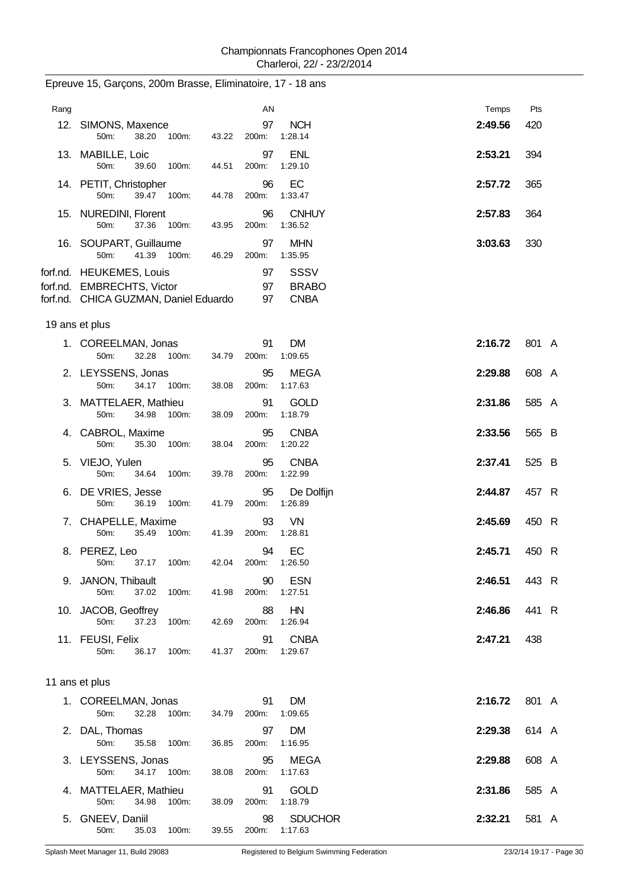## Epreuve 15, Garçons, 200m Brasse, Eliminatoire, 17 - 18 ans

| Rang | Nom | AN | Club | 50m | 100m | 200m | Temps | Pts | |
|---|---|---|---|---|---|---|---|---|---|
| 12. | SIMONS, Maxence | 97 | NCH | 38.20 | 43.22 | 1:28.14 | **2:49.56** | 420 | |
| 13. | MABILLE, Loic | 97 | ENL | 39.60 | 44.51 | 1:29.10 | **2:53.21** | 394 | |
| 14. | PETIT, Christopher | 96 | EC | 39.47 | 44.78 | 1:33.47 | **2:57.72** | 365 | |
| 15. | NUREDINI, Florent | 96 | CNHUY | 37.36 | 43.95 | 1:36.52 | **2:57.83** | 364 | |
| 16. | SOUPART, Guillaume | 97 | MHN | 41.39 | 46.29 | 1:35.95 | **3:03.63** | 330 | |
| forf.nd. | HEUKEMES, Louis | 97 | SSSV | | | | | | |
| forf.nd. | EMBRECHTS, Victor | 97 | BRABO | | | | | | |
| forf.nd. | CHICA GUZMAN, Daniel Eduardo | 97 | CNBA | | | | | | |

### 19 ans et plus

| Rang | Nom | AN | Club | 50m | 100m | 200m | Temps | Pts | |
|---|---|---|---|---|---|---|---|---|---|
| 1. | COREELMAN, Jonas | 91 | DM | 32.28 | 34.79 | 1:09.65 | **2:16.72** | 801 | A |
| 2. | LEYSSENS, Jonas | 95 | MEGA | 34.17 | 38.08 | 1:17.63 | **2:29.88** | 608 | A |
| 3. | MATTELAER, Mathieu | 91 | GOLD | 34.98 | 38.09 | 1:18.79 | **2:31.86** | 585 | A |
| 4. | CABROL, Maxime | 95 | CNBA | 35.30 | 38.04 | 1:20.22 | **2:33.56** | 565 | B |
| 5. | VIEJO, Yulen | 95 | CNBA | 34.64 | 39.78 | 1:22.99 | **2:37.41** | 525 | B |
| 6. | DE VRIES, Jesse | 95 | De Dolfijn | 36.19 | 41.79 | 1:26.89 | **2:44.87** | 457 | R |
| 7. | CHAPELLE, Maxime | 93 | VN | 35.49 | 41.39 | 1:28.81 | **2:45.69** | 450 | R |
| 8. | PEREZ, Leo | 94 | EC | 37.17 | 42.04 | 1:26.50 | **2:45.71** | 450 | R |
| 9. | JANON, Thibault | 90 | ESN | 37.02 | 41.98 | 1:27.51 | **2:46.51** | 443 | R |
| 10. | JACOB, Geoffrey | 88 | HN | 37.23 | 42.69 | 1:26.94 | **2:46.86** | 441 | R |
| 11. | FEUSI, Felix | 91 | CNBA | 36.17 | 41.37 | 1:29.67 | **2:47.21** | 438 | |

### 11 ans et plus

| Rang | Nom | AN | Club | 50m | 100m | 200m | Temps | Pts | |
|---|---|---|---|---|---|---|---|---|---|
| 1. | COREELMAN, Jonas | 91 | DM | 32.28 | 34.79 | 1:09.65 | **2:16.72** | 801 | A |
| 2. | DAL, Thomas | 97 | DM | 35.58 | 36.85 | 1:16.95 | **2:29.38** | 614 | A |
| 3. | LEYSSENS, Jonas | 95 | MEGA | 34.17 | 38.08 | 1:17.63 | **2:29.88** | 608 | A |
| 4. | MATTELAER, Mathieu | 91 | GOLD | 34.98 | 38.09 | 1:18.79 | **2:31.86** | 585 | A |
| 5. | GNEEV, Daniil | 98 | SDUCHOR | 35.03 | 39.55 | 1:17.63 | **2:32.21** | 581 | A |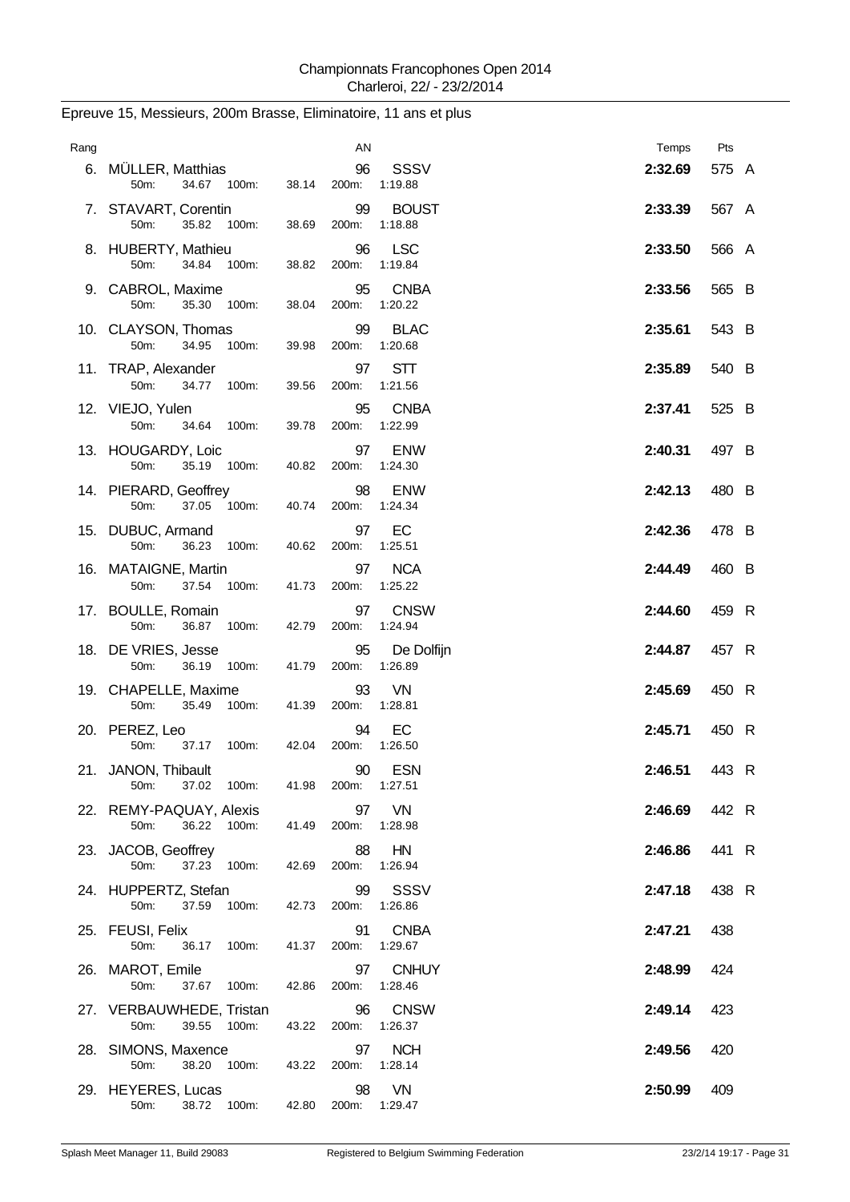Championnats Francophones Open 2014
Charleroi, 22/ - 23/2/2014

## Epreuve 15, Messieurs, 200m Brasse, Eliminatoire, 11 ans et plus

| Rang | Nom | AN | Club | 50m | 100m | 150m | 200m | Temps | Pts | |
|---|---|---|---|---|---|---|---|---|---|---|
| 6. | MÜLLER, Matthias | 96 | SSSV | 34.67 | 38.14 | 1:19.88 | | 2:32.69 | 575 | A |
| 7. | STAVART, Corentin | 99 | BOUST | 35.82 | 38.69 | 1:18.88 | | 2:33.39 | 567 | A |
| 8. | HUBERTY, Mathieu | 96 | LSC | 34.84 | 38.82 | 1:19.84 | | 2:33.50 | 566 | A |
| 9. | CABROL, Maxime | 95 | CNBA | 35.30 | 38.04 | 1:20.22 | | 2:33.56 | 565 | B |
| 10. | CLAYSON, Thomas | 99 | BLAC | 34.95 | 39.98 | 1:20.68 | | 2:35.61 | 543 | B |
| 11. | TRAP, Alexander | 97 | STT | 34.77 | 39.56 | 1:21.56 | | 2:35.89 | 540 | B |
| 12. | VIEJO, Yulen | 95 | CNBA | 34.64 | 39.78 | 1:22.99 | | 2:37.41 | 525 | B |
| 13. | HOUGARDY, Loic | 97 | ENW | 35.19 | 40.82 | 1:24.30 | | 2:40.31 | 497 | B |
| 14. | PIERARD, Geoffrey | 98 | ENW | 37.05 | 40.74 | 1:24.34 | | 2:42.13 | 480 | B |
| 15. | DUBUC, Armand | 97 | EC | 36.23 | 40.62 | 1:25.51 | | 2:42.36 | 478 | B |
| 16. | MATAIGNE, Martin | 97 | NCA | 37.54 | 41.73 | 1:25.22 | | 2:44.49 | 460 | B |
| 17. | BOULLE, Romain | 97 | CNSW | 36.87 | 42.79 | 1:24.94 | | 2:44.60 | 459 | R |
| 18. | DE VRIES, Jesse | 95 | De Dolfijn | 36.19 | 41.79 | 1:26.89 | | 2:44.87 | 457 | R |
| 19. | CHAPELLE, Maxime | 93 | VN | 35.49 | 41.39 | 1:28.81 | | 2:45.69 | 450 | R |
| 20. | PEREZ, Leo | 94 | EC | 37.17 | 42.04 | 1:26.50 | | 2:45.71 | 450 | R |
| 21. | JANON, Thibault | 90 | ESN | 37.02 | 41.98 | 1:27.51 | | 2:46.51 | 443 | R |
| 22. | REMY-PAQUAY, Alexis | 97 | VN | 36.22 | 41.49 | 1:28.98 | | 2:46.69 | 442 | R |
| 23. | JACOB, Geoffrey | 88 | HN | 37.23 | 42.69 | 1:26.94 | | 2:46.86 | 441 | R |
| 24. | HUPPERTZ, Stefan | 99 | SSSV | 37.59 | 42.73 | 1:26.86 | | 2:47.18 | 438 | R |
| 25. | FEUSI, Felix | 91 | CNBA | 36.17 | 41.37 | 1:29.67 | | 2:47.21 | 438 | |
| 26. | MAROT, Emile | 97 | CNHUY | 37.67 | 42.86 | 1:28.46 | | 2:48.99 | 424 | |
| 27. | VERBAUWHEDE, Tristan | 96 | CNSW | 39.55 | 43.22 | 1:26.37 | | 2:49.14 | 423 | |
| 28. | SIMONS, Maxence | 97 | NCH | 38.20 | 43.22 | 1:28.14 | | 2:49.56 | 420 | |
| 29. | HEYERES, Lucas | 98 | VN | 38.72 | 42.80 | 1:29.47 | | 2:50.99 | 409 | |
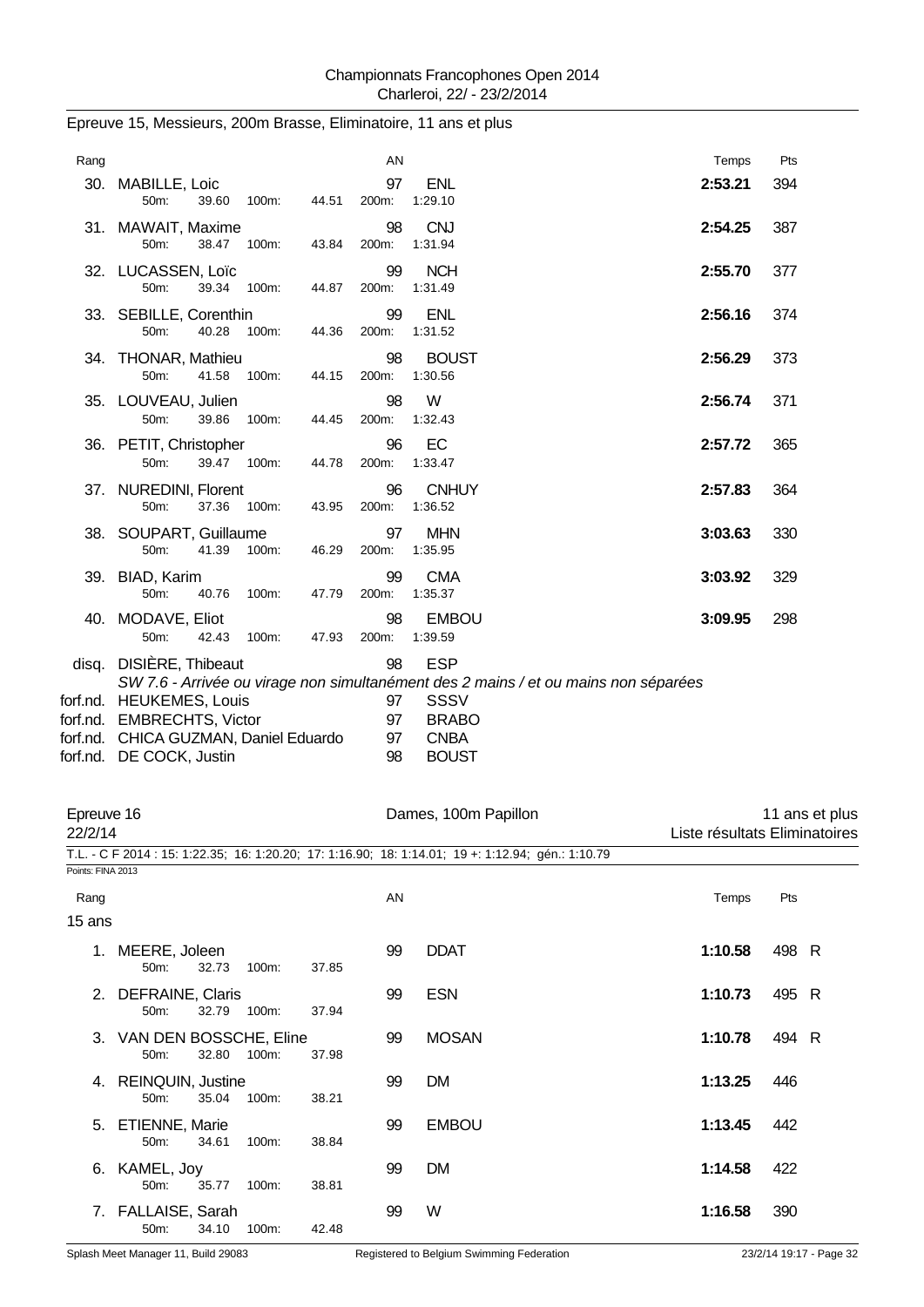## Epreuve 15, Messieurs, 200m Brasse, Eliminatoire, 11 ans et plus

| Rang | Nom | AN | Club | Temps | Pts |
|---|---|---|---|---|---|
| 30. | MABILLE, Loic<br>50m: 39.60 100m: 44.51 200m: 1:29.10 | 97 | ENL | **2:53.21** | 394 |
| 31. | MAWAIT, Maxime<br>50m: 38.47 100m: 43.84 200m: 1:31.94 | 98 | CNJ | **2:54.25** | 387 |
| 32. | LUCASSEN, Loïc<br>50m: 39.34 100m: 44.87 200m: 1:31.49 | 99 | NCH | **2:55.70** | 377 |
| 33. | SEBILLE, Corenthin<br>50m: 40.28 100m: 44.36 200m: 1:31.52 | 99 | ENL | **2:56.16** | 374 |
| 34. | THONAR, Mathieu<br>50m: 41.58 100m: 44.15 200m: 1:30.56 | 98 | BOUST | **2:56.29** | 373 |
| 35. | LOUVEAU, Julien<br>50m: 39.86 100m: 44.45 200m: 1:32.43 | 98 | W | **2:56.74** | 371 |
| 36. | PETIT, Christopher<br>50m: 39.47 100m: 44.78 200m: 1:33.47 | 96 | EC | **2:57.72** | 365 |
| 37. | NUREDINI, Florent<br>50m: 37.36 100m: 43.95 200m: 1:36.52 | 96 | CNHUY | **2:57.83** | 364 |
| 38. | SOUPART, Guillaume<br>50m: 41.39 100m: 46.29 200m: 1:35.95 | 97 | MHN | **3:03.63** | 330 |
| 39. | BIAD, Karim<br>50m: 40.76 100m: 47.79 200m: 1:35.37 | 99 | CMA | **3:03.92** | 329 |
| 40. | MODAVE, Eliot<br>50m: 42.43 100m: 47.93 200m: 1:39.59 | 98 | EMBOU | **3:09.95** | 298 |
| disq. | DISIÈRE, Thibeaut<br>*SW 7.6 - Arrivée ou virage non simultanément des 2 mains / et ou mains non séparées* | 98 | ESP | | |
| forf.nd. | HEUKEMES, Louis | 97 | SSSV | | |
| forf.nd. | EMBRECHTS, Victor | 97 | BRABO | | |
| forf.nd. | CHICA GUZMAN, Daniel Eduardo | 97 | CNBA | | |
| forf.nd. | DE COCK, Justin | 98 | BOUST | | |

## Epreuve 16 — Dames, 100m Papillon — 11 ans et plus

22/2/14 — Liste résultats Eliminatoires

T.L. - C F 2014 : 15: 1:22.35; 16: 1:20.20; 17: 1:16.90; 18: 1:14.01; 19 +: 1:12.94; gén.: 1:10.79

Points: FINA 2013

### 15 ans

| Rang | Nom | AN | Club | Temps | Pts |
|---|---|---|---|---|---|
| 1. | MEERE, Joleen<br>50m: 32.73 100m: 37.85 | 99 | DDAT | **1:10.58** | 498 R |
| 2. | DEFRAINE, Claris<br>50m: 32.79 100m: 37.94 | 99 | ESN | **1:10.73** | 495 R |
| 3. | VAN DEN BOSSCHE, Eline<br>50m: 32.80 100m: 37.98 | 99 | MOSAN | **1:10.78** | 494 R |
| 4. | REINQUIN, Justine<br>50m: 35.04 100m: 38.21 | 99 | DM | **1:13.25** | 446 |
| 5. | ETIENNE, Marie<br>50m: 34.61 100m: 38.84 | 99 | EMBOU | **1:13.45** | 442 |
| 6. | KAMEL, Joy<br>50m: 35.77 100m: 38.81 | 99 | DM | **1:14.58** | 422 |
| 7. | FALLAISE, Sarah<br>50m: 34.10 100m: 42.48 | 99 | W | **1:16.58** | 390 |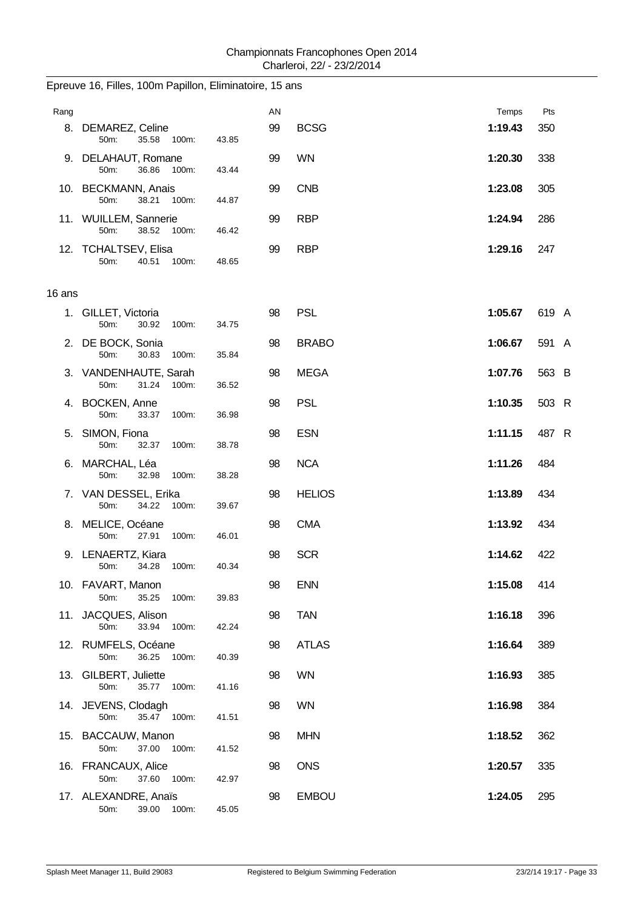Championnats Francophones Open 2014
Charleroi, 22/ - 23/2/2014

## Epreuve 16, Filles, 100m Papillon, Eliminatoire, 15 ans

| Rang | Nom | 50m | 100m | AN | Club | Temps | Pts |
|---|---|---|---|---|---|---|---|
| 8. | DEMAREZ, Celine | 35.58 | 43.85 | 99 | BCSG | 1:19.43 | 350 |
| 9. | DELAHAUT, Romane | 36.86 | 43.44 | 99 | WN | 1:20.30 | 338 |
| 10. | BECKMANN, Anais | 38.21 | 44.87 | 99 | CNB | 1:23.08 | 305 |
| 11. | WUILLEM, Sannerie | 38.52 | 46.42 | 99 | RBP | 1:24.94 | 286 |
| 12. | TCHALTSEV, Elisa | 40.51 | 48.65 | 99 | RBP | 1:29.16 | 247 |

### 16 ans

| Rang | Nom | 50m | 100m | AN | Club | Temps | Pts |
|---|---|---|---|---|---|---|---|
| 1. | GILLET, Victoria | 30.92 | 34.75 | 98 | PSL | 1:05.67 | 619 A |
| 2. | DE BOCK, Sonia | 30.83 | 35.84 | 98 | BRABO | 1:06.67 | 591 A |
| 3. | VANDENHAUTE, Sarah | 31.24 | 36.52 | 98 | MEGA | 1:07.76 | 563 B |
| 4. | BOCKEN, Anne | 33.37 | 36.98 | 98 | PSL | 1:10.35 | 503 R |
| 5. | SIMON, Fiona | 32.37 | 38.78 | 98 | ESN | 1:11.15 | 487 R |
| 6. | MARCHAL, Léa | 32.98 | 38.28 | 98 | NCA | 1:11.26 | 484 |
| 7. | VAN DESSEL, Erika | 34.22 | 39.67 | 98 | HELIOS | 1:13.89 | 434 |
| 8. | MELICE, Océane | 27.91 | 46.01 | 98 | CMA | 1:13.92 | 434 |
| 9. | LENAERTZ, Kiara | 34.28 | 40.34 | 98 | SCR | 1:14.62 | 422 |
| 10. | FAVART, Manon | 35.25 | 39.83 | 98 | ENN | 1:15.08 | 414 |
| 11. | JACQUES, Alison | 33.94 | 42.24 | 98 | TAN | 1:16.18 | 396 |
| 12. | RUMFELS, Océane | 36.25 | 40.39 | 98 | ATLAS | 1:16.64 | 389 |
| 13. | GILBERT, Juliette | 35.77 | 41.16 | 98 | WN | 1:16.93 | 385 |
| 14. | JEVENS, Clodagh | 35.47 | 41.51 | 98 | WN | 1:16.98 | 384 |
| 15. | BACCAUW, Manon | 37.00 | 41.52 | 98 | MHN | 1:18.52 | 362 |
| 16. | FRANCAUX, Alice | 37.60 | 42.97 | 98 | ONS | 1:20.57 | 335 |
| 17. | ALEXANDRE, Anaïs | 39.00 | 45.05 | 98 | EMBOU | 1:24.05 | 295 |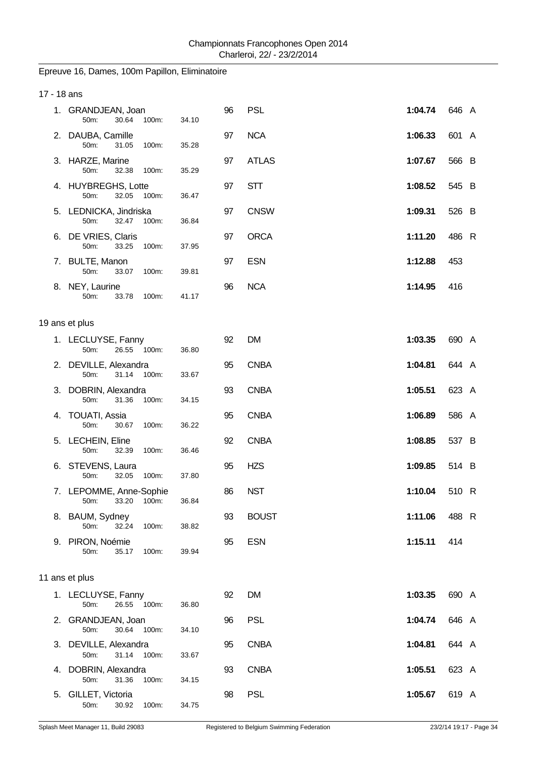Championnats Francophones Open 2014
Charleroi, 22/ - 23/2/2014

## Epreuve 16, Dames, 100m Papillon, Eliminatoire

### 17 - 18 ans

| Pl. | Nom | 50m | 100m | Année | Club | Temps | Points | |
|---|---|---|---|---|---|---|---|---|
| 1. | GRANDJEAN, Joan | 30.64 | 34.10 | 96 | PSL | **1:04.74** | 646 | A |
| 2. | DAUBA, Camille | 31.05 | 35.28 | 97 | NCA | **1:06.33** | 601 | A |
| 3. | HARZE, Marine | 32.38 | 35.29 | 97 | ATLAS | **1:07.67** | 566 | B |
| 4. | HUYBREGHS, Lotte | 32.05 | 36.47 | 97 | STT | **1:08.52** | 545 | B |
| 5. | LEDNICKA, Jindriska | 32.47 | 36.84 | 97 | CNSW | **1:09.31** | 526 | B |
| 6. | DE VRIES, Claris | 33.25 | 37.95 | 97 | ORCA | **1:11.20** | 486 | R |
| 7. | BULTE, Manon | 33.07 | 39.81 | 97 | ESN | **1:12.88** | 453 | |
| 8. | NEY, Laurine | 33.78 | 41.17 | 96 | NCA | **1:14.95** | 416 | |

### 19 ans et plus

| Pl. | Nom | 50m | 100m | Année | Club | Temps | Points | |
|---|---|---|---|---|---|---|---|---|
| 1. | LECLUYSE, Fanny | 26.55 | 36.80 | 92 | DM | **1:03.35** | 690 | A |
| 2. | DEVILLE, Alexandra | 31.14 | 33.67 | 95 | CNBA | **1:04.81** | 644 | A |
| 3. | DOBRIN, Alexandra | 31.36 | 34.15 | 93 | CNBA | **1:05.51** | 623 | A |
| 4. | TOUATI, Assia | 30.67 | 36.22 | 95 | CNBA | **1:06.89** | 586 | A |
| 5. | LECHEIN, Eline | 32.39 | 36.46 | 92 | CNBA | **1:08.85** | 537 | B |
| 6. | STEVENS, Laura | 32.05 | 37.80 | 95 | HZS | **1:09.85** | 514 | B |
| 7. | LEPOMME, Anne-Sophie | 33.20 | 36.84 | 86 | NST | **1:10.04** | 510 | R |
| 8. | BAUM, Sydney | 32.24 | 38.82 | 93 | BOUST | **1:11.06** | 488 | R |
| 9. | PIRON, Noémie | 35.17 | 39.94 | 95 | ESN | **1:15.11** | 414 | |

### 11 ans et plus

| Pl. | Nom | 50m | 100m | Année | Club | Temps | Points | |
|---|---|---|---|---|---|---|---|---|
| 1. | LECLUYSE, Fanny | 26.55 | 36.80 | 92 | DM | **1:03.35** | 690 | A |
| 2. | GRANDJEAN, Joan | 30.64 | 34.10 | 96 | PSL | **1:04.74** | 646 | A |
| 3. | DEVILLE, Alexandra | 31.14 | 33.67 | 95 | CNBA | **1:04.81** | 644 | A |
| 4. | DOBRIN, Alexandra | 31.36 | 34.15 | 93 | CNBA | **1:05.51** | 623 | A |
| 5. | GILLET, Victoria | 30.92 | 34.75 | 98 | PSL | **1:05.67** | 619 | A |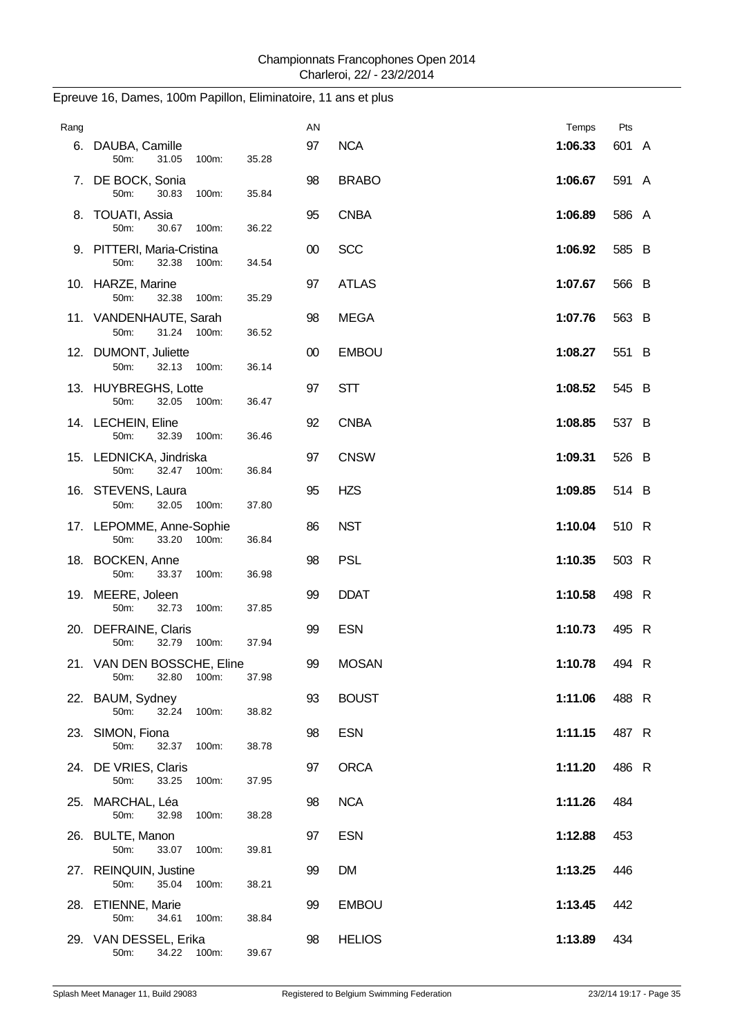Championnats Francophones Open 2014
Charleroi, 22/ - 23/2/2014

## Epreuve 16, Dames, 100m Papillon, Eliminatoire, 11 ans et plus

| Rang | | AN | | Temps | Pts | |
|---|---|---|---|---|---|---|
| 6. | DAUBA, Camille<br>50m: 31.05 100m: 35.28 | 97 | NCA | **1:06.33** | 601 | A |
| 7. | DE BOCK, Sonia<br>50m: 30.83 100m: 35.84 | 98 | BRABO | **1:06.67** | 591 | A |
| 8. | TOUATI, Assia<br>50m: 30.67 100m: 36.22 | 95 | CNBA | **1:06.89** | 586 | A |
| 9. | PITTERI, Maria-Cristina<br>50m: 32.38 100m: 34.54 | 00 | SCC | **1:06.92** | 585 | B |
| 10. | HARZE, Marine<br>50m: 32.38 100m: 35.29 | 97 | ATLAS | **1:07.67** | 566 | B |
| 11. | VANDENHAUTE, Sarah<br>50m: 31.24 100m: 36.52 | 98 | MEGA | **1:07.76** | 563 | B |
| 12. | DUMONT, Juliette<br>50m: 32.13 100m: 36.14 | 00 | EMBOU | **1:08.27** | 551 | B |
| 13. | HUYBREGHS, Lotte<br>50m: 32.05 100m: 36.47 | 97 | STT | **1:08.52** | 545 | B |
| 14. | LECHEIN, Eline<br>50m: 32.39 100m: 36.46 | 92 | CNBA | **1:08.85** | 537 | B |
| 15. | LEDNICKA, Jindriska<br>50m: 32.47 100m: 36.84 | 97 | CNSW | **1:09.31** | 526 | B |
| 16. | STEVENS, Laura<br>50m: 32.05 100m: 37.80 | 95 | HZS | **1:09.85** | 514 | B |
| 17. | LEPOMME, Anne-Sophie<br>50m: 33.20 100m: 36.84 | 86 | NST | **1:10.04** | 510 | R |
| 18. | BOCKEN, Anne<br>50m: 33.37 100m: 36.98 | 98 | PSL | **1:10.35** | 503 | R |
| 19. | MEERE, Joleen<br>50m: 32.73 100m: 37.85 | 99 | DDAT | **1:10.58** | 498 | R |
| 20. | DEFRAINE, Claris<br>50m: 32.79 100m: 37.94 | 99 | ESN | **1:10.73** | 495 | R |
| 21. | VAN DEN BOSSCHE, Eline<br>50m: 32.80 100m: 37.98 | 99 | MOSAN | **1:10.78** | 494 | R |
| 22. | BAUM, Sydney<br>50m: 32.24 100m: 38.82 | 93 | BOUST | **1:11.06** | 488 | R |
| 23. | SIMON, Fiona<br>50m: 32.37 100m: 38.78 | 98 | ESN | **1:11.15** | 487 | R |
| 24. | DE VRIES, Claris<br>50m: 33.25 100m: 37.95 | 97 | ORCA | **1:11.20** | 486 | R |
| 25. | MARCHAL, Léa<br>50m: 32.98 100m: 38.28 | 98 | NCA | **1:11.26** | 484 | |
| 26. | BULTE, Manon<br>50m: 33.07 100m: 39.81 | 97 | ESN | **1:12.88** | 453 | |
| 27. | REINQUIN, Justine<br>50m: 35.04 100m: 38.21 | 99 | DM | **1:13.25** | 446 | |
| 28. | ETIENNE, Marie<br>50m: 34.61 100m: 38.84 | 99 | EMBOU | **1:13.45** | 442 | |
| 29. | VAN DESSEL, Erika<br>50m: 34.22 100m: 39.67 | 98 | HELIOS | **1:13.89** | 434 | |

Splash Meet Manager 11, Build 29083 Registered to Belgium Swimming Federation 23/2/14 19:17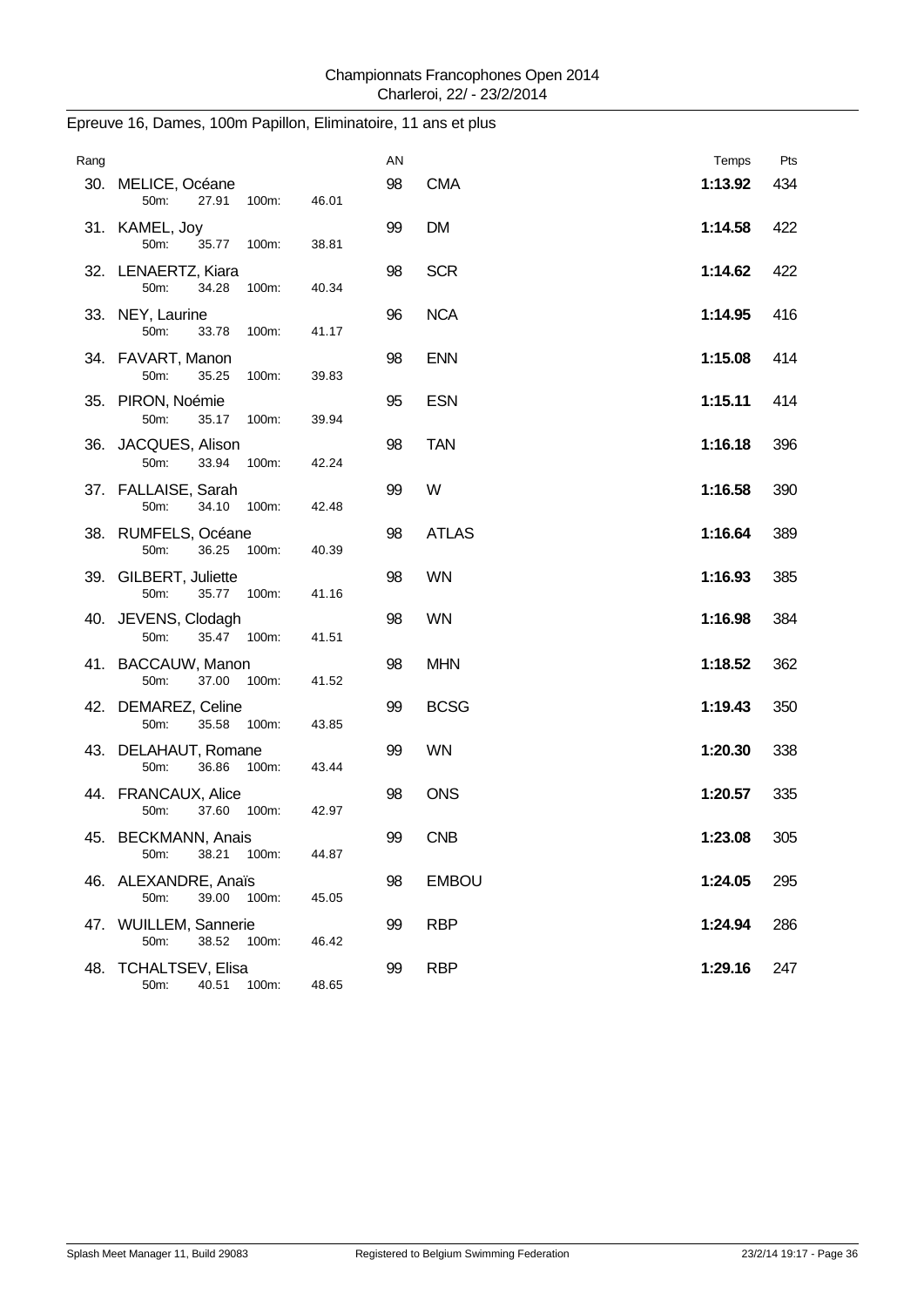Epreuve 16, Dames, 100m Papillon, Eliminatoire, 11 ans et plus

| Rang | | AN | | Temps | Pts |
|---|---|---|---|---|---|
| 30. | MELICE, Océane<br>50m: 27.91 100m: 46.01 | 98 | CMA | **1:13.92** | 434 |
| 31. | KAMEL, Joy<br>50m: 35.77 100m: 38.81 | 99 | DM | **1:14.58** | 422 |
| 32. | LENAERTZ, Kiara<br>50m: 34.28 100m: 40.34 | 98 | SCR | **1:14.62** | 422 |
| 33. | NEY, Laurine<br>50m: 33.78 100m: 41.17 | 96 | NCA | **1:14.95** | 416 |
| 34. | FAVART, Manon<br>50m: 35.25 100m: 39.83 | 98 | ENN | **1:15.08** | 414 |
| 35. | PIRON, Noémie<br>50m: 35.17 100m: 39.94 | 95 | ESN | **1:15.11** | 414 |
| 36. | JACQUES, Alison<br>50m: 33.94 100m: 42.24 | 98 | TAN | **1:16.18** | 396 |
| 37. | FALLAISE, Sarah<br>50m: 34.10 100m: 42.48 | 99 | W | **1:16.58** | 390 |
| 38. | RUMFELS, Océane<br>50m: 36.25 100m: 40.39 | 98 | ATLAS | **1:16.64** | 389 |
| 39. | GILBERT, Juliette<br>50m: 35.77 100m: 41.16 | 98 | WN | **1:16.93** | 385 |
| 40. | JEVENS, Clodagh<br>50m: 35.47 100m: 41.51 | 98 | WN | **1:16.98** | 384 |
| 41. | BACCAUW, Manon<br>50m: 37.00 100m: 41.52 | 98 | MHN | **1:18.52** | 362 |
| 42. | DEMAREZ, Celine<br>50m: 35.58 100m: 43.85 | 99 | BCSG | **1:19.43** | 350 |
| 43. | DELAHAUT, Romane<br>50m: 36.86 100m: 43.44 | 99 | WN | **1:20.30** | 338 |
| 44. | FRANCAUX, Alice<br>50m: 37.60 100m: 42.97 | 98 | ONS | **1:20.57** | 335 |
| 45. | BECKMANN, Anais<br>50m: 38.21 100m: 44.87 | 99 | CNB | **1:23.08** | 305 |
| 46. | ALEXANDRE, Anaïs<br>50m: 39.00 100m: 45.05 | 98 | EMBOU | **1:24.05** | 295 |
| 47. | WUILLEM, Sannerie<br>50m: 38.52 100m: 46.42 | 99 | RBP | **1:24.94** | 286 |
| 48. | TCHALTSEV, Elisa<br>50m: 40.51 100m: 48.65 | 99 | RBP | **1:29.16** | 247 |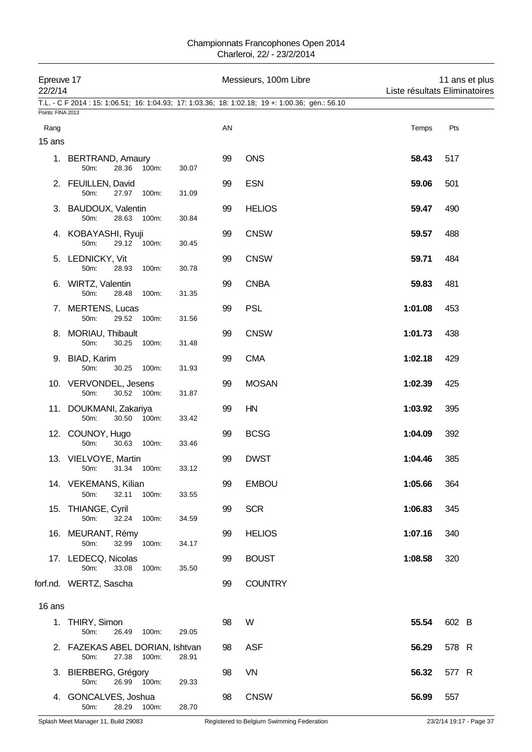Championnats Francophones Open 2014
Charleroi, 22/ - 23/2/2014

Epreuve 17 — 22/2/14 — Messieurs, 100m Libre — 11 ans et plus — Liste résultats Eliminatoires

T.L. - C F 2014 : 15: 1:06.51; 16: 1:04.93; 17: 1:03.36; 18: 1:02.18; 19 +: 1:00.36; gén.: 56.10

Points: FINA 2013

### 15 ans

| Rang | Nom | 50m | 100m | AN | Club | Temps | Pts |
|---|---|---|---|---|---|---|---|
| 1. | BERTRAND, Amaury | 28.36 | 30.07 | 99 | ONS | **58.43** | 517 |
| 2. | FEUILLEN, David | 27.97 | 31.09 | 99 | ESN | **59.06** | 501 |
| 3. | BAUDOUX, Valentin | 28.63 | 30.84 | 99 | HELIOS | **59.47** | 490 |
| 4. | KOBAYASHI, Ryuji | 29.12 | 30.45 | 99 | CNSW | **59.57** | 488 |
| 5. | LEDNICKY, Vit | 28.93 | 30.78 | 99 | CNSW | **59.71** | 484 |
| 6. | WIRTZ, Valentin | 28.48 | 31.35 | 99 | CNBA | **59.83** | 481 |
| 7. | MERTENS, Lucas | 29.52 | 31.56 | 99 | PSL | **1:01.08** | 453 |
| 8. | MORIAU, Thibault | 30.25 | 31.48 | 99 | CNSW | **1:01.73** | 438 |
| 9. | BIAD, Karim | 30.25 | 31.93 | 99 | CMA | **1:02.18** | 429 |
| 10. | VERVONDEL, Jesens | 30.52 | 31.87 | 99 | MOSAN | **1:02.39** | 425 |
| 11. | DOUKMANI, Zakariya | 30.50 | 33.42 | 99 | HN | **1:03.92** | 395 |
| 12. | COUNOY, Hugo | 30.63 | 33.46 | 99 | BCSG | **1:04.09** | 392 |
| 13. | VIELVOYE, Martin | 31.34 | 33.12 | 99 | DWST | **1:04.46** | 385 |
| 14. | VEKEMANS, Kilian | 32.11 | 33.55 | 99 | EMBOU | **1:05.66** | 364 |
| 15. | THIANGE, Cyril | 32.24 | 34.59 | 99 | SCR | **1:06.83** | 345 |
| 16. | MEURANT, Rémy | 32.99 | 34.17 | 99 | HELIOS | **1:07.16** | 340 |
| 17. | LEDECQ, Nicolas | 33.08 | 35.50 | 99 | BOUST | **1:08.58** | 320 |
| forf.nd. | WERTZ, Sascha | | | 99 | COUNTRY | | |

### 16 ans

| Rang | Nom | 50m | 100m | AN | Club | Temps | Pts |
|---|---|---|---|---|---|---|---|
| 1. | THIRY, Simon | 26.49 | 29.05 | 98 | W | **55.54** | 602 B |
| 2. | FAZEKAS ABEL DORIAN, Ishtvan | 27.38 | 28.91 | 98 | ASF | **56.29** | 578 R |
| 3. | BIERBERG, Grégory | 26.99 | 29.33 | 98 | VN | **56.32** | 577 R |
| 4. | GONCALVES, Joshua | 28.29 | 28.70 | 98 | CNSW | **56.99** | 557 |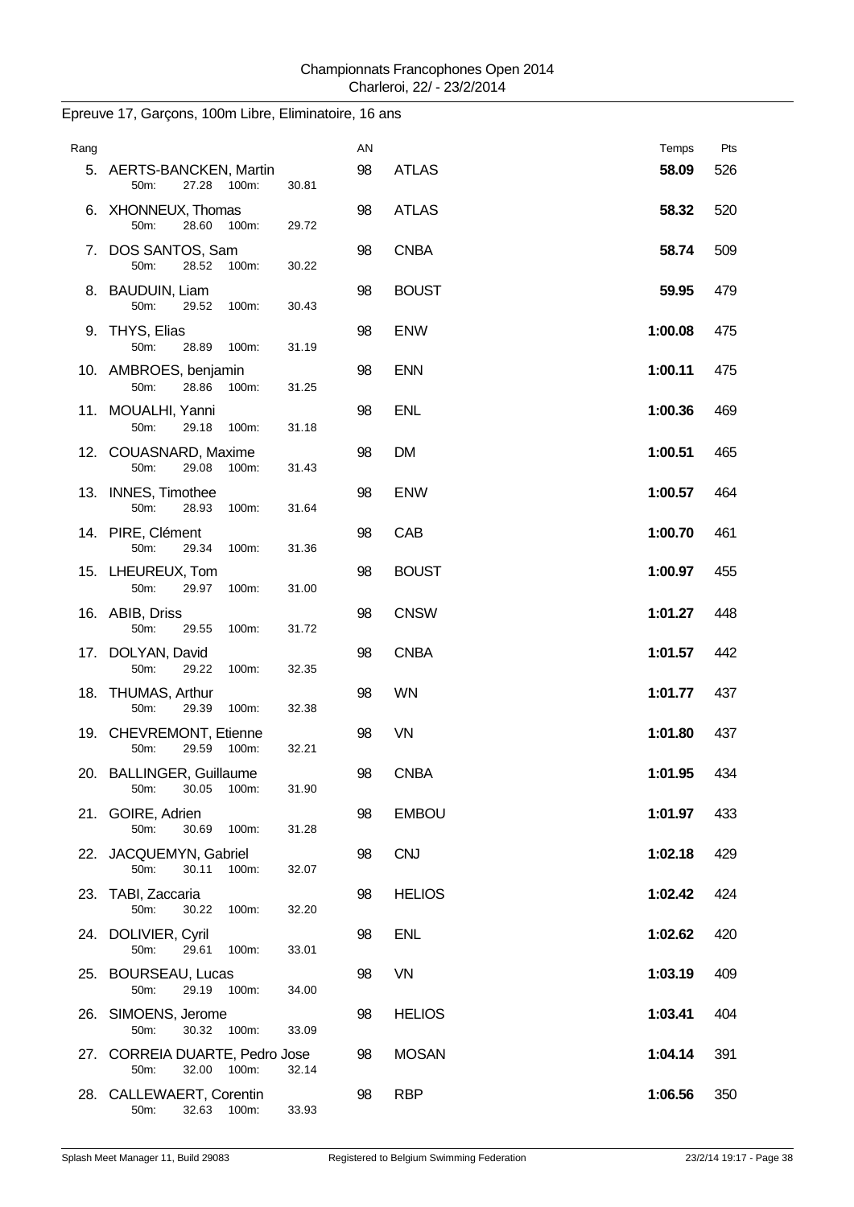Championnats Francophones Open 2014
Charleroi, 22/ - 23/2/2014

## Epreuve 17, Garçons, 100m Libre, Eliminatoire, 16 ans

| Rang | Nom | AN | Club | Temps | Pts |
|---|---|---|---|---|---|
| 5. | AERTS-BANCKEN, Martin<br>50m: 27.28 100m: 30.81 | 98 | ATLAS | **58.09** | 526 |
| 6. | XHONNEUX, Thomas<br>50m: 28.60 100m: 29.72 | 98 | ATLAS | **58.32** | 520 |
| 7. | DOS SANTOS, Sam<br>50m: 28.52 100m: 30.22 | 98 | CNBA | **58.74** | 509 |
| 8. | BAUDUIN, Liam<br>50m: 29.52 100m: 30.43 | 98 | BOUST | **59.95** | 479 |
| 9. | THYS, Elias<br>50m: 28.89 100m: 31.19 | 98 | ENW | **1:00.08** | 475 |
| 10. | AMBROES, benjamin<br>50m: 28.86 100m: 31.25 | 98 | ENN | **1:00.11** | 475 |
| 11. | MOUALHI, Yanni<br>50m: 29.18 100m: 31.18 | 98 | ENL | **1:00.36** | 469 |
| 12. | COUASNARD, Maxime<br>50m: 29.08 100m: 31.43 | 98 | DM | **1:00.51** | 465 |
| 13. | INNES, Timothee<br>50m: 28.93 100m: 31.64 | 98 | ENW | **1:00.57** | 464 |
| 14. | PIRE, Clément<br>50m: 29.34 100m: 31.36 | 98 | CAB | **1:00.70** | 461 |
| 15. | LHEUREUX, Tom<br>50m: 29.97 100m: 31.00 | 98 | BOUST | **1:00.97** | 455 |
| 16. | ABIB, Driss<br>50m: 29.55 100m: 31.72 | 98 | CNSW | **1:01.27** | 448 |
| 17. | DOLYAN, David<br>50m: 29.22 100m: 32.35 | 98 | CNBA | **1:01.57** | 442 |
| 18. | THUMAS, Arthur<br>50m: 29.39 100m: 32.38 | 98 | WN | **1:01.77** | 437 |
| 19. | CHEVREMONT, Etienne<br>50m: 29.59 100m: 32.21 | 98 | VN | **1:01.80** | 437 |
| 20. | BALLINGER, Guillaume<br>50m: 30.05 100m: 31.90 | 98 | CNBA | **1:01.95** | 434 |
| 21. | GOIRE, Adrien<br>50m: 30.69 100m: 31.28 | 98 | EMBOU | **1:01.97** | 433 |
| 22. | JACQUEMYN, Gabriel<br>50m: 30.11 100m: 32.07 | 98 | CNJ | **1:02.18** | 429 |
| 23. | TABI, Zaccaria<br>50m: 30.22 100m: 32.20 | 98 | HELIOS | **1:02.42** | 424 |
| 24. | DOLIVIER, Cyril<br>50m: 29.61 100m: 33.01 | 98 | ENL | **1:02.62** | 420 |
| 25. | BOURSEAU, Lucas<br>50m: 29.19 100m: 34.00 | 98 | VN | **1:03.19** | 409 |
| 26. | SIMOENS, Jerome<br>50m: 30.32 100m: 33.09 | 98 | HELIOS | **1:03.41** | 404 |
| 27. | CORREIA DUARTE, Pedro Jose<br>50m: 32.00 100m: 32.14 | 98 | MOSAN | **1:04.14** | 391 |
| 28. | CALLEWAERT, Corentin<br>50m: 32.63 100m: 33.93 | 98 | RBP | **1:06.56** | 350 |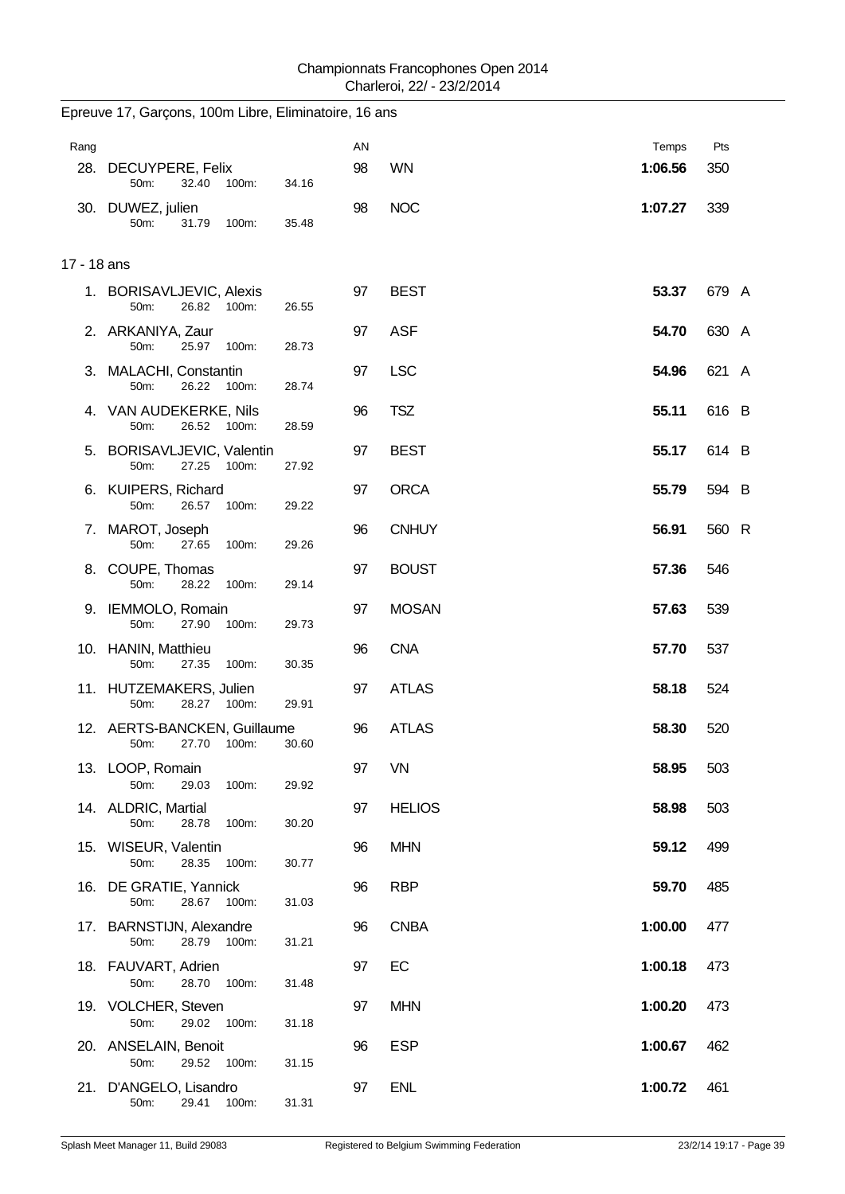Championnats Francophones Open 2014
Charleroi, 22/ - 23/2/2014

## Epreuve 17, Garçons, 100m Libre, Eliminatoire, 16 ans

| Rang | Nom | 50m | 100m | AN | Club | Temps | Pts | |
|---|---|---|---|---|---|---|---|---|
| 28. | DECUYPERE, Felix | 32.40 | 34.16 | 98 | WN | **1:06.56** | 350 | |
| 30. | DUWEZ, julien | 31.79 | 35.48 | 98 | NOC | **1:07.27** | 339 | |

### 17 - 18 ans

| Rang | Nom | 50m | 100m | AN | Club | Temps | Pts | |
|---|---|---|---|---|---|---|---|---|
| 1. | BORISAVLJEVIC, Alexis | 26.82 | 26.55 | 97 | BEST | **53.37** | 679 | A |
| 2. | ARKANIYA, Zaur | 25.97 | 28.73 | 97 | ASF | **54.70** | 630 | A |
| 3. | MALACHI, Constantin | 26.22 | 28.74 | 97 | LSC | **54.96** | 621 | A |
| 4. | VAN AUDEKERKE, Nils | 26.52 | 28.59 | 96 | TSZ | **55.11** | 616 | B |
| 5. | BORISAVLJEVIC, Valentin | 27.25 | 27.92 | 97 | BEST | **55.17** | 614 | B |
| 6. | KUIPERS, Richard | 26.57 | 29.22 | 97 | ORCA | **55.79** | 594 | B |
| 7. | MAROT, Joseph | 27.65 | 29.26 | 96 | CNHUY | **56.91** | 560 | R |
| 8. | COUPE, Thomas | 28.22 | 29.14 | 97 | BOUST | **57.36** | 546 | |
| 9. | IEMMOLO, Romain | 27.90 | 29.73 | 97 | MOSAN | **57.63** | 539 | |
| 10. | HANIN, Matthieu | 27.35 | 30.35 | 96 | CNA | **57.70** | 537 | |
| 11. | HUTZEMAKERS, Julien | 28.27 | 29.91 | 97 | ATLAS | **58.18** | 524 | |
| 12. | AERTS-BANCKEN, Guillaume | 27.70 | 30.60 | 96 | ATLAS | **58.30** | 520 | |
| 13. | LOOP, Romain | 29.03 | 29.92 | 97 | VN | **58.95** | 503 | |
| 14. | ALDRIC, Martial | 28.78 | 30.20 | 97 | HELIOS | **58.98** | 503 | |
| 15. | WISEUR, Valentin | 28.35 | 30.77 | 96 | MHN | **59.12** | 499 | |
| 16. | DE GRATIE, Yannick | 28.67 | 31.03 | 96 | RBP | **59.70** | 485 | |
| 17. | BARNSTIJN, Alexandre | 28.79 | 31.21 | 96 | CNBA | **1:00.00** | 477 | |
| 18. | FAUVART, Adrien | 28.70 | 31.48 | 97 | EC | **1:00.18** | 473 | |
| 19. | VOLCHER, Steven | 29.02 | 31.18 | 97 | MHN | **1:00.20** | 473 | |
| 20. | ANSELAIN, Benoit | 29.52 | 31.15 | 96 | ESP | **1:00.67** | 462 | |
| 21. | D'ANGELO, Lisandro | 29.41 | 31.31 | 97 | ENL | **1:00.72** | 461 | |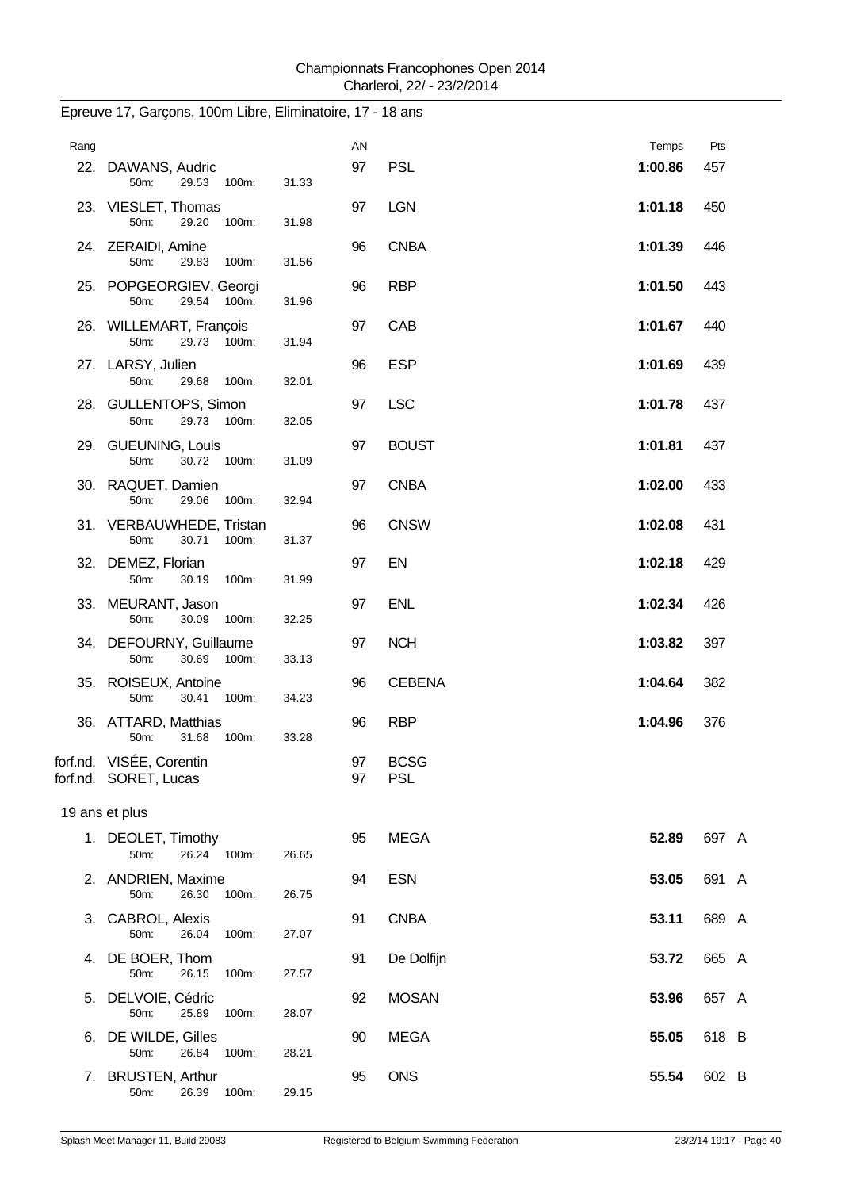Championnats Francophones Open 2014
Charleroi, 22/ - 23/2/2014

## Epreuve 17, Garçons, 100m Libre, Eliminatoire, 17 - 18 ans

| Rang | Nom | AN | Club | Temps | Pts |
|---|---|---|---|---|---|
| 22. | DAWANS, Audric<br>50m: 29.53 100m: 31.33 | 97 | PSL | 1:00.86 | 457 |
| 23. | VIESLET, Thomas<br>50m: 29.20 100m: 31.98 | 97 | LGN | 1:01.18 | 450 |
| 24. | ZERAIDI, Amine<br>50m: 29.83 100m: 31.56 | 96 | CNBA | 1:01.39 | 446 |
| 25. | POPGEORGIEV, Georgi<br>50m: 29.54 100m: 31.96 | 96 | RBP | 1:01.50 | 443 |
| 26. | WILLEMART, François<br>50m: 29.73 100m: 31.94 | 97 | CAB | 1:01.67 | 440 |
| 27. | LARSY, Julien<br>50m: 29.68 100m: 32.01 | 96 | ESP | 1:01.69 | 439 |
| 28. | GULLENTOPS, Simon<br>50m: 29.73 100m: 32.05 | 97 | LSC | 1:01.78 | 437 |
| 29. | GUEUNING, Louis<br>50m: 30.72 100m: 31.09 | 97 | BOUST | 1:01.81 | 437 |
| 30. | RAQUET, Damien<br>50m: 29.06 100m: 32.94 | 97 | CNBA | 1:02.00 | 433 |
| 31. | VERBAUWHEDE, Tristan<br>50m: 30.71 100m: 31.37 | 96 | CNSW | 1:02.08 | 431 |
| 32. | DEMEZ, Florian<br>50m: 30.19 100m: 31.99 | 97 | EN | 1:02.18 | 429 |
| 33. | MEURANT, Jason<br>50m: 30.09 100m: 32.25 | 97 | ENL | 1:02.34 | 426 |
| 34. | DEFOURNY, Guillaume<br>50m: 30.69 100m: 33.13 | 97 | NCH | 1:03.82 | 397 |
| 35. | ROISEUX, Antoine<br>50m: 30.41 100m: 34.23 | 96 | CEBENA | 1:04.64 | 382 |
| 36. | ATTARD, Matthias<br>50m: 31.68 100m: 33.28 | 96 | RBP | 1:04.96 | 376 |
| forf.nd. | VISÉE, Corentin | 97 | BCSG | | |
| forf.nd. | SORET, Lucas | 97 | PSL | | |

### 19 ans et plus

| Rang | Nom | AN | Club | Temps | Pts |
|---|---|---|---|---|---|
| 1. | DEOLET, Timothy<br>50m: 26.24 100m: 26.65 | 95 | MEGA | 52.89 | 697 A |
| 2. | ANDRIEN, Maxime<br>50m: 26.30 100m: 26.75 | 94 | ESN | 53.05 | 691 A |
| 3. | CABROL, Alexis<br>50m: 26.04 100m: 27.07 | 91 | CNBA | 53.11 | 689 A |
| 4. | DE BOER, Thom<br>50m: 26.15 100m: 27.57 | 91 | De Dolfijn | 53.72 | 665 A |
| 5. | DELVOIE, Cédric<br>50m: 25.89 100m: 28.07 | 92 | MOSAN | 53.96 | 657 A |
| 6. | DE WILDE, Gilles<br>50m: 26.84 100m: 28.21 | 90 | MEGA | 55.05 | 618 B |
| 7. | BRUSTEN, Arthur<br>50m: 26.39 100m: 29.15 | 95 | ONS | 55.54 | 602 B |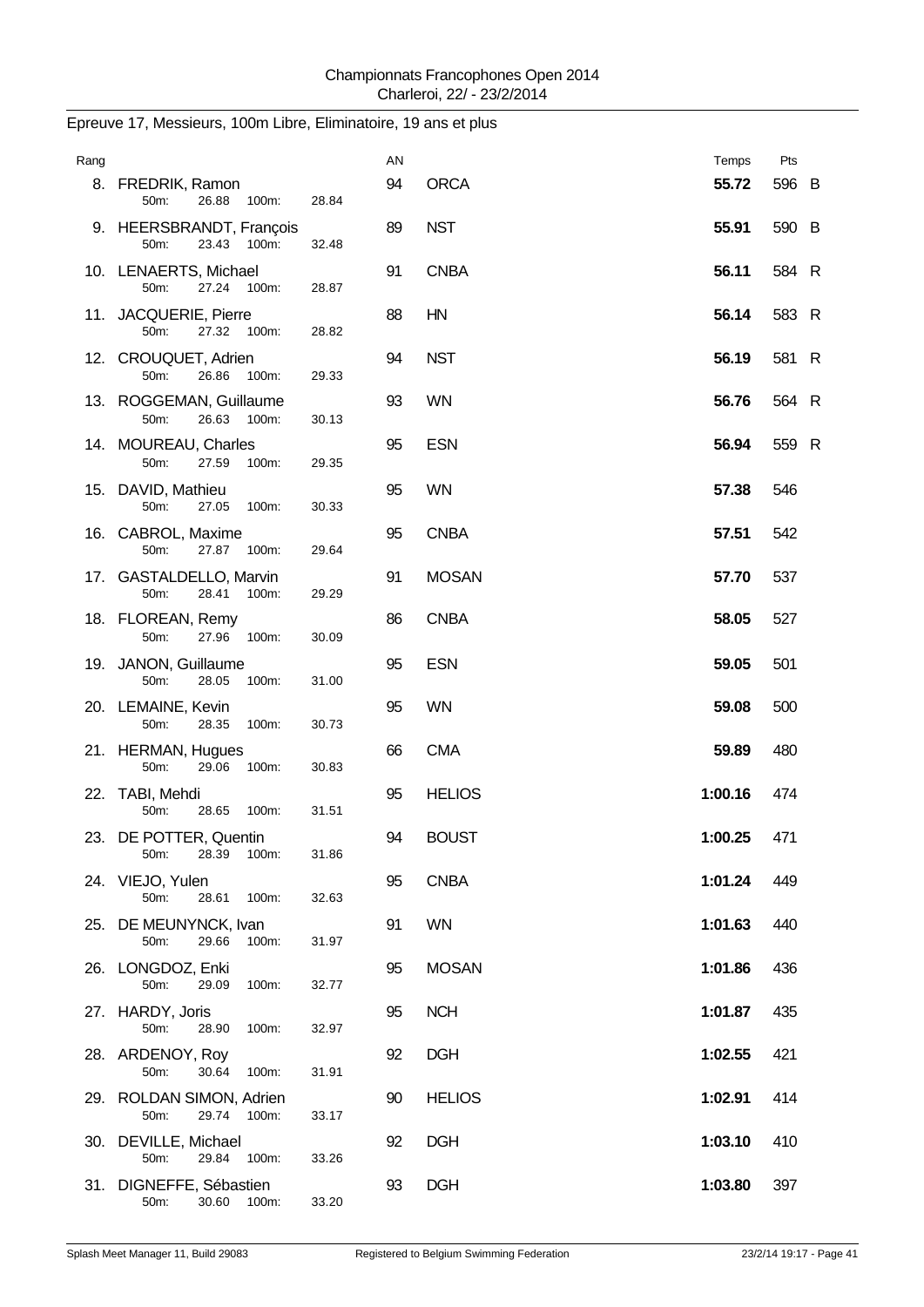Championnats Francophones Open 2014
Charleroi, 22/ - 23/2/2014

## Epreuve 17, Messieurs, 100m Libre, Eliminatoire, 19 ans et plus

| Rang | | AN | | Temps | Pts |
|---|---|---|---|---|---|
| 8. | FREDRIK, Ramon<br>50m: 26.88 100m: 28.84 | 94 | ORCA | **55.72** | 596 B |
| 9. | HEERSBRANDT, François<br>50m: 23.43 100m: 32.48 | 89 | NST | **55.91** | 590 B |
| 10. | LENAERTS, Michael<br>50m: 27.24 100m: 28.87 | 91 | CNBA | **56.11** | 584 R |
| 11. | JACQUERIE, Pierre<br>50m: 27.32 100m: 28.82 | 88 | HN | **56.14** | 583 R |
| 12. | CROUQUET, Adrien<br>50m: 26.86 100m: 29.33 | 94 | NST | **56.19** | 581 R |
| 13. | ROGGEMAN, Guillaume<br>50m: 26.63 100m: 30.13 | 93 | WN | **56.76** | 564 R |
| 14. | MOUREAU, Charles<br>50m: 27.59 100m: 29.35 | 95 | ESN | **56.94** | 559 R |
| 15. | DAVID, Mathieu<br>50m: 27.05 100m: 30.33 | 95 | WN | **57.38** | 546 |
| 16. | CABROL, Maxime<br>50m: 27.87 100m: 29.64 | 95 | CNBA | **57.51** | 542 |
| 17. | GASTALDELLO, Marvin<br>50m: 28.41 100m: 29.29 | 91 | MOSAN | **57.70** | 537 |
| 18. | FLOREAN, Remy<br>50m: 27.96 100m: 30.09 | 86 | CNBA | **58.05** | 527 |
| 19. | JANON, Guillaume<br>50m: 28.05 100m: 31.00 | 95 | ESN | **59.05** | 501 |
| 20. | LEMAINE, Kevin<br>50m: 28.35 100m: 30.73 | 95 | WN | **59.08** | 500 |
| 21. | HERMAN, Hugues<br>50m: 29.06 100m: 30.83 | 66 | CMA | **59.89** | 480 |
| 22. | TABI, Mehdi<br>50m: 28.65 100m: 31.51 | 95 | HELIOS | **1:00.16** | 474 |
| 23. | DE POTTER, Quentin<br>50m: 28.39 100m: 31.86 | 94 | BOUST | **1:00.25** | 471 |
| 24. | VIEJO, Yulen<br>50m: 28.61 100m: 32.63 | 95 | CNBA | **1:01.24** | 449 |
| 25. | DE MEUNYNCK, Ivan<br>50m: 29.66 100m: 31.97 | 91 | WN | **1:01.63** | 440 |
| 26. | LONGDOZ, Enki<br>50m: 29.09 100m: 32.77 | 95 | MOSAN | **1:01.86** | 436 |
| 27. | HARDY, Joris<br>50m: 28.90 100m: 32.97 | 95 | NCH | **1:01.87** | 435 |
| 28. | ARDENOY, Roy<br>50m: 30.64 100m: 31.91 | 92 | DGH | **1:02.55** | 421 |
| 29. | ROLDAN SIMON, Adrien<br>50m: 29.74 100m: 33.17 | 90 | HELIOS | **1:02.91** | 414 |
| 30. | DEVILLE, Michael<br>50m: 29.84 100m: 33.26 | 92 | DGH | **1:03.10** | 410 |
| 31. | DIGNEFFE, Sébastien<br>50m: 30.60 100m: 33.20 | 93 | DGH | **1:03.80** | 397 |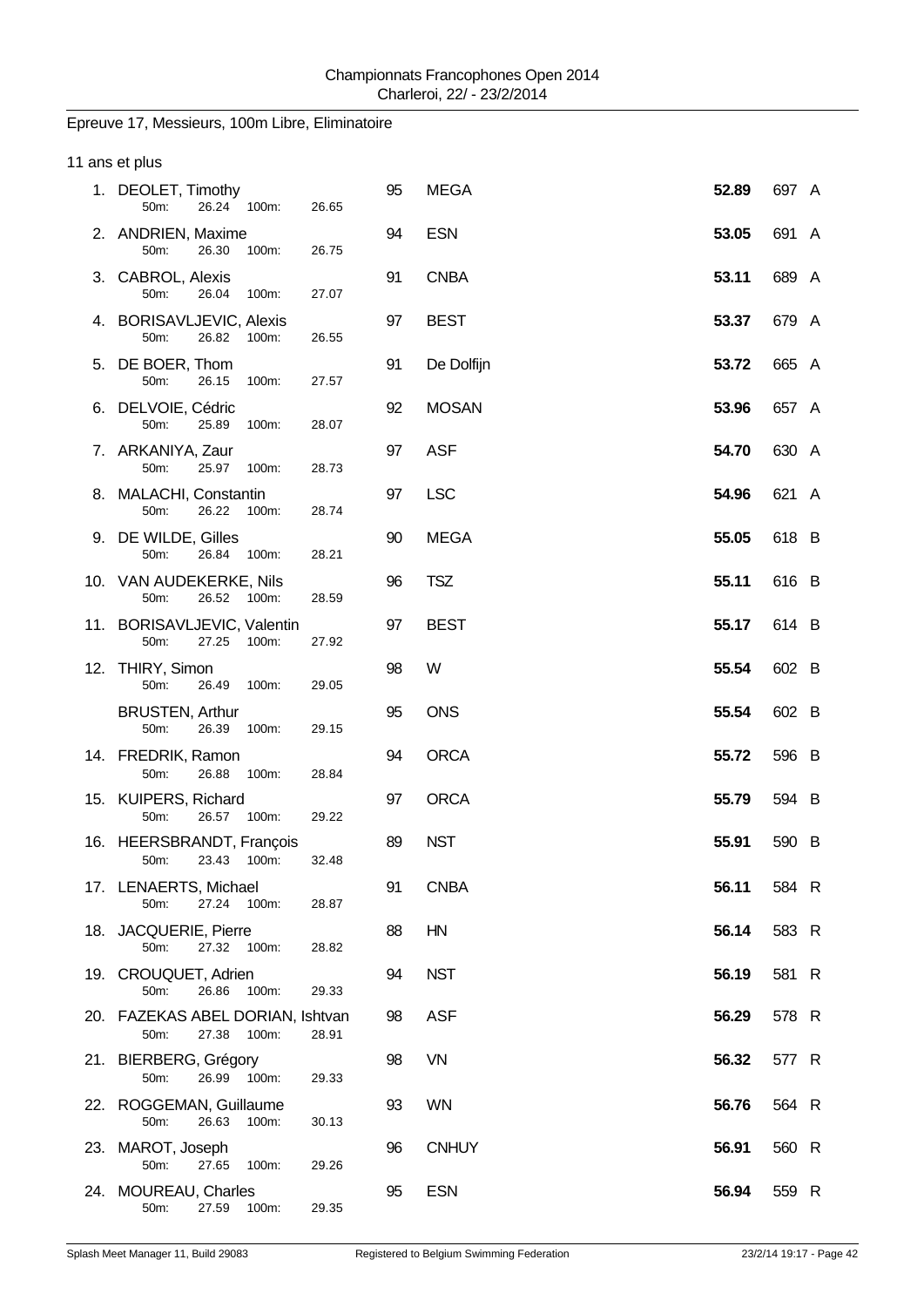Championnats Francophones Open 2014
Charleroi, 22/ - 23/2/2014

## Epreuve 17, Messieurs, 100m Libre, Eliminatoire

### 11 ans et plus

| Pl. | Nom | 50m | 100m | Année | Club | Temps | Points | |
|---|---|---|---|---|---|---|---|---|
| 1. | DEOLET, Timothy | 26.24 | 26.65 | 95 | MEGA | **52.89** | 697 | A |
| 2. | ANDRIEN, Maxime | 26.30 | 26.75 | 94 | ESN | **53.05** | 691 | A |
| 3. | CABROL, Alexis | 26.04 | 27.07 | 91 | CNBA | **53.11** | 689 | A |
| 4. | BORISAVLJEVIC, Alexis | 26.82 | 26.55 | 97 | BEST | **53.37** | 679 | A |
| 5. | DE BOER, Thom | 26.15 | 27.57 | 91 | De Dolfijn | **53.72** | 665 | A |
| 6. | DELVOIE, Cédric | 25.89 | 28.07 | 92 | MOSAN | **53.96** | 657 | A |
| 7. | ARKANIYA, Zaur | 25.97 | 28.73 | 97 | ASF | **54.70** | 630 | A |
| 8. | MALACHI, Constantin | 26.22 | 28.74 | 97 | LSC | **54.96** | 621 | A |
| 9. | DE WILDE, Gilles | 26.84 | 28.21 | 90 | MEGA | **55.05** | 618 | B |
| 10. | VAN AUDEKERKE, Nils | 26.52 | 28.59 | 96 | TSZ | **55.11** | 616 | B |
| 11. | BORISAVLJEVIC, Valentin | 27.25 | 27.92 | 97 | BEST | **55.17** | 614 | B |
| 12. | THIRY, Simon | 26.49 | 29.05 | 98 | W | **55.54** | 602 | B |
| | BRUSTEN, Arthur | 26.39 | 29.15 | 95 | ONS | **55.54** | 602 | B |
| 14. | FREDRIK, Ramon | 26.88 | 28.84 | 94 | ORCA | **55.72** | 596 | B |
| 15. | KUIPERS, Richard | 26.57 | 29.22 | 97 | ORCA | **55.79** | 594 | B |
| 16. | HEERSBRANDT, François | 23.43 | 32.48 | 89 | NST | **55.91** | 590 | B |
| 17. | LENAERTS, Michael | 27.24 | 28.87 | 91 | CNBA | **56.11** | 584 | R |
| 18. | JACQUERIE, Pierre | 27.32 | 28.82 | 88 | HN | **56.14** | 583 | R |
| 19. | CROUQUET, Adrien | 26.86 | 29.33 | 94 | NST | **56.19** | 581 | R |
| 20. | FAZEKAS ABEL DORIAN, Ishtvan | 27.38 | 28.91 | 98 | ASF | **56.29** | 578 | R |
| 21. | BIERBERG, Grégory | 26.99 | 29.33 | 98 | VN | **56.32** | 577 | R |
| 22. | ROGGEMAN, Guillaume | 26.63 | 30.13 | 93 | WN | **56.76** | 564 | R |
| 23. | MAROT, Joseph | 27.65 | 29.26 | 96 | CNHUY | **56.91** | 560 | R |
| 24. | MOUREAU, Charles | 27.59 | 29.35 | 95 | ESN | **56.94** | 559 | R |

Splash Meet Manager 11, Build 29083 — Registered to Belgium Swimming Federation — 23/2/14 19:17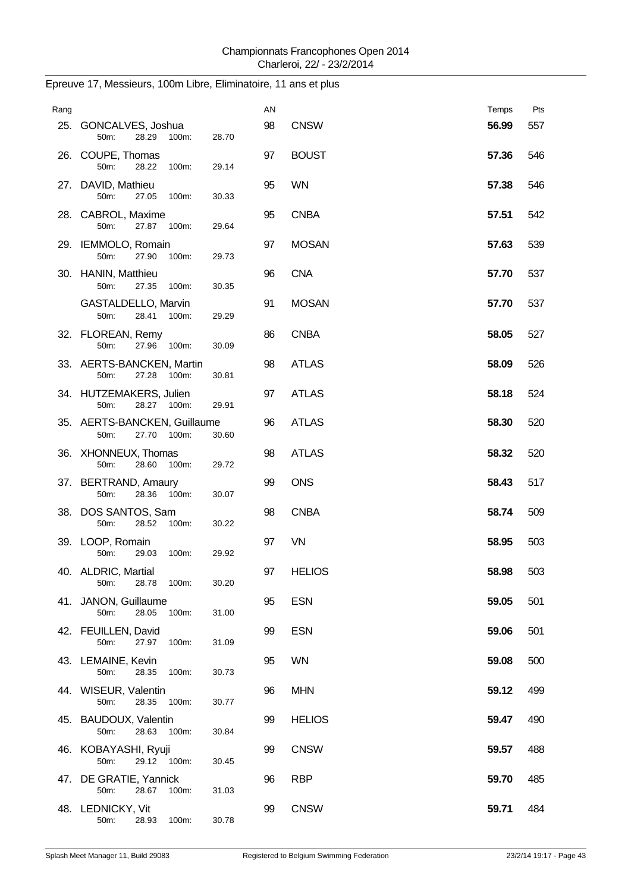Championnats Francophones Open 2014
Charleroi, 22/ - 23/2/2014

## Epreuve 17, Messieurs, 100m Libre, Eliminatoire, 11 ans et plus

| Rang | Nom | AN | Club | Temps | Pts |
|---|---|---|---|---|---|
| 25. | GONCALVES, Joshua<br>50m: 28.29 100m: 28.70 | 98 | CNSW | **56.99** | 557 |
| 26. | COUPE, Thomas<br>50m: 28.22 100m: 29.14 | 97 | BOUST | **57.36** | 546 |
| 27. | DAVID, Mathieu<br>50m: 27.05 100m: 30.33 | 95 | WN | **57.38** | 546 |
| 28. | CABROL, Maxime<br>50m: 27.87 100m: 29.64 | 95 | CNBA | **57.51** | 542 |
| 29. | IEMMOLO, Romain<br>50m: 27.90 100m: 29.73 | 97 | MOSAN | **57.63** | 539 |
| 30. | HANIN, Matthieu<br>50m: 27.35 100m: 30.35 | 96 | CNA | **57.70** | 537 |
| | GASTALDELLO, Marvin<br>50m: 28.41 100m: 29.29 | 91 | MOSAN | **57.70** | 537 |
| 32. | FLOREAN, Remy<br>50m: 27.96 100m: 30.09 | 86 | CNBA | **58.05** | 527 |
| 33. | AERTS-BANCKEN, Martin<br>50m: 27.28 100m: 30.81 | 98 | ATLAS | **58.09** | 526 |
| 34. | HUTZEMAKERS, Julien<br>50m: 28.27 100m: 29.91 | 97 | ATLAS | **58.18** | 524 |
| 35. | AERTS-BANCKEN, Guillaume<br>50m: 27.70 100m: 30.60 | 96 | ATLAS | **58.30** | 520 |
| 36. | XHONNEUX, Thomas<br>50m: 28.60 100m: 29.72 | 98 | ATLAS | **58.32** | 520 |
| 37. | BERTRAND, Amaury<br>50m: 28.36 100m: 30.07 | 99 | ONS | **58.43** | 517 |
| 38. | DOS SANTOS, Sam<br>50m: 28.52 100m: 30.22 | 98 | CNBA | **58.74** | 509 |
| 39. | LOOP, Romain<br>50m: 29.03 100m: 29.92 | 97 | VN | **58.95** | 503 |
| 40. | ALDRIC, Martial<br>50m: 28.78 100m: 30.20 | 97 | HELIOS | **58.98** | 503 |
| 41. | JANON, Guillaume<br>50m: 28.05 100m: 31.00 | 95 | ESN | **59.05** | 501 |
| 42. | FEUILLEN, David<br>50m: 27.97 100m: 31.09 | 99 | ESN | **59.06** | 501 |
| 43. | LEMAINE, Kevin<br>50m: 28.35 100m: 30.73 | 95 | WN | **59.08** | 500 |
| 44. | WISEUR, Valentin<br>50m: 28.35 100m: 30.77 | 96 | MHN | **59.12** | 499 |
| 45. | BAUDOUX, Valentin<br>50m: 28.63 100m: 30.84 | 99 | HELIOS | **59.47** | 490 |
| 46. | KOBAYASHI, Ryuji<br>50m: 29.12 100m: 30.45 | 99 | CNSW | **59.57** | 488 |
| 47. | DE GRATIE, Yannick<br>50m: 28.67 100m: 31.03 | 96 | RBP | **59.70** | 485 |
| 48. | LEDNICKY, Vit<br>50m: 28.93 100m: 30.78 | 99 | CNSW | **59.71** | 484 |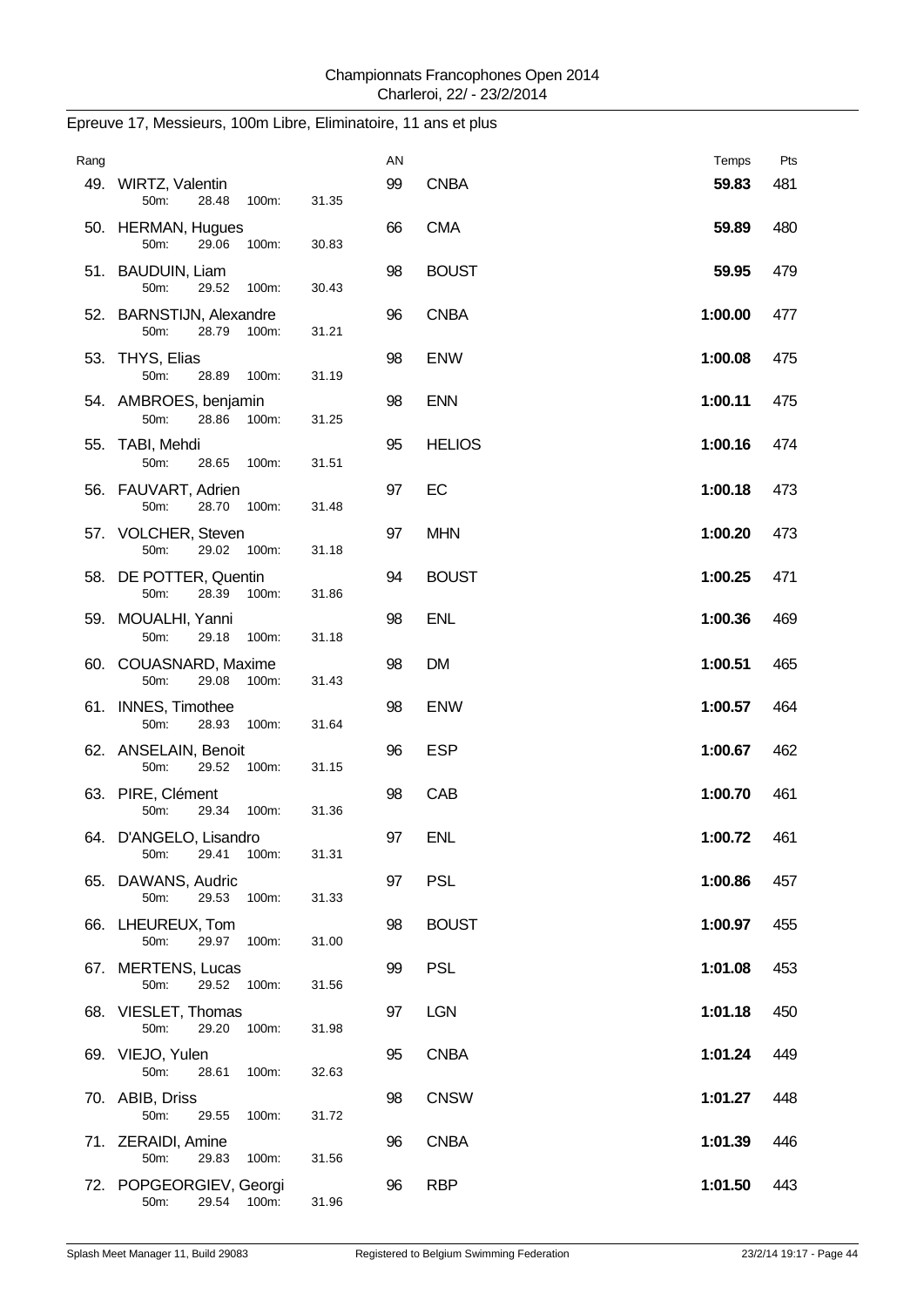Epreuve 17, Messieurs, 100m Libre, Eliminatoire, 11 ans et plus

| Rang | Nom | AN | Club | Temps | Pts |
|---|---|---|---|---|---|
| 49. | WIRTZ, Valentin<br>50m: 28.48 100m: 31.35 | 99 | CNBA | **59.83** | 481 |
| 50. | HERMAN, Hugues<br>50m: 29.06 100m: 30.83 | 66 | CMA | **59.89** | 480 |
| 51. | BAUDUIN, Liam<br>50m: 29.52 100m: 30.43 | 98 | BOUST | **59.95** | 479 |
| 52. | BARNSTIJN, Alexandre<br>50m: 28.79 100m: 31.21 | 96 | CNBA | **1:00.00** | 477 |
| 53. | THYS, Elias<br>50m: 28.89 100m: 31.19 | 98 | ENW | **1:00.08** | 475 |
| 54. | AMBROES, benjamin<br>50m: 28.86 100m: 31.25 | 98 | ENN | **1:00.11** | 475 |
| 55. | TABI, Mehdi<br>50m: 28.65 100m: 31.51 | 95 | HELIOS | **1:00.16** | 474 |
| 56. | FAUVART, Adrien<br>50m: 28.70 100m: 31.48 | 97 | EC | **1:00.18** | 473 |
| 57. | VOLCHER, Steven<br>50m: 29.02 100m: 31.18 | 97 | MHN | **1:00.20** | 473 |
| 58. | DE POTTER, Quentin<br>50m: 28.39 100m: 31.86 | 94 | BOUST | **1:00.25** | 471 |
| 59. | MOUALHI, Yanni<br>50m: 29.18 100m: 31.18 | 98 | ENL | **1:00.36** | 469 |
| 60. | COUASNARD, Maxime<br>50m: 29.08 100m: 31.43 | 98 | DM | **1:00.51** | 465 |
| 61. | INNES, Timothee<br>50m: 28.93 100m: 31.64 | 98 | ENW | **1:00.57** | 464 |
| 62. | ANSELAIN, Benoit<br>50m: 29.52 100m: 31.15 | 96 | ESP | **1:00.67** | 462 |
| 63. | PIRE, Clément<br>50m: 29.34 100m: 31.36 | 98 | CAB | **1:00.70** | 461 |
| 64. | D'ANGELO, Lisandro<br>50m: 29.41 100m: 31.31 | 97 | ENL | **1:00.72** | 461 |
| 65. | DAWANS, Audric<br>50m: 29.53 100m: 31.33 | 97 | PSL | **1:00.86** | 457 |
| 66. | LHEUREUX, Tom<br>50m: 29.97 100m: 31.00 | 98 | BOUST | **1:00.97** | 455 |
| 67. | MERTENS, Lucas<br>50m: 29.52 100m: 31.56 | 99 | PSL | **1:01.08** | 453 |
| 68. | VIESLET, Thomas<br>50m: 29.20 100m: 31.98 | 97 | LGN | **1:01.18** | 450 |
| 69. | VIEJO, Yulen<br>50m: 28.61 100m: 32.63 | 95 | CNBA | **1:01.24** | 449 |
| 70. | ABIB, Driss<br>50m: 29.55 100m: 31.72 | 98 | CNSW | **1:01.27** | 448 |
| 71. | ZERAIDI, Amine<br>50m: 29.83 100m: 31.56 | 96 | CNBA | **1:01.39** | 446 |
| 72. | POPGEORGIEV, Georgi<br>50m: 29.54 100m: 31.96 | 96 | RBP | **1:01.50** | 443 |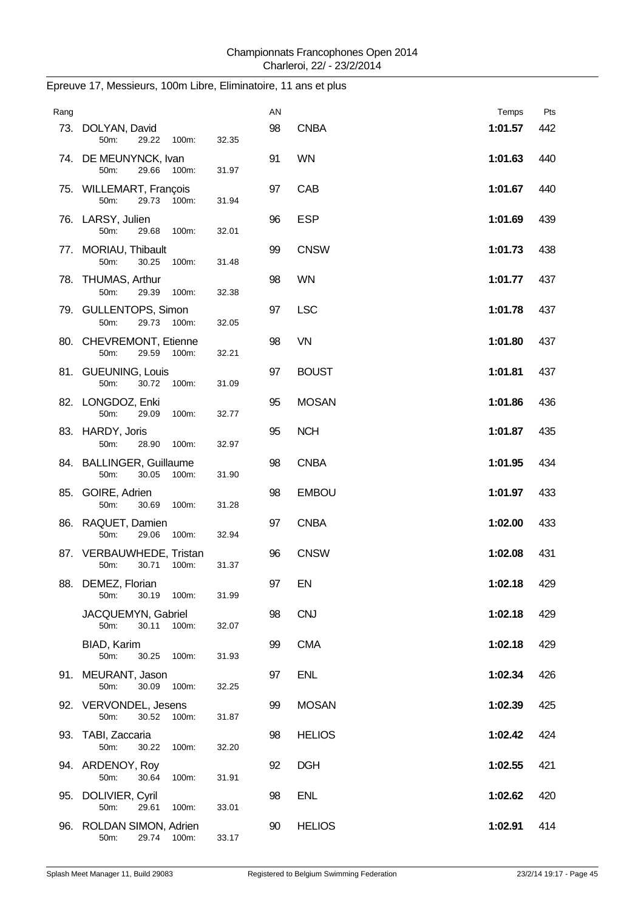Championnats Francophones Open 2014
Charleroi, 22/ - 23/2/2014

## Epreuve 17, Messieurs, 100m Libre, Eliminatoire, 11 ans et plus

| Rang | Nom | 50m | 100m | AN | Club | Temps | Pts |
|---|---|---|---|---|---|---|---|
| 73. | DOLYAN, David | 29.22 | 32.35 | 98 | CNBA | **1:01.57** | 442 |
| 74. | DE MEUNYNCK, Ivan | 29.66 | 31.97 | 91 | WN | **1:01.63** | 440 |
| 75. | WILLEMART, François | 29.73 | 31.94 | 97 | CAB | **1:01.67** | 440 |
| 76. | LARSY, Julien | 29.68 | 32.01 | 96 | ESP | **1:01.69** | 439 |
| 77. | MORIAU, Thibault | 30.25 | 31.48 | 99 | CNSW | **1:01.73** | 438 |
| 78. | THUMAS, Arthur | 29.39 | 32.38 | 98 | WN | **1:01.77** | 437 |
| 79. | GULLENTOPS, Simon | 29.73 | 32.05 | 97 | LSC | **1:01.78** | 437 |
| 80. | CHEVREMONT, Etienne | 29.59 | 32.21 | 98 | VN | **1:01.80** | 437 |
| 81. | GUEUNING, Louis | 30.72 | 31.09 | 97 | BOUST | **1:01.81** | 437 |
| 82. | LONGDOZ, Enki | 29.09 | 32.77 | 95 | MOSAN | **1:01.86** | 436 |
| 83. | HARDY, Joris | 28.90 | 32.97 | 95 | NCH | **1:01.87** | 435 |
| 84. | BALLINGER, Guillaume | 30.05 | 31.90 | 98 | CNBA | **1:01.95** | 434 |
| 85. | GOIRE, Adrien | 30.69 | 31.28 | 98 | EMBOU | **1:01.97** | 433 |
| 86. | RAQUET, Damien | 29.06 | 32.94 | 97 | CNBA | **1:02.00** | 433 |
| 87. | VERBAUWHEDE, Tristan | 30.71 | 31.37 | 96 | CNSW | **1:02.08** | 431 |
| 88. | DEMEZ, Florian | 30.19 | 31.99 | 97 | EN | **1:02.18** | 429 |
| | JACQUEMYN, Gabriel | 30.11 | 32.07 | 98 | CNJ | **1:02.18** | 429 |
| | BIAD, Karim | 30.25 | 31.93 | 99 | CMA | **1:02.18** | 429 |
| 91. | MEURANT, Jason | 30.09 | 32.25 | 97 | ENL | **1:02.34** | 426 |
| 92. | VERVONDEL, Jesens | 30.52 | 31.87 | 99 | MOSAN | **1:02.39** | 425 |
| 93. | TABI, Zaccaria | 30.22 | 32.20 | 98 | HELIOS | **1:02.42** | 424 |
| 94. | ARDENOY, Roy | 30.64 | 31.91 | 92 | DGH | **1:02.55** | 421 |
| 95. | DOLIVIER, Cyril | 29.61 | 33.01 | 98 | ENL | **1:02.62** | 420 |
| 96. | ROLDAN SIMON, Adrien | 29.74 | 33.17 | 90 | HELIOS | **1:02.91** | 414 |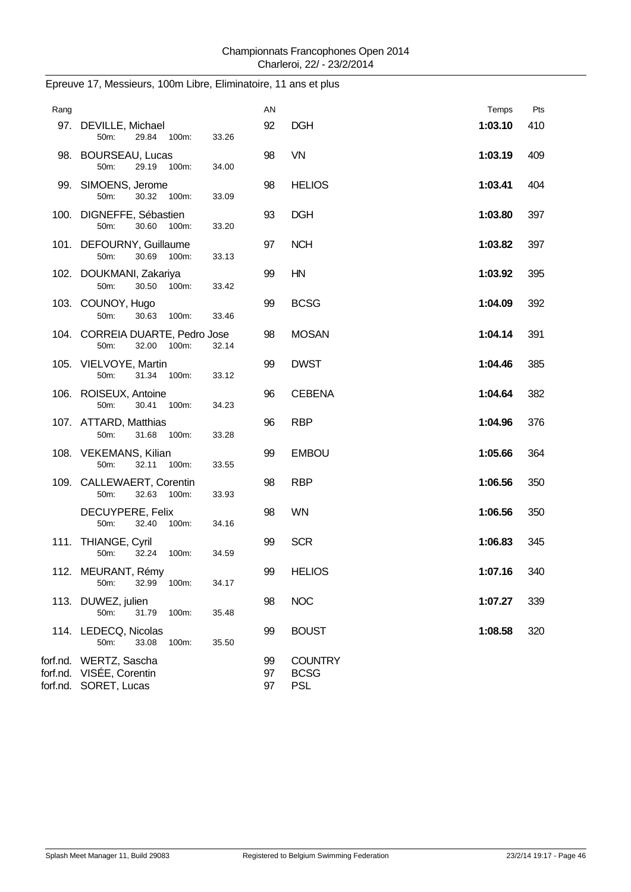Championnats Francophones Open 2014
Charleroi, 22/ - 23/2/2014

## Epreuve 17, Messieurs, 100m Libre, Eliminatoire, 11 ans et plus

| Rang | Nom | 50m | 100m | AN | Club | Temps | Pts |
|---|---|---|---|---|---|---|---|
| 97. | DEVILLE, Michael | 29.84 | 33.26 | 92 | DGH | **1:03.10** | 410 |
| 98. | BOURSEAU, Lucas | 29.19 | 34.00 | 98 | VN | **1:03.19** | 409 |
| 99. | SIMOENS, Jerome | 30.32 | 33.09 | 98 | HELIOS | **1:03.41** | 404 |
| 100. | DIGNEFFE, Sébastien | 30.60 | 33.20 | 93 | DGH | **1:03.80** | 397 |
| 101. | DEFOURNY, Guillaume | 30.69 | 33.13 | 97 | NCH | **1:03.82** | 397 |
| 102. | DOUKMANI, Zakariya | 30.50 | 33.42 | 99 | HN | **1:03.92** | 395 |
| 103. | COUNOY, Hugo | 30.63 | 33.46 | 99 | BCSG | **1:04.09** | 392 |
| 104. | CORREIA DUARTE, Pedro Jose | 32.00 | 32.14 | 98 | MOSAN | **1:04.14** | 391 |
| 105. | VIELVOYE, Martin | 31.34 | 33.12 | 99 | DWST | **1:04.46** | 385 |
| 106. | ROISEUX, Antoine | 30.41 | 34.23 | 96 | CEBENA | **1:04.64** | 382 |
| 107. | ATTARD, Matthias | 31.68 | 33.28 | 96 | RBP | **1:04.96** | 376 |
| 108. | VEKEMANS, Kilian | 32.11 | 33.55 | 99 | EMBOU | **1:05.66** | 364 |
| 109. | CALLEWAERT, Corentin | 32.63 | 33.93 | 98 | RBP | **1:06.56** | 350 |
| | DECUYPERE, Felix | 32.40 | 34.16 | 98 | WN | **1:06.56** | 350 |
| 111. | THIANGE, Cyril | 32.24 | 34.59 | 99 | SCR | **1:06.83** | 345 |
| 112. | MEURANT, Rémy | 32.99 | 34.17 | 99 | HELIOS | **1:07.16** | 340 |
| 113. | DUWEZ, julien | 31.79 | 35.48 | 98 | NOC | **1:07.27** | 339 |
| 114. | LEDECQ, Nicolas | 33.08 | 35.50 | 99 | BOUST | **1:08.58** | 320 |
| forf.nd. | WERTZ, Sascha | | | 99 | COUNTRY | | |
| forf.nd. | VISÉE, Corentin | | | 97 | BCSG | | |
| forf.nd. | SORET, Lucas | | | 97 | PSL | | |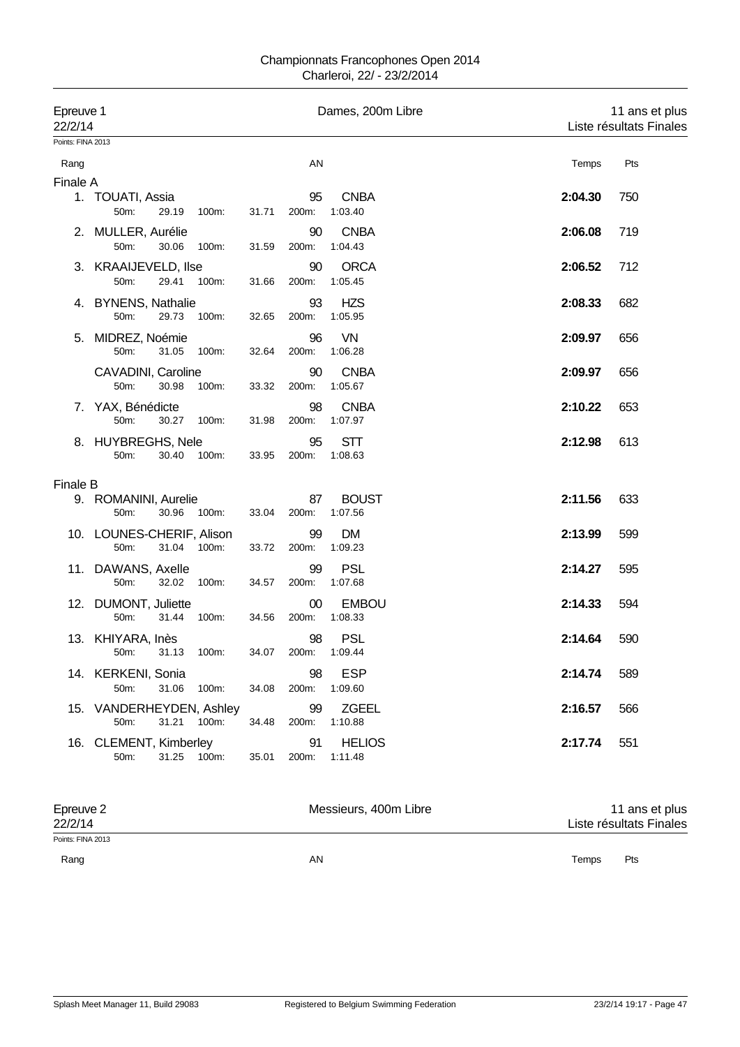Championnats Francophones Open 2014
Charleroi, 22/ - 23/2/2014

## Epreuve 1 — Dames, 200m Libre — 11 ans et plus

22/2/14 — Liste résultats Finales

Points: FINA 2013

| Rang | Nom | AN | Club | 50m | 100m | 200m | Temps | Pts |
|---|---|---|---|---|---|---|---|---|
| **Finale A** | | | | | | | | |
| 1. | TOUATI, Assia | 95 | CNBA | 29.19 | 31.71 | 1:03.40 | **2:04.30** | 750 |
| 2. | MULLER, Aurélie | 90 | CNBA | 30.06 | 31.59 | 1:04.43 | **2:06.08** | 719 |
| 3. | KRAAIJEVELD, Ilse | 90 | ORCA | 29.41 | 31.66 | 1:05.45 | **2:06.52** | 712 |
| 4. | BYNENS, Nathalie | 93 | HZS | 29.73 | 32.65 | 1:05.95 | **2:08.33** | 682 |
| 5. | MIDREZ, Noémie | 96 | VN | 31.05 | 32.64 | 1:06.28 | **2:09.97** | 656 |
| | CAVADINI, Caroline | 90 | CNBA | 30.98 | 33.32 | 1:05.67 | **2:09.97** | 656 |
| 7. | YAX, Bénédicte | 98 | CNBA | 30.27 | 31.98 | 1:07.97 | **2:10.22** | 653 |
| 8. | HUYBREGHS, Nele | 95 | STT | 30.40 | 33.95 | 1:08.63 | **2:12.98** | 613 |
| **Finale B** | | | | | | | | |
| 9. | ROMANINI, Aurelie | 87 | BOUST | 30.96 | 33.04 | 1:07.56 | **2:11.56** | 633 |
| 10. | LOUNES-CHERIF, Alison | 99 | DM | 31.04 | 33.72 | 1:09.23 | **2:13.99** | 599 |
| 11. | DAWANS, Axelle | 99 | PSL | 32.02 | 34.57 | 1:07.68 | **2:14.27** | 595 |
| 12. | DUMONT, Juliette | 00 | EMBOU | 31.44 | 34.56 | 1:08.33 | **2:14.33** | 594 |
| 13. | KHIYARA, Inès | 98 | PSL | 31.13 | 34.07 | 1:09.44 | **2:14.64** | 590 |
| 14. | KERKENI, Sonia | 98 | ESP | 31.06 | 34.08 | 1:09.60 | **2:14.74** | 589 |
| 15. | VANDERHEYDEN, Ashley | 99 | ZGEEL | 31.21 | 34.48 | 1:10.88 | **2:16.57** | 566 |
| 16. | CLEMENT, Kimberley | 91 | HELIOS | 31.25 | 35.01 | 1:11.48 | **2:17.74** | 551 |

## Epreuve 2 — Messieurs, 400m Libre — 11 ans et plus

22/2/14 — Liste résultats Finales

Points: FINA 2013

| Rang | AN | Temps | Pts |
|---|---|---|---|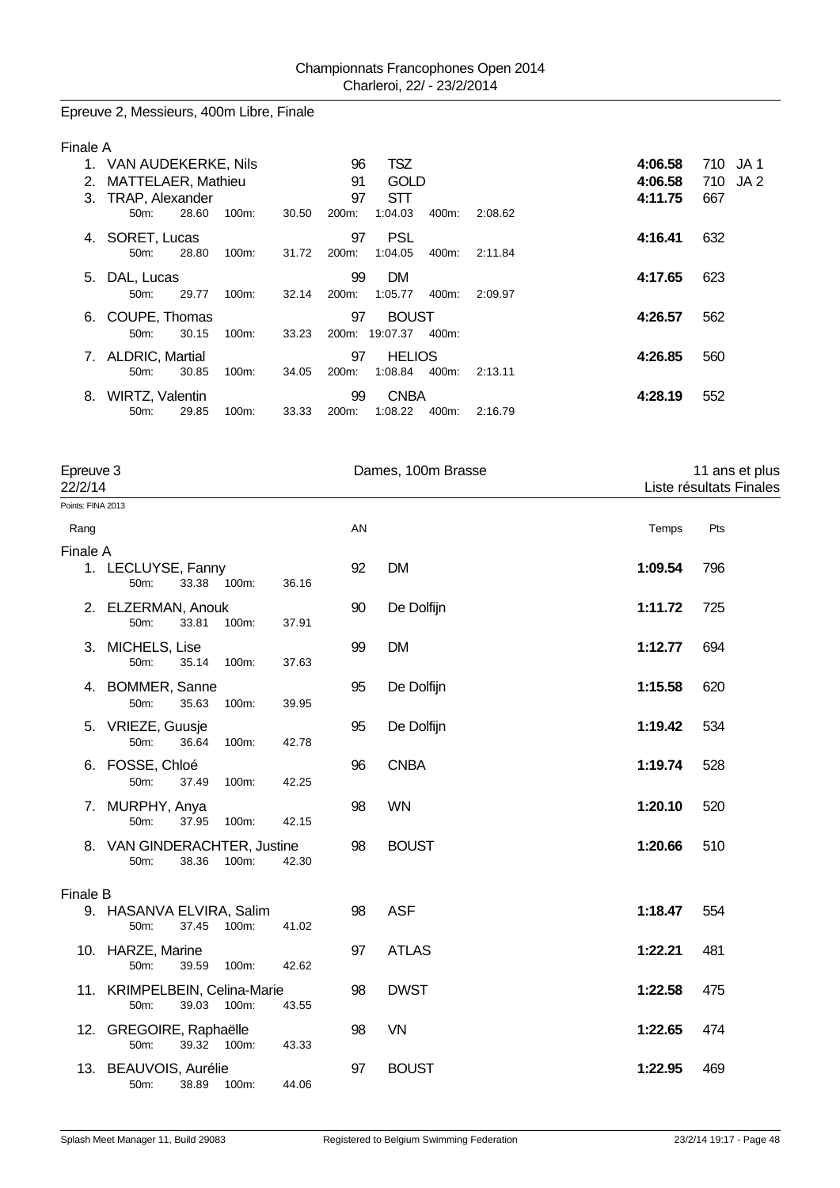## Epreuve 2, Messieurs, 400m Libre, Finale

**Finale A**

| Rang | Nom | AN | Club | Temps | Pts | |
|---|---|---|---|---|---|---|
| 1. | VAN AUDEKERKE, Nils | 96 | TSZ | 4:06.58 | 710 | JA 1 |
| 2. | MATTELAER, Mathieu | 91 | GOLD | 4:06.58 | 710 | JA 2 |
| 3. | TRAP, Alexander | 97 | STT | 4:11.75 | 667 | |
| | 50m: 28.60 100m: 30.50 200m: 1:04.03 400m: 2:08.62 | | | | | |
| 4. | SORET, Lucas | 97 | PSL | 4:16.41 | 632 | |
| | 50m: 28.80 100m: 31.72 200m: 1:04.05 400m: 2:11.84 | | | | | |
| 5. | DAL, Lucas | 99 | DM | 4:17.65 | 623 | |
| | 50m: 29.77 100m: 32.14 200m: 1:05.77 400m: 2:09.97 | | | | | |
| 6. | COUPE, Thomas | 97 | BOUST | 4:26.57 | 562 | |
| | 50m: 30.15 100m: 33.23 200m: 19:07.37 400m: | | | | | |
| 7. | ALDRIC, Martial | 97 | HELIOS | 4:26.85 | 560 | |
| | 50m: 30.85 100m: 34.05 200m: 1:08.84 400m: 2:13.11 | | | | | |
| 8. | WIRTZ, Valentin | 99 | CNBA | 4:28.19 | 552 | |
| | 50m: 29.85 100m: 33.33 200m: 1:08.22 400m: 2:16.79 | | | | | |

## Epreuve 3 — Dames, 100m Brasse — 11 ans et plus

22/2/14 — Liste résultats Finales

Points: FINA 2013

**Finale A**

| Rang | Nom | AN | Club | Temps | Pts |
|---|---|---|---|---|---|
| 1. | LECLUYSE, Fanny | 92 | DM | 1:09.54 | 796 |
| | 50m: 33.38 100m: 36.16 | | | | |
| 2. | ELZERMAN, Anouk | 90 | De Dolfijn | 1:11.72 | 725 |
| | 50m: 33.81 100m: 37.91 | | | | |
| 3. | MICHELS, Lise | 99 | DM | 1:12.77 | 694 |
| | 50m: 35.14 100m: 37.63 | | | | |
| 4. | BOMMER, Sanne | 95 | De Dolfijn | 1:15.58 | 620 |
| | 50m: 35.63 100m: 39.95 | | | | |
| 5. | VRIEZE, Guusje | 95 | De Dolfijn | 1:19.42 | 534 |
| | 50m: 36.64 100m: 42.78 | | | | |
| 6. | FOSSE, Chloé | 96 | CNBA | 1:19.74 | 528 |
| | 50m: 37.49 100m: 42.25 | | | | |
| 7. | MURPHY, Anya | 98 | WN | 1:20.10 | 520 |
| | 50m: 37.95 100m: 42.15 | | | | |
| 8. | VAN GINDERACHTER, Justine | 98 | BOUST | 1:20.66 | 510 |
| | 50m: 38.36 100m: 42.30 | | | | |

**Finale B**

| Rang | Nom | AN | Club | Temps | Pts |
|---|---|---|---|---|---|
| 9. | HASANVA ELVIRA, Salim | 98 | ASF | 1:18.47 | 554 |
| | 50m: 37.45 100m: 41.02 | | | | |
| 10. | HARZE, Marine | 97 | ATLAS | 1:22.21 | 481 |
| | 50m: 39.59 100m: 42.62 | | | | |
| 11. | KRIMPELBEIN, Celina-Marie | 98 | DWST | 1:22.58 | 475 |
| | 50m: 39.03 100m: 43.55 | | | | |
| 12. | GREGOIRE, Raphaëlle | 98 | VN | 1:22.65 | 474 |
| | 50m: 39.32 100m: 43.33 | | | | |
| 13. | BEAUVOIS, Aurélie | 97 | BOUST | 1:22.95 | 469 |
| | 50m: 38.89 100m: 44.06 | | | | |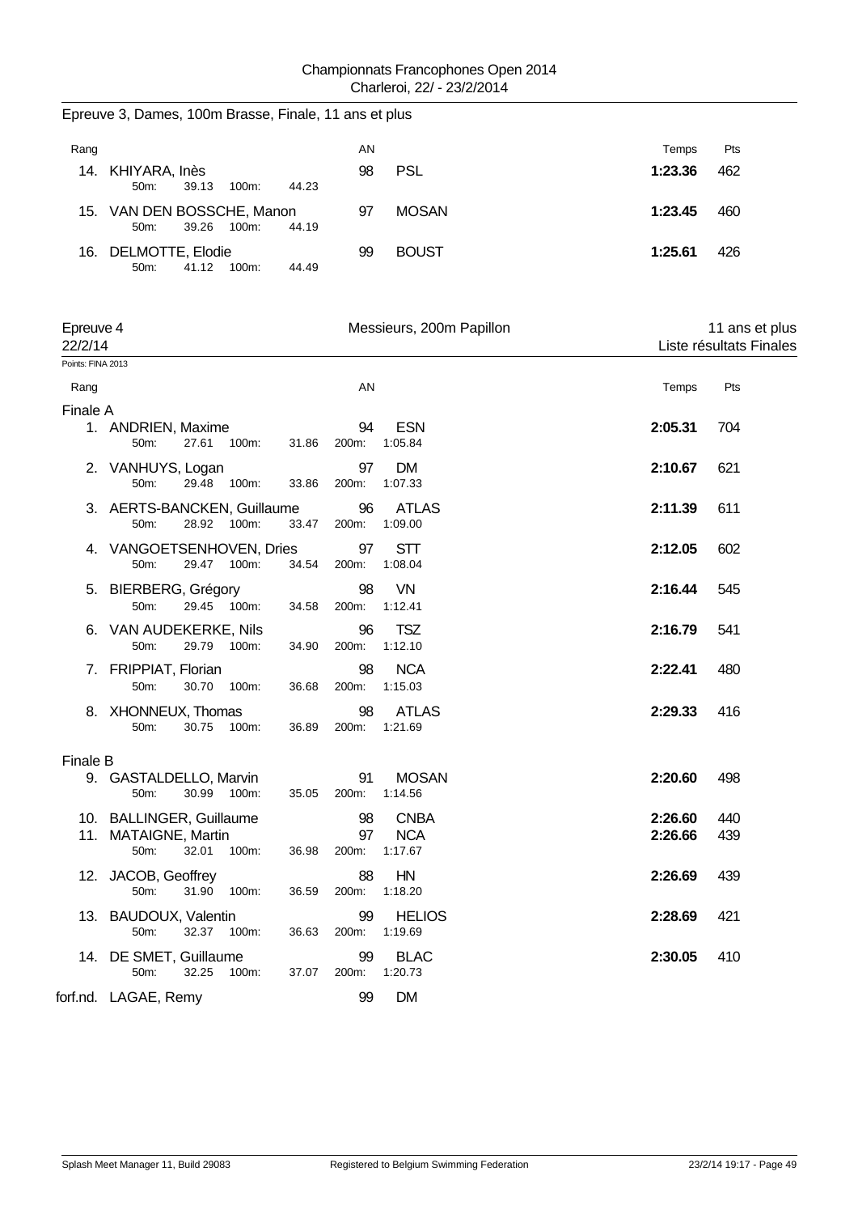### Epreuve 3, Dames, 100m Brasse, Finale, 11 ans et plus

| Rang | | AN | | Temps | Pts |
|---|---|---|---|---|---|
| 14. | KHIYARA, Inès | 98 | PSL | **1:23.36** | 462 |
| | 50m: 39.13 100m: 44.23 | | | | |
| 15. | VAN DEN BOSSCHE, Manon | 97 | MOSAN | **1:23.45** | 460 |
| | 50m: 39.26 100m: 44.19 | | | | |
| 16. | DELMOTTE, Elodie | 99 | BOUST | **1:25.61** | 426 |
| | 50m: 41.12 100m: 44.49 | | | | |

## Epreuve 4 — Messieurs, 200m Papillon — 11 ans et plus

22/2/14 — Liste résultats Finales

Points: FINA 2013

| Rang | | AN | | Temps | Pts |
|---|---|---|---|---|---|
| **Finale A** | | | | | |
| 1. | ANDRIEN, Maxime | 94 | ESN | **2:05.31** | 704 |
| | 50m: 27.61 100m: 31.86 200m: 1:05.84 | | | | |
| 2. | VANHUYS, Logan | 97 | DM | **2:10.67** | 621 |
| | 50m: 29.48 100m: 33.86 200m: 1:07.33 | | | | |
| 3. | AERTS-BANCKEN, Guillaume | 96 | ATLAS | **2:11.39** | 611 |
| | 50m: 28.92 100m: 33.47 200m: 1:09.00 | | | | |
| 4. | VANGOETSENHOVEN, Dries | 97 | STT | **2:12.05** | 602 |
| | 50m: 29.47 100m: 34.54 200m: 1:08.04 | | | | |
| 5. | BIERBERG, Grégory | 98 | VN | **2:16.44** | 545 |
| | 50m: 29.45 100m: 34.58 200m: 1:12.41 | | | | |
| 6. | VAN AUDEKERKE, Nils | 96 | TSZ | **2:16.79** | 541 |
| | 50m: 29.79 100m: 34.90 200m: 1:12.10 | | | | |
| 7. | FRIPPIAT, Florian | 98 | NCA | **2:22.41** | 480 |
| | 50m: 30.70 100m: 36.68 200m: 1:15.03 | | | | |
| 8. | XHONNEUX, Thomas | 98 | ATLAS | **2:29.33** | 416 |
| | 50m: 30.75 100m: 36.89 200m: 1:21.69 | | | | |
| **Finale B** | | | | | |
| 9. | GASTALDELLO, Marvin | 91 | MOSAN | **2:20.60** | 498 |
| | 50m: 30.99 100m: 35.05 200m: 1:14.56 | | | | |
| 10. | BALLINGER, Guillaume | 98 | CNBA | **2:26.60** | 440 |
| 11. | MATAIGNE, Martin | 97 | NCA | **2:26.66** | 439 |
| | 50m: 32.01 100m: 36.98 200m: 1:17.67 | | | | |
| 12. | JACOB, Geoffrey | 88 | HN | **2:26.69** | 439 |
| | 50m: 31.90 100m: 36.59 200m: 1:18.20 | | | | |
| 13. | BAUDOUX, Valentin | 99 | HELIOS | **2:28.69** | 421 |
| | 50m: 32.37 100m: 36.63 200m: 1:19.69 | | | | |
| 14. | DE SMET, Guillaume | 99 | BLAC | **2:30.05** | 410 |
| | 50m: 32.25 100m: 37.07 200m: 1:20.73 | | | | |
| forf.nd. | LAGAE, Remy | 99 | DM | | |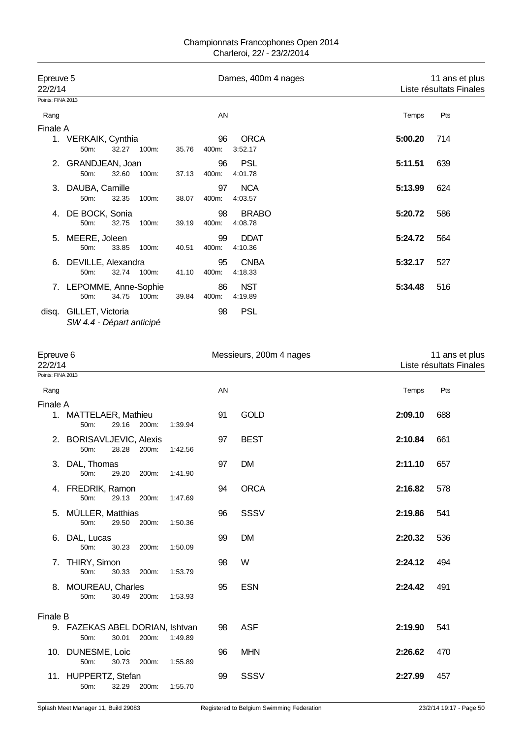Championnats Francophones Open 2014
Charleroi, 22/ - 23/2/2014

## Epreuve 5 — Dames, 400m 4 nages — 11 ans et plus

22/2/14 — Liste résultats Finales

Points: FINA 2013

| Rang | | AN | | Temps | Pts |
|---|---|---|---|---|---|
| **Finale A** | | | | | |
| 1. | VERKAIK, Cynthia | 96 | ORCA | **5:00.20** | 714 |
| | 50m: 32.27 100m: 35.76 400m: 3:52.17 | | | | |
| 2. | GRANDJEAN, Joan | 96 | PSL | **5:11.51** | 639 |
| | 50m: 32.60 100m: 37.13 400m: 4:01.78 | | | | |
| 3. | DAUBA, Camille | 97 | NCA | **5:13.99** | 624 |
| | 50m: 32.35 100m: 38.07 400m: 4:03.57 | | | | |
| 4. | DE BOCK, Sonia | 98 | BRABO | **5:20.72** | 586 |
| | 50m: 32.75 100m: 39.19 400m: 4:08.78 | | | | |
| 5. | MEERE, Joleen | 99 | DDAT | **5:24.72** | 564 |
| | 50m: 33.85 100m: 40.51 400m: 4:10.36 | | | | |
| 6. | DEVILLE, Alexandra | 95 | CNBA | **5:32.17** | 527 |
| | 50m: 32.74 100m: 41.10 400m: 4:18.33 | | | | |
| 7. | LEPOMME, Anne-Sophie | 86 | NST | **5:34.48** | 516 |
| | 50m: 34.75 100m: 39.84 400m: 4:19.89 | | | | |
| disq. | GILLET, Victoria | 98 | PSL | | |
| | *SW 4.4 - Départ anticipé* | | | | |

## Epreuve 6 — Messieurs, 200m 4 nages — 11 ans et plus

22/2/14 — Liste résultats Finales

Points: FINA 2013

| Rang | | AN | | Temps | Pts |
|---|---|---|---|---|---|
| **Finale A** | | | | | |
| 1. | MATTELAER, Mathieu | 91 | GOLD | **2:09.10** | 688 |
| | 50m: 29.16 200m: 1:39.94 | | | | |
| 2. | BORISAVLJEVIC, Alexis | 97 | BEST | **2:10.84** | 661 |
| | 50m: 28.28 200m: 1:42.56 | | | | |
| 3. | DAL, Thomas | 97 | DM | **2:11.10** | 657 |
| | 50m: 29.20 200m: 1:41.90 | | | | |
| 4. | FREDRIK, Ramon | 94 | ORCA | **2:16.82** | 578 |
| | 50m: 29.13 200m: 1:47.69 | | | | |
| 5. | MÜLLER, Matthias | 96 | SSSV | **2:19.86** | 541 |
| | 50m: 29.50 200m: 1:50.36 | | | | |
| 6. | DAL, Lucas | 99 | DM | **2:20.32** | 536 |
| | 50m: 30.23 200m: 1:50.09 | | | | |
| 7. | THIRY, Simon | 98 | W | **2:24.12** | 494 |
| | 50m: 30.33 200m: 1:53.79 | | | | |
| 8. | MOUREAU, Charles | 95 | ESN | **2:24.42** | 491 |
| | 50m: 30.49 200m: 1:53.93 | | | | |
| **Finale B** | | | | | |
| 9. | FAZEKAS ABEL DORIAN, Ishtvan | 98 | ASF | **2:19.90** | 541 |
| | 50m: 30.01 200m: 1:49.89 | | | | |
| 10. | DUNESME, Loic | 96 | MHN | **2:26.62** | 470 |
| | 50m: 30.73 200m: 1:55.89 | | | | |
| 11. | HUPPERTZ, Stefan | 99 | SSSV | **2:27.99** | 457 |
| | 50m: 32.29 200m: 1:55.70 | | | | |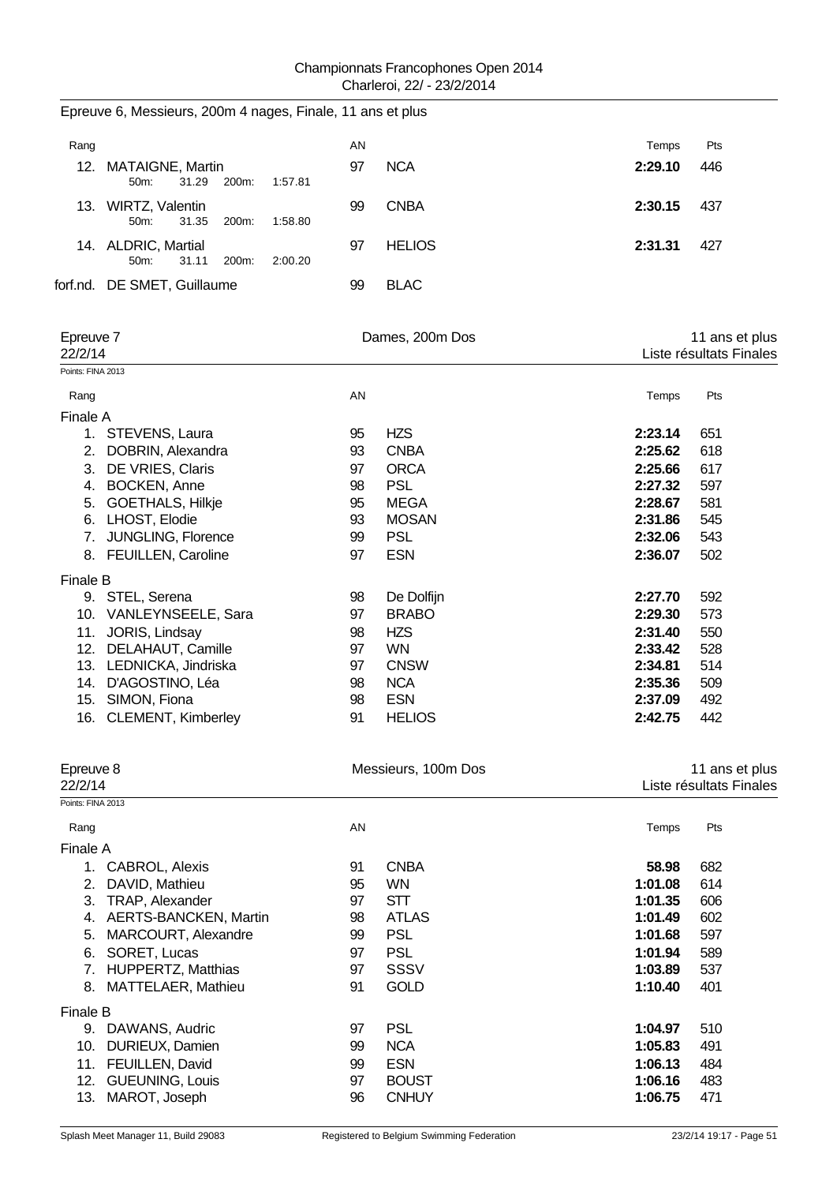Epreuve 6, Messieurs, 200m 4 nages, Finale, 11 ans et plus

| Rang | | AN | | Temps | Pts |
|---|---|---|---|---|---|
| 12. | MATAIGNE, Martin<br>50m: 31.29 200m: 1:57.81 | 97 | NCA | **2:29.10** | 446 |
| 13. | WIRTZ, Valentin<br>50m: 31.35 200m: 1:58.80 | 99 | CNBA | **2:30.15** | 437 |
| 14. | ALDRIC, Martial<br>50m: 31.11 200m: 2:00.20 | 97 | HELIOS | **2:31.31** | 427 |
| forf.nd. | DE SMET, Guillaume | 99 | BLAC | | |

## Epreuve 7 — Dames, 200m Dos — 11 ans et plus

22/2/14 — Liste résultats Finales

Points: FINA 2013

| Rang | | AN | | Temps | Pts |
|---|---|---|---|---|---|
| **Finale A** | | | | | |
| 1. | STEVENS, Laura | 95 | HZS | **2:23.14** | 651 |
| 2. | DOBRIN, Alexandra | 93 | CNBA | **2:25.62** | 618 |
| 3. | DE VRIES, Claris | 97 | ORCA | **2:25.66** | 617 |
| 4. | BOCKEN, Anne | 98 | PSL | **2:27.32** | 597 |
| 5. | GOETHALS, Hilkje | 95 | MEGA | **2:28.67** | 581 |
| 6. | LHOST, Elodie | 93 | MOSAN | **2:31.86** | 545 |
| 7. | JUNGLING, Florence | 99 | PSL | **2:32.06** | 543 |
| 8. | FEUILLEN, Caroline | 97 | ESN | **2:36.07** | 502 |
| **Finale B** | | | | | |
| 9. | STEL, Serena | 98 | De Dolfijn | **2:27.70** | 592 |
| 10. | VANLEYNSEELE, Sara | 97 | BRABO | **2:29.30** | 573 |
| 11. | JORIS, Lindsay | 98 | HZS | **2:31.40** | 550 |
| 12. | DELAHAUT, Camille | 97 | WN | **2:33.42** | 528 |
| 13. | LEDNICKA, Jindriska | 97 | CNSW | **2:34.81** | 514 |
| 14. | D'AGOSTINO, Léa | 98 | NCA | **2:35.36** | 509 |
| 15. | SIMON, Fiona | 98 | ESN | **2:37.09** | 492 |
| 16. | CLEMENT, Kimberley | 91 | HELIOS | **2:42.75** | 442 |

## Epreuve 8 — Messieurs, 100m Dos — 11 ans et plus

22/2/14 — Liste résultats Finales

Points: FINA 2013

| Rang | | AN | | Temps | Pts |
|---|---|---|---|---|---|
| **Finale A** | | | | | |
| 1. | CABROL, Alexis | 91 | CNBA | **58.98** | 682 |
| 2. | DAVID, Mathieu | 95 | WN | **1:01.08** | 614 |
| 3. | TRAP, Alexander | 97 | STT | **1:01.35** | 606 |
| 4. | AERTS-BANCKEN, Martin | 98 | ATLAS | **1:01.49** | 602 |
| 5. | MARCOURT, Alexandre | 99 | PSL | **1:01.68** | 597 |
| 6. | SORET, Lucas | 97 | PSL | **1:01.94** | 589 |
| 7. | HUPPERTZ, Matthias | 97 | SSSV | **1:03.89** | 537 |
| 8. | MATTELAER, Mathieu | 91 | GOLD | **1:10.40** | 401 |
| **Finale B** | | | | | |
| 9. | DAWANS, Audric | 97 | PSL | **1:04.97** | 510 |
| 10. | DURIEUX, Damien | 99 | NCA | **1:05.83** | 491 |
| 11. | FEUILLEN, David | 99 | ESN | **1:06.13** | 484 |
| 12. | GUEUNING, Louis | 97 | BOUST | **1:06.16** | 483 |
| 13. | MAROT, Joseph | 96 | CNHUY | **1:06.75** | 471 |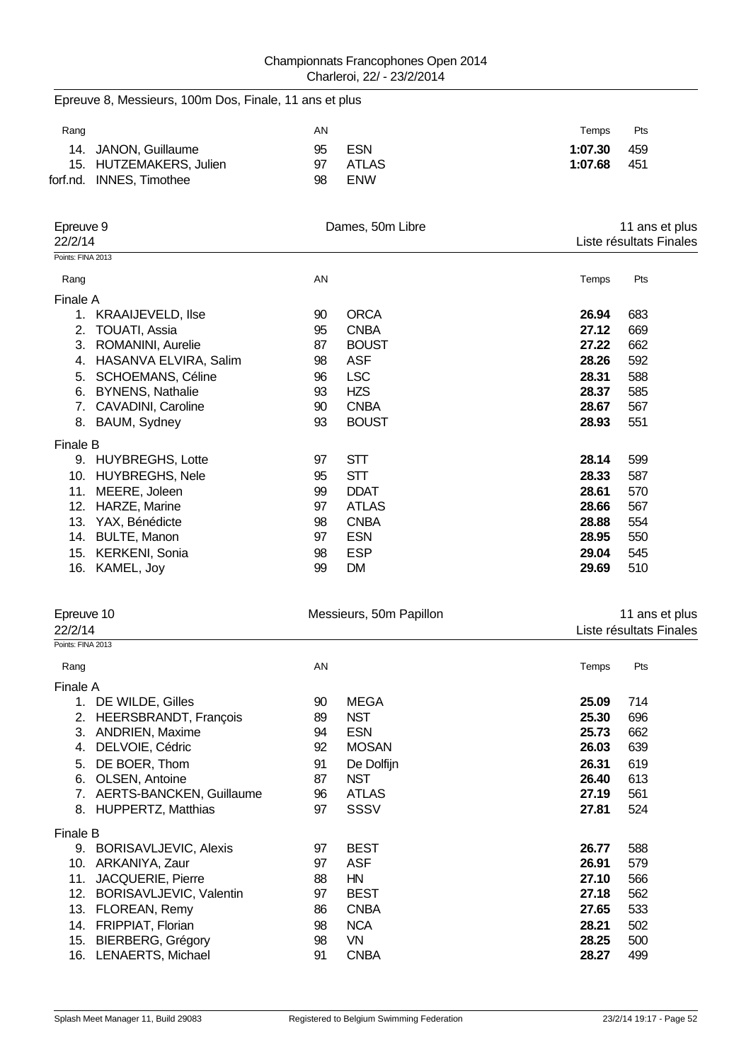Epreuve 8, Messieurs, 100m Dos, Finale, 11 ans et plus

| Rang | | AN | | Temps | Pts |
|---|---|---|---|---|---|
| 14. | JANON, Guillaume | 95 | ESN | **1:07.30** | 459 |
| 15. | HUTZEMAKERS, Julien | 97 | ATLAS | **1:07.68** | 451 |
| forf.nd. | INNES, Timothee | 98 | ENW | | |

## Epreuve 9 — Dames, 50m Libre — 11 ans et plus

22/2/14 — Liste résultats Finales

Points: FINA 2013

| Rang | | AN | | Temps | Pts |
|---|---|---|---|---|---|
| **Finale A** | | | | | |
| 1. | KRAAIJEVELD, Ilse | 90 | ORCA | **26.94** | 683 |
| 2. | TOUATI, Assia | 95 | CNBA | **27.12** | 669 |
| 3. | ROMANINI, Aurelie | 87 | BOUST | **27.22** | 662 |
| 4. | HASANVA ELVIRA, Salim | 98 | ASF | **28.26** | 592 |
| 5. | SCHOEMANS, Céline | 96 | LSC | **28.31** | 588 |
| 6. | BYNENS, Nathalie | 93 | HZS | **28.37** | 585 |
| 7. | CAVADINI, Caroline | 90 | CNBA | **28.67** | 567 |
| 8. | BAUM, Sydney | 93 | BOUST | **28.93** | 551 |
| **Finale B** | | | | | |
| 9. | HUYBREGHS, Lotte | 97 | STT | **28.14** | 599 |
| 10. | HUYBREGHS, Nele | 95 | STT | **28.33** | 587 |
| 11. | MEERE, Joleen | 99 | DDAT | **28.61** | 570 |
| 12. | HARZE, Marine | 97 | ATLAS | **28.66** | 567 |
| 13. | YAX, Bénédicte | 98 | CNBA | **28.88** | 554 |
| 14. | BULTE, Manon | 97 | ESN | **28.95** | 550 |
| 15. | KERKENI, Sonia | 98 | ESP | **29.04** | 545 |
| 16. | KAMEL, Joy | 99 | DM | **29.69** | 510 |

## Epreuve 10 — Messieurs, 50m Papillon — 11 ans et plus

22/2/14 — Liste résultats Finales

Points: FINA 2013

| Rang | | AN | | Temps | Pts |
|---|---|---|---|---|---|
| **Finale A** | | | | | |
| 1. | DE WILDE, Gilles | 90 | MEGA | **25.09** | 714 |
| 2. | HEERSBRANDT, François | 89 | NST | **25.30** | 696 |
| 3. | ANDRIEN, Maxime | 94 | ESN | **25.73** | 662 |
| 4. | DELVOIE, Cédric | 92 | MOSAN | **26.03** | 639 |
| 5. | DE BOER, Thom | 91 | De Dolfijn | **26.31** | 619 |
| 6. | OLSEN, Antoine | 87 | NST | **26.40** | 613 |
| 7. | AERTS-BANCKEN, Guillaume | 96 | ATLAS | **27.19** | 561 |
| 8. | HUPPERTZ, Matthias | 97 | SSSV | **27.81** | 524 |
| **Finale B** | | | | | |
| 9. | BORISAVLJEVIC, Alexis | 97 | BEST | **26.77** | 588 |
| 10. | ARKANIYA, Zaur | 97 | ASF | **26.91** | 579 |
| 11. | JACQUERIE, Pierre | 88 | HN | **27.10** | 566 |
| 12. | BORISAVLJEVIC, Valentin | 97 | BEST | **27.18** | 562 |
| 13. | FLOREAN, Remy | 86 | CNBA | **27.65** | 533 |
| 14. | FRIPPIAT, Florian | 98 | NCA | **28.21** | 502 |
| 15. | BIERBERG, Grégory | 98 | VN | **28.25** | 500 |
| 16. | LENAERTS, Michael | 91 | CNBA | **28.27** | 499 |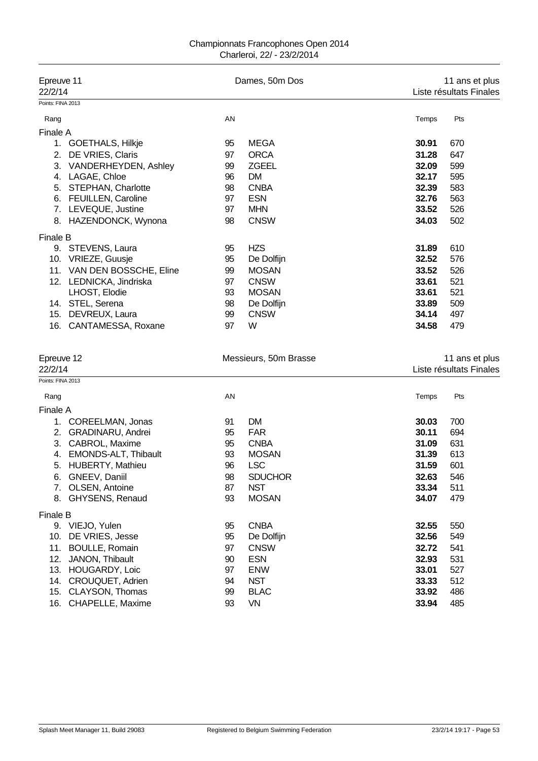Championnats Francophones Open 2014
Charleroi, 22/ - 23/2/2014

## Epreuve 11 — Dames, 50m Dos — 11 ans et plus

22/2/14 — Liste résultats Finales

Points: FINA 2013

| Rang | | AN | | Temps | Pts |
|---|---|---|---|---|---|
| **Finale A** | | | | | |
| 1. | GOETHALS, Hilkje | 95 | MEGA | **30.91** | 670 |
| 2. | DE VRIES, Claris | 97 | ORCA | **31.28** | 647 |
| 3. | VANDERHEYDEN, Ashley | 99 | ZGEEL | **32.09** | 599 |
| 4. | LAGAE, Chloe | 96 | DM | **32.17** | 595 |
| 5. | STEPHAN, Charlotte | 98 | CNBA | **32.39** | 583 |
| 6. | FEUILLEN, Caroline | 97 | ESN | **32.76** | 563 |
| 7. | LEVEQUE, Justine | 97 | MHN | **33.52** | 526 |
| 8. | HAZENDONCK, Wynona | 98 | CNSW | **34.03** | 502 |
| **Finale B** | | | | | |
| 9. | STEVENS, Laura | 95 | HZS | **31.89** | 610 |
| 10. | VRIEZE, Guusje | 95 | De Dolfijn | **32.52** | 576 |
| 11. | VAN DEN BOSSCHE, Eline | 99 | MOSAN | **33.52** | 526 |
| 12. | LEDNICKA, Jindriska | 97 | CNSW | **33.61** | 521 |
| | LHOST, Elodie | 93 | MOSAN | **33.61** | 521 |
| 14. | STEL, Serena | 98 | De Dolfijn | **33.89** | 509 |
| 15. | DEVREUX, Laura | 99 | CNSW | **34.14** | 497 |
| 16. | CANTAMESSA, Roxane | 97 | W | **34.58** | 479 |

## Epreuve 12 — Messieurs, 50m Brasse — 11 ans et plus

22/2/14 — Liste résultats Finales

Points: FINA 2013

| Rang | | AN | | Temps | Pts |
|---|---|---|---|---|---|
| **Finale A** | | | | | |
| 1. | COREELMAN, Jonas | 91 | DM | **30.03** | 700 |
| 2. | GRADINARU, Andrei | 95 | FAR | **30.11** | 694 |
| 3. | CABROL, Maxime | 95 | CNBA | **31.09** | 631 |
| 4. | EMONDS-ALT, Thibault | 93 | MOSAN | **31.39** | 613 |
| 5. | HUBERTY, Mathieu | 96 | LSC | **31.59** | 601 |
| 6. | GNEEV, Daniil | 98 | SDUCHOR | **32.63** | 546 |
| 7. | OLSEN, Antoine | 87 | NST | **33.34** | 511 |
| 8. | GHYSENS, Renaud | 93 | MOSAN | **34.07** | 479 |
| **Finale B** | | | | | |
| 9. | VIEJO, Yulen | 95 | CNBA | **32.55** | 550 |
| 10. | DE VRIES, Jesse | 95 | De Dolfijn | **32.56** | 549 |
| 11. | BOULLE, Romain | 97 | CNSW | **32.72** | 541 |
| 12. | JANON, Thibault | 90 | ESN | **32.93** | 531 |
| 13. | HOUGARDY, Loic | 97 | ENW | **33.01** | 527 |
| 14. | CROUQUET, Adrien | 94 | NST | **33.33** | 512 |
| 15. | CLAYSON, Thomas | 99 | BLAC | **33.92** | 486 |
| 16. | CHAPELLE, Maxime | 93 | VN | **33.94** | 485 |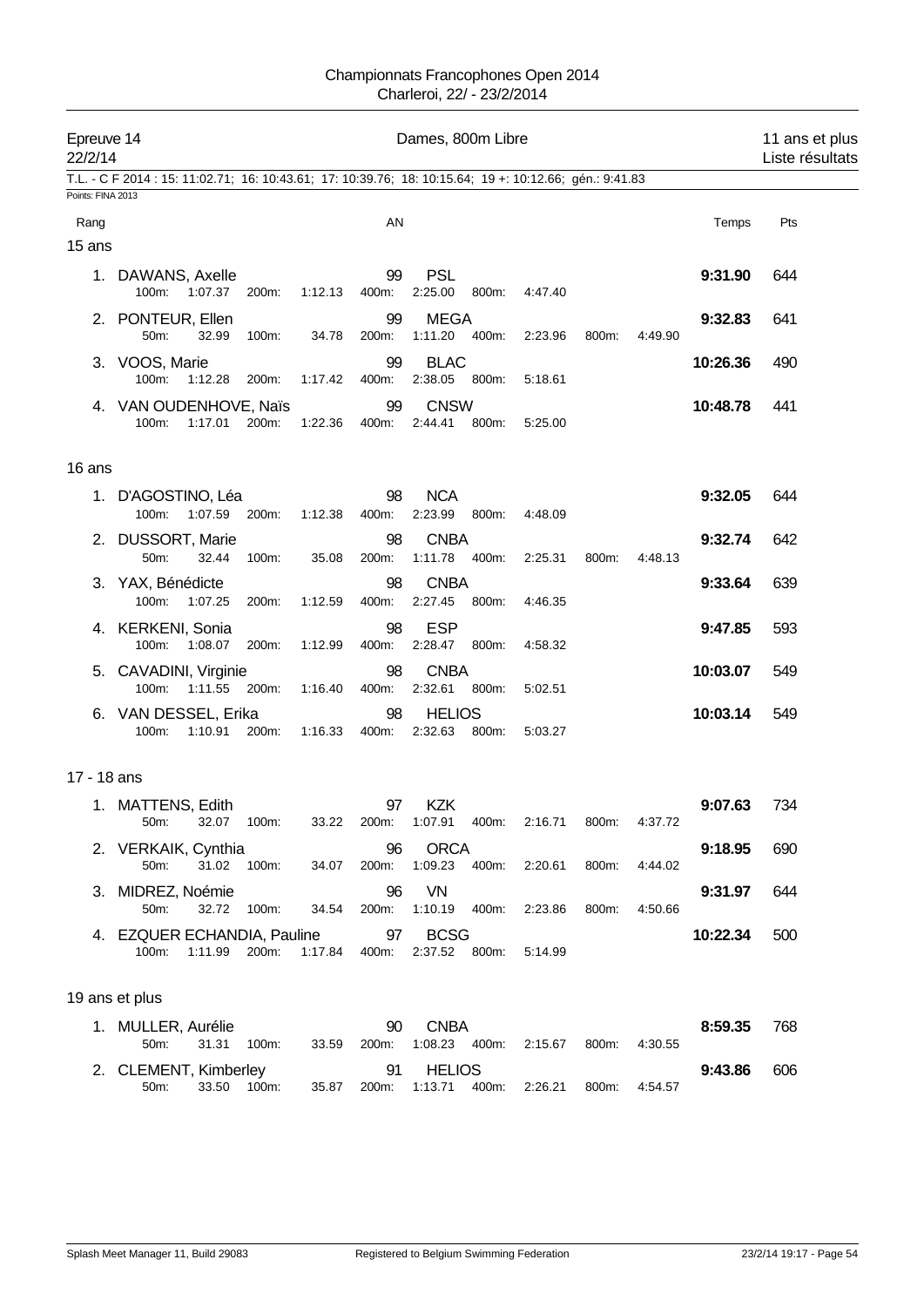Championnats Francophones Open 2014
Charleroi, 22/ - 23/2/2014

**Epreuve 14** — Dames, 800m Libre — 11 ans et plus
22/2/14 — Liste résultats

T.L. - C F 2014 : 15: 11:02.71; 16: 10:43.61; 17: 10:39.76; 18: 10:15.64; 19 +: 10:12.66; gén.: 9:41.83

Points: FINA 2013

### 15 ans

| Rang | Nom | AN | Club | Temps | Pts |
|---|---|---|---|---|---|
| 1. | DAWANS, Axelle | 99 | PSL | **9:31.90** | 644 |
| | 100m: 1:07.37 200m: 1:12.13 400m: 2:25.00 800m: 4:47.40 | | | | |
| 2. | PONTEUR, Ellen | 99 | MEGA | **9:32.83** | 641 |
| | 50m: 32.99 100m: 34.78 200m: 1:11.20 400m: 2:23.96 800m: 4:49.90 | | | | |
| 3. | VOOS, Marie | 99 | BLAC | **10:26.36** | 490 |
| | 100m: 1:12.28 200m: 1:17.42 400m: 2:38.05 800m: 5:18.61 | | | | |
| 4. | VAN OUDENHOVE, Naïs | 99 | CNSW | **10:48.78** | 441 |
| | 100m: 1:17.01 200m: 1:22.36 400m: 2:44.41 800m: 5:25.00 | | | | |

### 16 ans

| Rang | Nom | AN | Club | Temps | Pts |
|---|---|---|---|---|---|
| 1. | D'AGOSTINO, Léa | 98 | NCA | **9:32.05** | 644 |
| | 100m: 1:07.59 200m: 1:12.38 400m: 2:23.99 800m: 4:48.09 | | | | |
| 2. | DUSSORT, Marie | 98 | CNBA | **9:32.74** | 642 |
| | 50m: 32.44 100m: 35.08 200m: 1:11.78 400m: 2:25.31 800m: 4:48.13 | | | | |
| 3. | YAX, Bénédicte | 98 | CNBA | **9:33.64** | 639 |
| | 100m: 1:07.25 200m: 1:12.59 400m: 2:27.45 800m: 4:46.35 | | | | |
| 4. | KERKENI, Sonia | 98 | ESP | **9:47.85** | 593 |
| | 100m: 1:08.07 200m: 1:12.99 400m: 2:28.47 800m: 4:58.32 | | | | |
| 5. | CAVADINI, Virginie | 98 | CNBA | **10:03.07** | 549 |
| | 100m: 1:11.55 200m: 1:16.40 400m: 2:32.61 800m: 5:02.51 | | | | |
| 6. | VAN DESSEL, Erika | 98 | HELIOS | **10:03.14** | 549 |
| | 100m: 1:10.91 200m: 1:16.33 400m: 2:32.63 800m: 5:03.27 | | | | |

### 17 - 18 ans

| Rang | Nom | AN | Club | Temps | Pts |
|---|---|---|---|---|---|
| 1. | MATTENS, Edith | 97 | KZK | **9:07.63** | 734 |
| | 50m: 32.07 100m: 33.22 200m: 1:07.91 400m: 2:16.71 800m: 4:37.72 | | | | |
| 2. | VERKAIK, Cynthia | 96 | ORCA | **9:18.95** | 690 |
| | 50m: 31.02 100m: 34.07 200m: 1:09.23 400m: 2:20.61 800m: 4:44.02 | | | | |
| 3. | MIDREZ, Noémie | 96 | VN | **9:31.97** | 644 |
| | 50m: 32.72 100m: 34.54 200m: 1:10.19 400m: 2:23.86 800m: 4:50.66 | | | | |
| 4. | EZQUER ECHANDIA, Pauline | 97 | BCSG | **10:22.34** | 500 |
| | 100m: 1:11.99 200m: 1:17.84 400m: 2:37.52 800m: 5:14.99 | | | | |

### 19 ans et plus

| Rang | Nom | AN | Club | Temps | Pts |
|---|---|---|---|---|---|
| 1. | MULLER, Aurélie | 90 | CNBA | **8:59.35** | 768 |
| | 50m: 31.31 100m: 33.59 200m: 1:08.23 400m: 2:15.67 800m: 4:30.55 | | | | |
| 2. | CLEMENT, Kimberley | 91 | HELIOS | **9:43.86** | 606 |
| | 50m: 33.50 100m: 35.87 200m: 1:13.71 400m: 2:26.21 800m: 4:54.57 | | | | |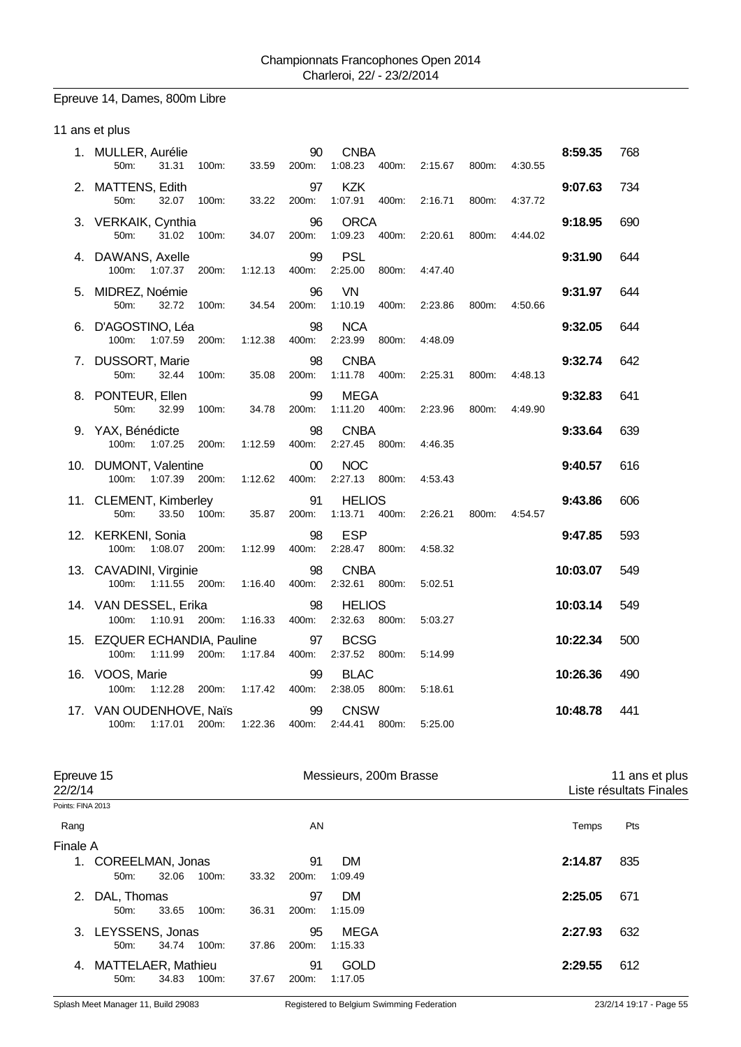Championnats Francophones Open 2014
Charleroi, 22/ - 23/2/2014

## Epreuve 14, Dames, 800m Libre

11 ans et plus

| Rang | Nom | AN | Club | Temps | Pts |
|---|---|---|---|---|---|
| 1. | MULLER, Aurélie | 90 | CNBA | 8:59.35 | 768 |
| | 50m: 31.31 100m: 33.59 200m: 1:08.23 400m: 2:15.67 800m: 4:30.55 | | | | |
| 2. | MATTENS, Edith | 97 | KZK | 9:07.63 | 734 |
| | 50m: 32.07 100m: 33.22 200m: 1:07.91 400m: 2:16.71 800m: 4:37.72 | | | | |
| 3. | VERKAIK, Cynthia | 96 | ORCA | 9:18.95 | 690 |
| | 50m: 31.02 100m: 34.07 200m: 1:09.23 400m: 2:20.61 800m: 4:44.02 | | | | |
| 4. | DAWANS, Axelle | 99 | PSL | 9:31.90 | 644 |
| | 100m: 1:07.37 200m: 1:12.13 400m: 2:25.00 800m: 4:47.40 | | | | |
| 5. | MIDREZ, Noémie | 96 | VN | 9:31.97 | 644 |
| | 50m: 32.72 100m: 34.54 200m: 1:10.19 400m: 2:23.86 800m: 4:50.66 | | | | |
| 6. | D'AGOSTINO, Léa | 98 | NCA | 9:32.05 | 644 |
| | 100m: 1:07.59 200m: 1:12.38 400m: 2:23.99 800m: 4:48.09 | | | | |
| 7. | DUSSORT, Marie | 98 | CNBA | 9:32.74 | 642 |
| | 50m: 32.44 100m: 35.08 200m: 1:11.78 400m: 2:25.31 800m: 4:48.13 | | | | |
| 8. | PONTEUR, Ellen | 99 | MEGA | 9:32.83 | 641 |
| | 50m: 32.99 100m: 34.78 200m: 1:11.20 400m: 2:23.96 800m: 4:49.90 | | | | |
| 9. | YAX, Bénédicte | 98 | CNBA | 9:33.64 | 639 |
| | 100m: 1:07.25 200m: 1:12.59 400m: 2:27.45 800m: 4:46.35 | | | | |
| 10. | DUMONT, Valentine | 00 | NOC | 9:40.57 | 616 |
| | 100m: 1:07.39 200m: 1:12.62 400m: 2:27.13 800m: 4:53.43 | | | | |
| 11. | CLEMENT, Kimberley | 91 | HELIOS | 9:43.86 | 606 |
| | 50m: 33.50 100m: 35.87 200m: 1:13.71 400m: 2:26.21 800m: 4:54.57 | | | | |
| 12. | KERKENI, Sonia | 98 | ESP | 9:47.85 | 593 |
| | 100m: 1:08.07 200m: 1:12.99 400m: 2:28.47 800m: 4:58.32 | | | | |
| 13. | CAVADINI, Virginie | 98 | CNBA | 10:03.07 | 549 |
| | 100m: 1:11.55 200m: 1:16.40 400m: 2:32.61 800m: 5:02.51 | | | | |
| 14. | VAN DESSEL, Erika | 98 | HELIOS | 10:03.14 | 549 |
| | 100m: 1:10.91 200m: 1:16.33 400m: 2:32.63 800m: 5:03.27 | | | | |
| 15. | EZQUER ECHANDIA, Pauline | 97 | BCSG | 10:22.34 | 500 |
| | 100m: 1:11.99 200m: 1:17.84 400m: 2:37.52 800m: 5:14.99 | | | | |
| 16. | VOOS, Marie | 99 | BLAC | 10:26.36 | 490 |
| | 100m: 1:12.28 200m: 1:17.42 400m: 2:38.05 800m: 5:18.61 | | | | |
| 17. | VAN OUDENHOVE, Naïs | 99 | CNSW | 10:48.78 | 441 |
| | 100m: 1:17.01 200m: 1:22.36 400m: 2:44.41 800m: 5:25.00 | | | | |

## Epreuve 15 — Messieurs, 200m Brasse — 11 ans et plus

22/2/14 — Liste résultats Finales

Points: FINA 2013

Finale A

| Rang | Nom | AN | Club | Temps | Pts |
|---|---|---|---|---|---|
| 1. | COREELMAN, Jonas | 91 | DM | 2:14.87 | 835 |
| | 50m: 32.06 100m: 33.32 200m: 1:09.49 | | | | |
| 2. | DAL, Thomas | 97 | DM | 2:25.05 | 671 |
| | 50m: 33.65 100m: 36.31 200m: 1:15.09 | | | | |
| 3. | LEYSSENS, Jonas | 95 | MEGA | 2:27.93 | 632 |
| | 50m: 34.74 100m: 37.86 200m: 1:15.33 | | | | |
| 4. | MATTELAER, Mathieu | 91 | GOLD | 2:29.55 | 612 |
| | 50m: 34.83 100m: 37.67 200m: 1:17.05 | | | | |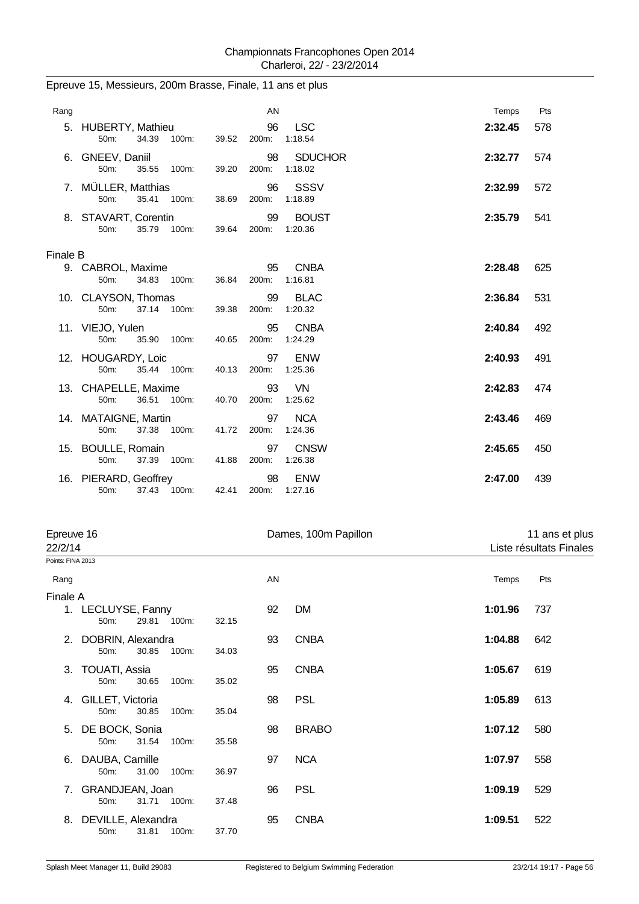Epreuve 15, Messieurs, 200m Brasse, Finale, 11 ans et plus

| Rang | | AN | | Temps | Pts |
|---|---|---|---|---|---|
| 5. | HUBERTY, Mathieu | 96 | LSC | **2:32.45** | 578 |
| | 50m: 34.39 100m: 39.52 200m: 1:18.54 | | | | |
| 6. | GNEEV, Daniil | 98 | SDUCHOR | **2:32.77** | 574 |
| | 50m: 35.55 100m: 39.20 200m: 1:18.02 | | | | |
| 7. | MÜLLER, Matthias | 96 | SSSV | **2:32.99** | 572 |
| | 50m: 35.41 100m: 38.69 200m: 1:18.89 | | | | |
| 8. | STAVART, Corentin | 99 | BOUST | **2:35.79** | 541 |
| | 50m: 35.79 100m: 39.64 200m: 1:20.36 | | | | |
| Finale B | | | | | |
| 9. | CABROL, Maxime | 95 | CNBA | **2:28.48** | 625 |
| | 50m: 34.83 100m: 36.84 200m: 1:16.81 | | | | |
| 10. | CLAYSON, Thomas | 99 | BLAC | **2:36.84** | 531 |
| | 50m: 37.14 100m: 39.38 200m: 1:20.32 | | | | |
| 11. | VIEJO, Yulen | 95 | CNBA | **2:40.84** | 492 |
| | 50m: 35.90 100m: 40.65 200m: 1:24.29 | | | | |
| 12. | HOUGARDY, Loic | 97 | ENW | **2:40.93** | 491 |
| | 50m: 35.44 100m: 40.13 200m: 1:25.36 | | | | |
| 13. | CHAPELLE, Maxime | 93 | VN | **2:42.83** | 474 |
| | 50m: 36.51 100m: 40.70 200m: 1:25.62 | | | | |
| 14. | MATAIGNE, Martin | 97 | NCA | **2:43.46** | 469 |
| | 50m: 37.38 100m: 41.72 200m: 1:24.36 | | | | |
| 15. | BOULLE, Romain | 97 | CNSW | **2:45.65** | 450 |
| | 50m: 37.39 100m: 41.88 200m: 1:26.38 | | | | |
| 16. | PIERARD, Geoffrey | 98 | ENW | **2:47.00** | 439 |
| | 50m: 37.43 100m: 42.41 200m: 1:27.16 | | | | |

Epreuve 16 — Dames, 100m Papillon — 11 ans et plus

22/2/14 — Liste résultats Finales

Points: FINA 2013

| Rang | | AN | | Temps | Pts |
|---|---|---|---|---|---|
| Finale A | | | | | |
| 1. | LECLUYSE, Fanny | 92 | DM | **1:01.96** | 737 |
| | 50m: 29.81 100m: 32.15 | | | | |
| 2. | DOBRIN, Alexandra | 93 | CNBA | **1:04.88** | 642 |
| | 50m: 30.85 100m: 34.03 | | | | |
| 3. | TOUATI, Assia | 95 | CNBA | **1:05.67** | 619 |
| | 50m: 30.65 100m: 35.02 | | | | |
| 4. | GILLET, Victoria | 98 | PSL | **1:05.89** | 613 |
| | 50m: 30.85 100m: 35.04 | | | | |
| 5. | DE BOCK, Sonia | 98 | BRABO | **1:07.12** | 580 |
| | 50m: 31.54 100m: 35.58 | | | | |
| 6. | DAUBA, Camille | 97 | NCA | **1:07.97** | 558 |
| | 50m: 31.00 100m: 36.97 | | | | |
| 7. | GRANDJEAN, Joan | 96 | PSL | **1:09.19** | 529 |
| | 50m: 31.71 100m: 37.48 | | | | |
| 8. | DEVILLE, Alexandra | 95 | CNBA | **1:09.51** | 522 |
| | 50m: 31.81 100m: 37.70 | | | | |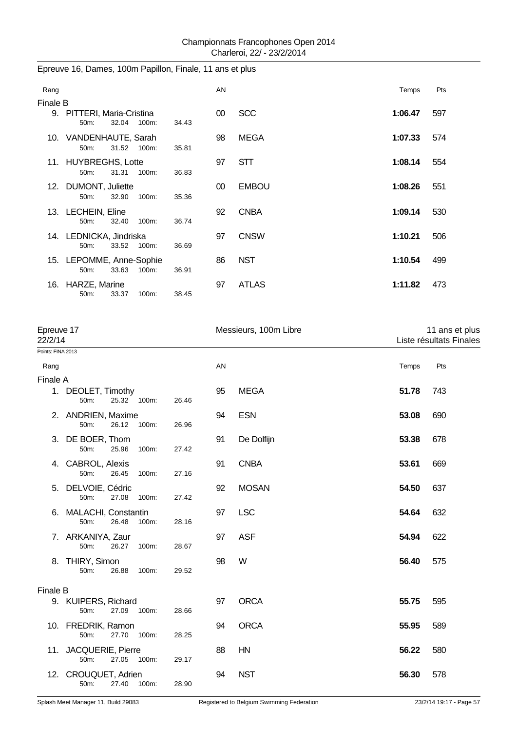Epreuve 16, Dames, 100m Papillon, Finale, 11 ans et plus

| Rang | | AN | | Temps | Pts |
|---|---|---|---|---|---|
| **Finale B** | | | | | |
| 9. | PITTERI, Maria-Cristina<br>50m: 32.04 100m: 34.43 | 00 | SCC | **1:06.47** | 597 |
| 10. | VANDENHAUTE, Sarah<br>50m: 31.52 100m: 35.81 | 98 | MEGA | **1:07.33** | 574 |
| 11. | HUYBREGHS, Lotte<br>50m: 31.31 100m: 36.83 | 97 | STT | **1:08.14** | 554 |
| 12. | DUMONT, Juliette<br>50m: 32.90 100m: 35.36 | 00 | EMBOU | **1:08.26** | 551 |
| 13. | LECHEIN, Eline<br>50m: 32.40 100m: 36.74 | 92 | CNBA | **1:09.14** | 530 |
| 14. | LEDNICKA, Jindriska<br>50m: 33.52 100m: 36.69 | 97 | CNSW | **1:10.21** | 506 |
| 15. | LEPOMME, Anne-Sophie<br>50m: 33.63 100m: 36.91 | 86 | NST | **1:10.54** | 499 |
| 16. | HARZE, Marine<br>50m: 33.37 100m: 38.45 | 97 | ATLAS | **1:11.82** | 473 |

Epreuve 17 — Messieurs, 100m Libre — 11 ans et plus
22/2/14 — Liste résultats Finales

Points: FINA 2013

| Rang | | AN | | Temps | Pts |
|---|---|---|---|---|---|
| **Finale A** | | | | | |
| 1. | DEOLET, Timothy<br>50m: 25.32 100m: 26.46 | 95 | MEGA | **51.78** | 743 |
| 2. | ANDRIEN, Maxime<br>50m: 26.12 100m: 26.96 | 94 | ESN | **53.08** | 690 |
| 3. | DE BOER, Thom<br>50m: 25.96 100m: 27.42 | 91 | De Dolfijn | **53.38** | 678 |
| 4. | CABROL, Alexis<br>50m: 26.45 100m: 27.16 | 91 | CNBA | **53.61** | 669 |
| 5. | DELVOIE, Cédric<br>50m: 27.08 100m: 27.42 | 92 | MOSAN | **54.50** | 637 |
| 6. | MALACHI, Constantin<br>50m: 26.48 100m: 28.16 | 97 | LSC | **54.64** | 632 |
| 7. | ARKANIYA, Zaur<br>50m: 26.27 100m: 28.67 | 97 | ASF | **54.94** | 622 |
| 8. | THIRY, Simon<br>50m: 26.88 100m: 29.52 | 98 | W | **56.40** | 575 |
| **Finale B** | | | | | |
| 9. | KUIPERS, Richard<br>50m: 27.09 100m: 28.66 | 97 | ORCA | **55.75** | 595 |
| 10. | FREDRIK, Ramon<br>50m: 27.70 100m: 28.25 | 94 | ORCA | **55.95** | 589 |
| 11. | JACQUERIE, Pierre<br>50m: 27.05 100m: 29.17 | 88 | HN | **56.22** | 580 |
| 12. | CROUQUET, Adrien<br>50m: 27.40 100m: 28.90 | 94 | NST | **56.30** | 578 |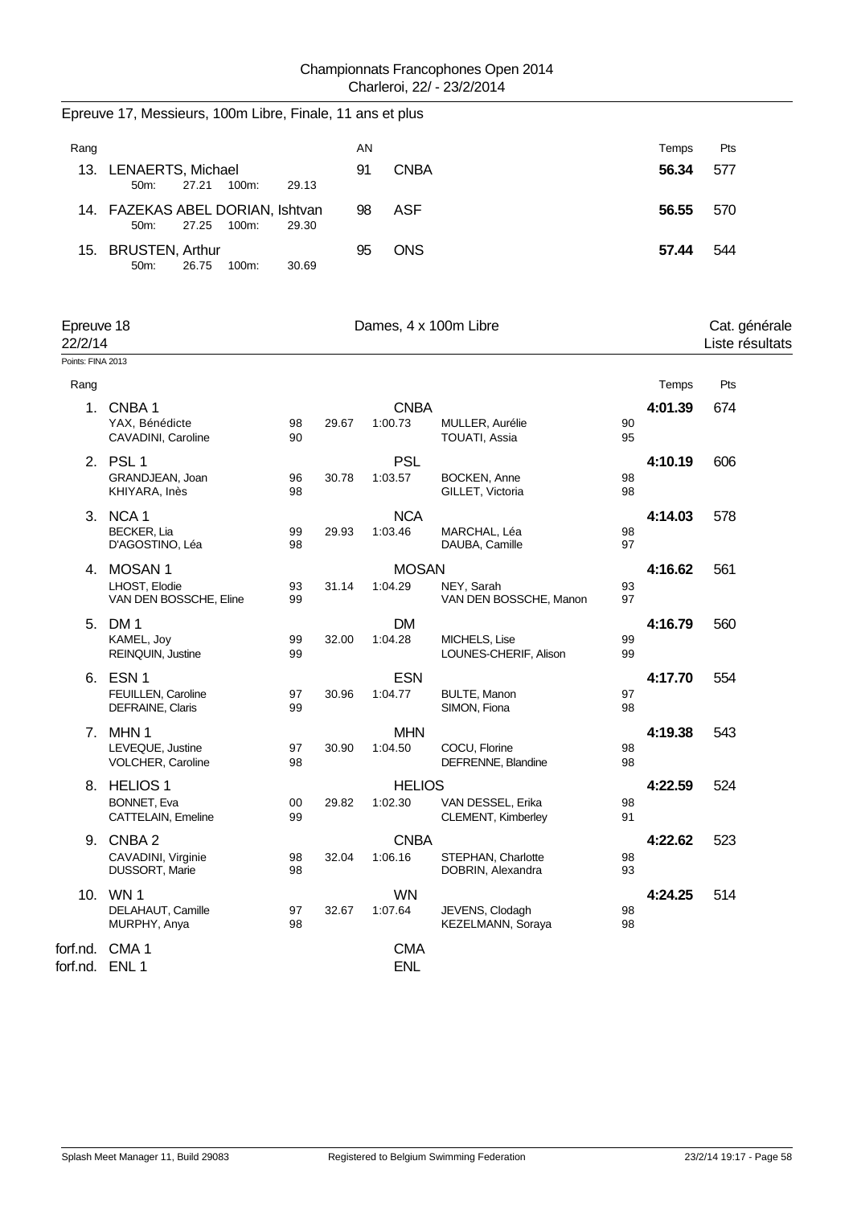Championnats Francophones Open 2014
Charleroi, 22/ - 23/2/2014

## Epreuve 17, Messieurs, 100m Libre, Finale, 11 ans et plus

| Rang | Nom | AN | Club | Temps | Pts |
|---|---|---|---|---|---|
| 13. | LENAERTS, Michael | 91 | CNBA | **56.34** | 577 |
| | 50m: 27.21 100m: 29.13 | | | | |
| 14. | FAZEKAS ABEL DORIAN, Ishtvan | 98 | ASF | **56.55** | 570 |
| | 50m: 27.25 100m: 29.30 | | | | |
| 15. | BRUSTEN, Arthur | 95 | ONS | **57.44** | 544 |
| | 50m: 26.75 100m: 30.69 | | | | |

## Epreuve 18 — Dames, 4 x 100m Libre — Cat. générale

22/2/14 — Liste résultats

Points: FINA 2013

| Rang | Équipe / Nageuse | AN | 50m | 100m | Nageuse | AN | Temps | Pts |
|---|---|---|---|---|---|---|---|---|
| 1. | CNBA 1 | | | CNBA | | | **4:01.39** | 674 |
| | YAX, Bénédicte | 98 | 29.67 | 1:00.73 | MULLER, Aurélie | 90 | | |
| | CAVADINI, Caroline | 90 | | | TOUATI, Assia | 95 | | |
| 2. | PSL 1 | | | PSL | | | **4:10.19** | 606 |
| | GRANDJEAN, Joan | 96 | 30.78 | 1:03.57 | BOCKEN, Anne | 98 | | |
| | KHIYARA, Inès | 98 | | | GILLET, Victoria | 98 | | |
| 3. | NCA 1 | | | NCA | | | **4:14.03** | 578 |
| | BECKER, Lia | 99 | 29.93 | 1:03.46 | MARCHAL, Léa | 98 | | |
| | D'AGOSTINO, Léa | 98 | | | DAUBA, Camille | 97 | | |
| 4. | MOSAN 1 | | | MOSAN | | | **4:16.62** | 561 |
| | LHOST, Elodie | 93 | 31.14 | 1:04.29 | NEY, Sarah | 93 | | |
| | VAN DEN BOSSCHE, Eline | 99 | | | VAN DEN BOSSCHE, Manon | 97 | | |
| 5. | DM 1 | | | DM | | | **4:16.79** | 560 |
| | KAMEL, Joy | 99 | 32.00 | 1:04.28 | MICHELS, Lise | 99 | | |
| | REINQUIN, Justine | 99 | | | LOUNES-CHERIF, Alison | 99 | | |
| 6. | ESN 1 | | | ESN | | | **4:17.70** | 554 |
| | FEUILLEN, Caroline | 97 | 30.96 | 1:04.77 | BULTE, Manon | 97 | | |
| | DEFRAINE, Claris | 99 | | | SIMON, Fiona | 98 | | |
| 7. | MHN 1 | | | MHN | | | **4:19.38** | 543 |
| | LEVEQUE, Justine | 97 | 30.90 | 1:04.50 | COCU, Florine | 98 | | |
| | VOLCHER, Caroline | 98 | | | DEFRENNE, Blandine | 98 | | |
| 8. | HELIOS 1 | | | HELIOS | | | **4:22.59** | 524 |
| | BONNET, Eva | 00 | 29.82 | 1:02.30 | VAN DESSEL, Erika | 98 | | |
| | CATTELAIN, Emeline | 99 | | | CLEMENT, Kimberley | 91 | | |
| 9. | CNBA 2 | | | CNBA | | | **4:22.62** | 523 |
| | CAVADINI, Virginie | 98 | 32.04 | 1:06.16 | STEPHAN, Charlotte | 98 | | |
| | DUSSORT, Marie | 98 | | | DOBRIN, Alexandra | 93 | | |
| 10. | WN 1 | | | WN | | | **4:24.25** | 514 |
| | DELAHAUT, Camille | 97 | 32.67 | 1:07.64 | JEVENS, Clodagh | 98 | | |
| | MURPHY, Anya | 98 | | | KEZELMANN, Soraya | 98 | | |
| forf.nd. | CMA 1 | | | CMA | | | | |
| forf.nd. | ENL 1 | | | ENL | | | | |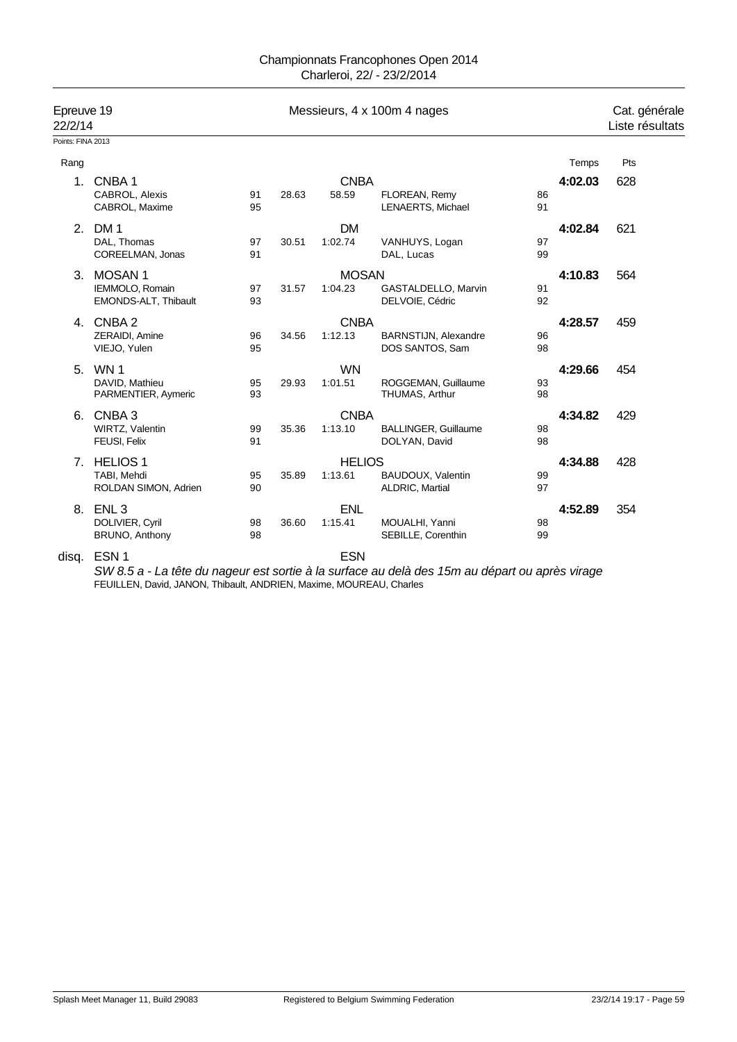Championnats Francophones Open 2014
Charleroi, 22/ - 23/2/2014

Epreuve 19 — Messieurs, 4 x 100m 4 nages — Cat. générale
22/2/14 — Liste résultats

Points: FINA 2013

| Rang | Nom | Année | Split | Club / Split | Nom | Année | Temps | Pts |
|---|---|---|---|---|---|---|---|---|
| 1. | CNBA 1 | | | CNBA | | | **4:02.03** | 628 |
| | CABROL, Alexis | 91 | 28.63 | 58.59 | FLOREAN, Remy | 86 | | |
| | CABROL, Maxime | 95 | | | LENAERTS, Michael | 91 | | |
| 2. | DM 1 | | | DM | | | **4:02.84** | 621 |
| | DAL, Thomas | 97 | 30.51 | 1:02.74 | VANHUYS, Logan | 97 | | |
| | COREELMAN, Jonas | 91 | | | DAL, Lucas | 99 | | |
| 3. | MOSAN 1 | | | MOSAN | | | **4:10.83** | 564 |
| | IEMMOLO, Romain | 97 | 31.57 | 1:04.23 | GASTALDELLO, Marvin | 91 | | |
| | EMONDS-ALT, Thibault | 93 | | | DELVOIE, Cédric | 92 | | |
| 4. | CNBA 2 | | | CNBA | | | **4:28.57** | 459 |
| | ZERAIDI, Amine | 96 | 34.56 | 1:12.13 | BARNSTIJN, Alexandre | 96 | | |
| | VIEJO, Yulen | 95 | | | DOS SANTOS, Sam | 98 | | |
| 5. | WN 1 | | | WN | | | **4:29.66** | 454 |
| | DAVID, Mathieu | 95 | 29.93 | 1:01.51 | ROGGEMAN, Guillaume | 93 | | |
| | PARMENTIER, Aymeric | 93 | | | THUMAS, Arthur | 98 | | |
| 6. | CNBA 3 | | | CNBA | | | **4:34.82** | 429 |
| | WIRTZ, Valentin | 99 | 35.36 | 1:13.10 | BALLINGER, Guillaume | 98 | | |
| | FEUSI, Felix | 91 | | | DOLYAN, David | 98 | | |
| 7. | HELIOS 1 | | | HELIOS | | | **4:34.88** | 428 |
| | TABI, Mehdi | 95 | 35.89 | 1:13.61 | BAUDOUX, Valentin | 99 | | |
| | ROLDAN SIMON, Adrien | 90 | | | ALDRIC, Martial | 97 | | |
| 8. | ENL 3 | | | ENL | | | **4:52.89** | 354 |
| | DOLIVIER, Cyril | 98 | 36.60 | 1:15.41 | MOUALHI, Yanni | 98 | | |
| | BRUNO, Anthony | 98 | | | SEBILLE, Corenthin | 99 | | |

disq. ESN 1 — ESN

*SW 8.5 a - La tête du nageur est sortie à la surface au delà des 15m au départ ou après virage*

FEUILLEN, David, JANON, Thibault, ANDRIEN, Maxime, MOUREAU, Charles